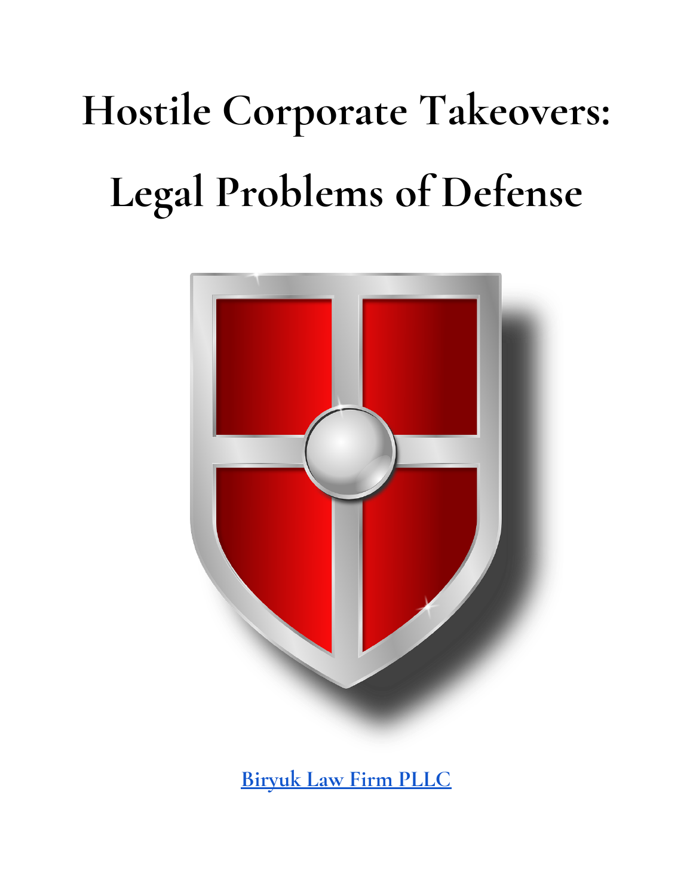# Hostile Corporate Takeovers: Legal Problems of Defense

[Biryuk Law Firm PLLC]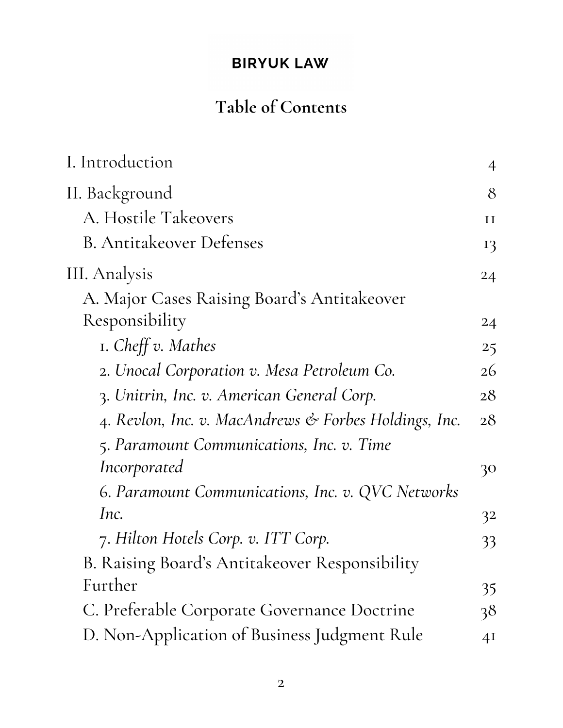**BIRYUK LAW**

# Table of Contents

| | |
|---|---|
| I. Introduction | 4 |
| II. Background | 8 |
| A. Hostile Takeovers | 11 |
| B. Antitakeover Defenses | 13 |
| III. Analysis | 24 |
| A. Major Cases Raising Board's Antitakeover Responsibility | 24 |
| 1. *Cheff v. Mathes* | 25 |
| 2. *Unocal Corporation v. Mesa Petroleum Co.* | 26 |
| 3. *Unitrin, Inc. v. American General Corp.* | 28 |
| 4. *Revlon, Inc. v. MacAndrews & Forbes Holdings, Inc.* | 28 |
| 5. *Paramount Communications, Inc. v. Time Incorporated* | 30 |
| 6. *Paramount Communications, Inc. v. QVC Networks Inc.* | 32 |
| 7. *Hilton Hotels Corp. v. ITT Corp.* | 33 |
| B. Raising Board's Antitakeover Responsibility Further | 35 |
| C. Preferable Corporate Governance Doctrine | 38 |
| D. Non-Application of Business Judgment Rule | 41 |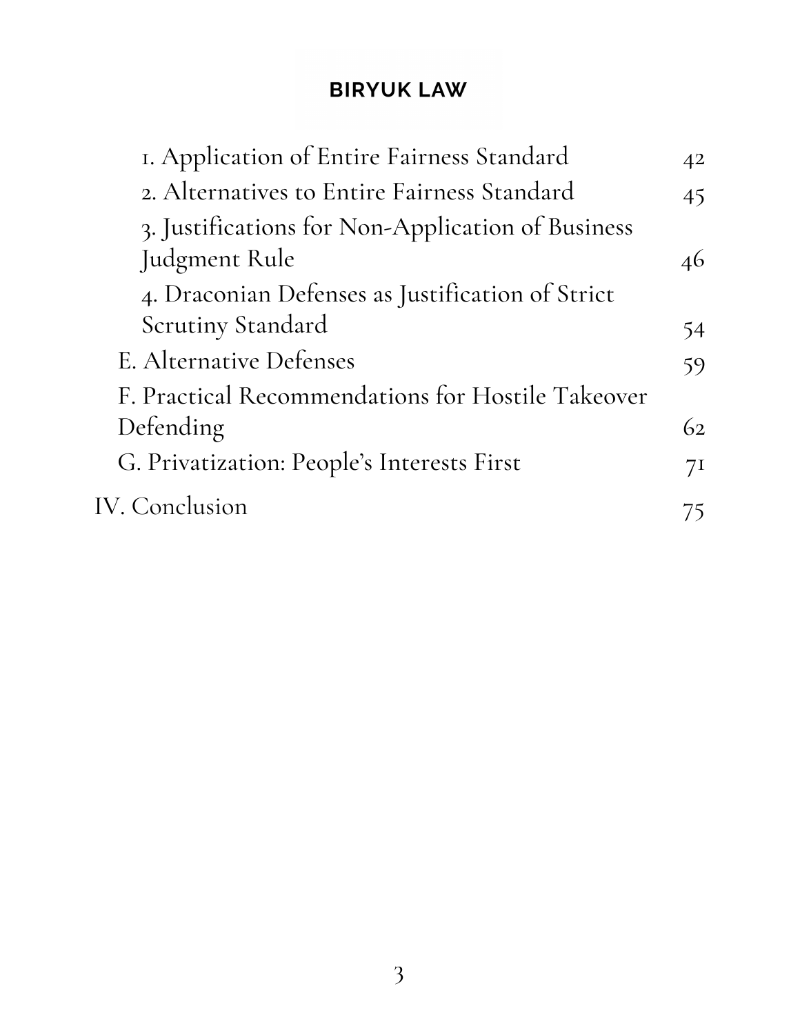1. Application of Entire Fairness Standard 42
2. Alternatives to Entire Fairness Standard 45
3. Justifications for Non-Application of Business Judgment Rule 46
4. Draconian Defenses as Justification of Strict Scrutiny Standard 54

E. Alternative Defenses 59

F. Practical Recommendations for Hostile Takeover Defending 62

G. Privatization: People's Interests First 71

IV. Conclusion 75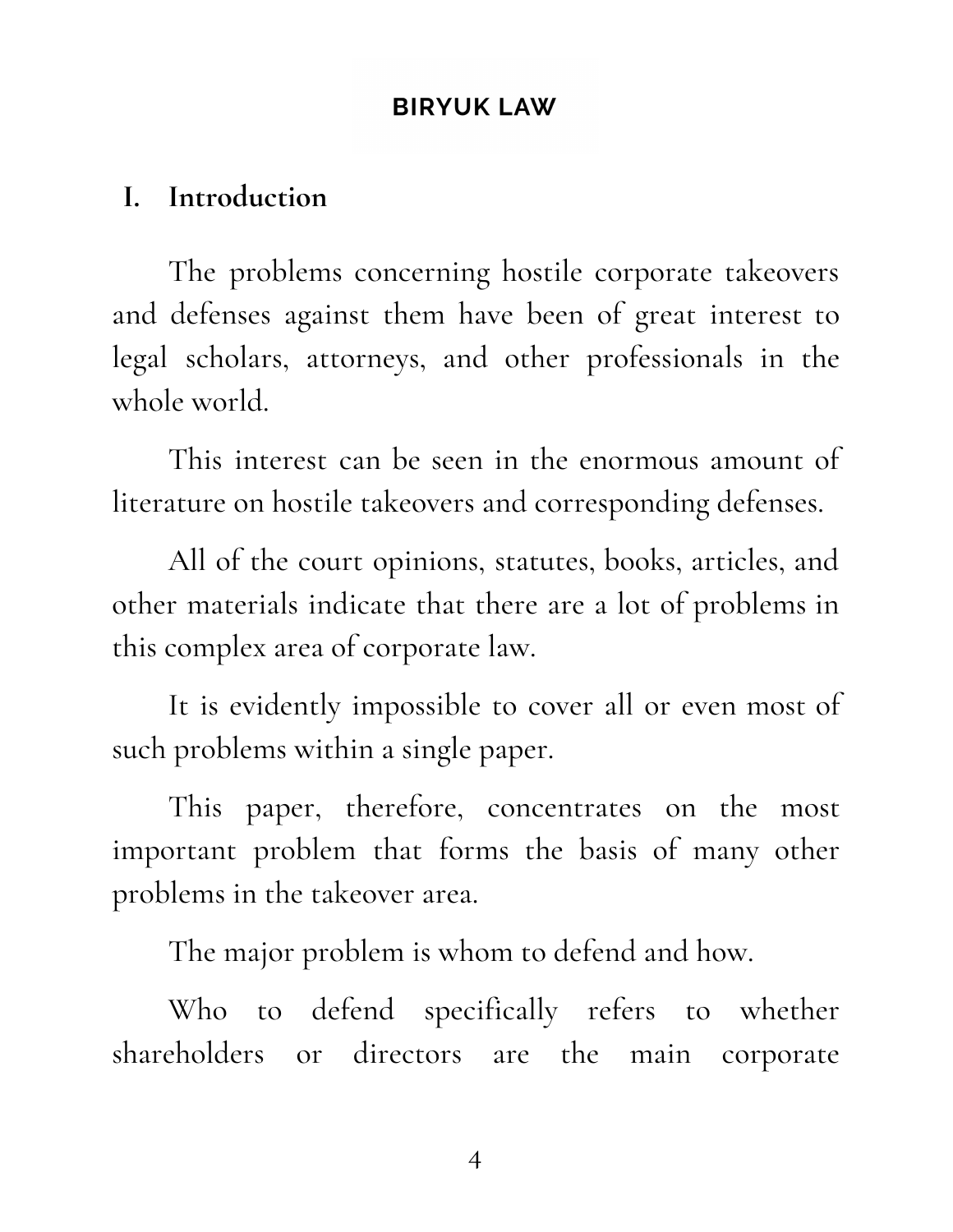## I. Introduction

The problems concerning hostile corporate takeovers and defenses against them have been of great interest to legal scholars, attorneys, and other professionals in the whole world.

This interest can be seen in the enormous amount of literature on hostile takeovers and corresponding defenses.

All of the court opinions, statutes, books, articles, and other materials indicate that there are a lot of problems in this complex area of corporate law.

It is evidently impossible to cover all or even most of such problems within a single paper.

This paper, therefore, concentrates on the most important problem that forms the basis of many other problems in the takeover area.

The major problem is whom to defend and how.

Who to defend specifically refers to whether shareholders or directors are the main corporate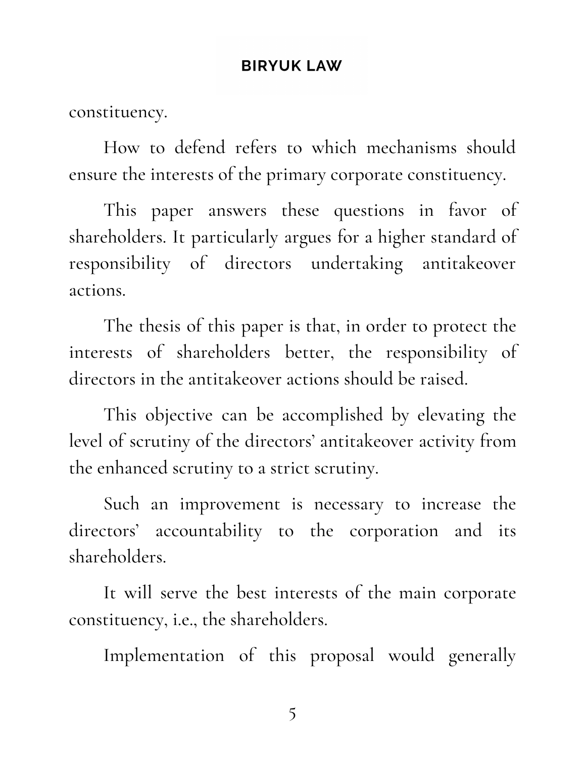constituency.

How to defend refers to which mechanisms should ensure the interests of the primary corporate constituency.

This paper answers these questions in favor of shareholders. It particularly argues for a higher standard of responsibility of directors undertaking antitakeover actions.

The thesis of this paper is that, in order to protect the interests of shareholders better, the responsibility of directors in the antitakeover actions should be raised.

This objective can be accomplished by elevating the level of scrutiny of the directors' antitakeover activity from the enhanced scrutiny to a strict scrutiny.

Such an improvement is necessary to increase the directors' accountability to the corporation and its shareholders.

It will serve the best interests of the main corporate constituency, i.e., the shareholders.

Implementation of this proposal would generally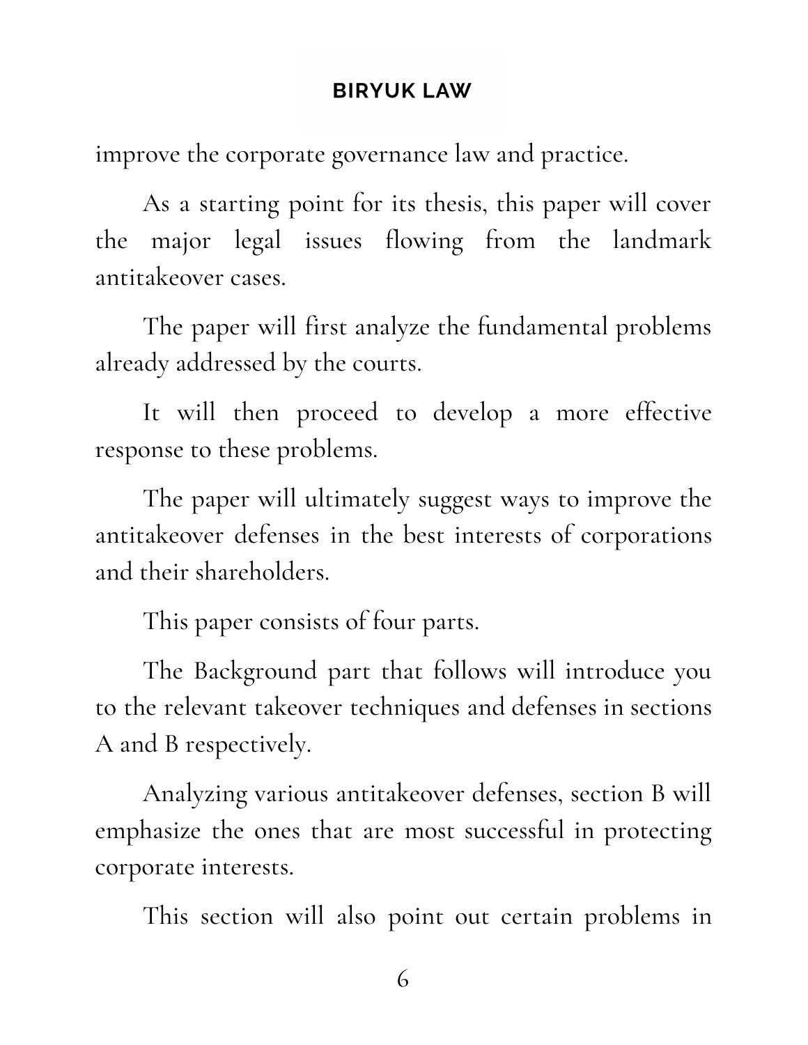improve the corporate governance law and practice.

As a starting point for its thesis, this paper will cover the major legal issues flowing from the landmark antitakeover cases.

The paper will first analyze the fundamental problems already addressed by the courts.

It will then proceed to develop a more effective response to these problems.

The paper will ultimately suggest ways to improve the antitakeover defenses in the best interests of corporations and their shareholders.

This paper consists of four parts.

The Background part that follows will introduce you to the relevant takeover techniques and defenses in sections A and B respectively.

Analyzing various antitakeover defenses, section B will emphasize the ones that are most successful in protecting corporate interests.

This section will also point out certain problems in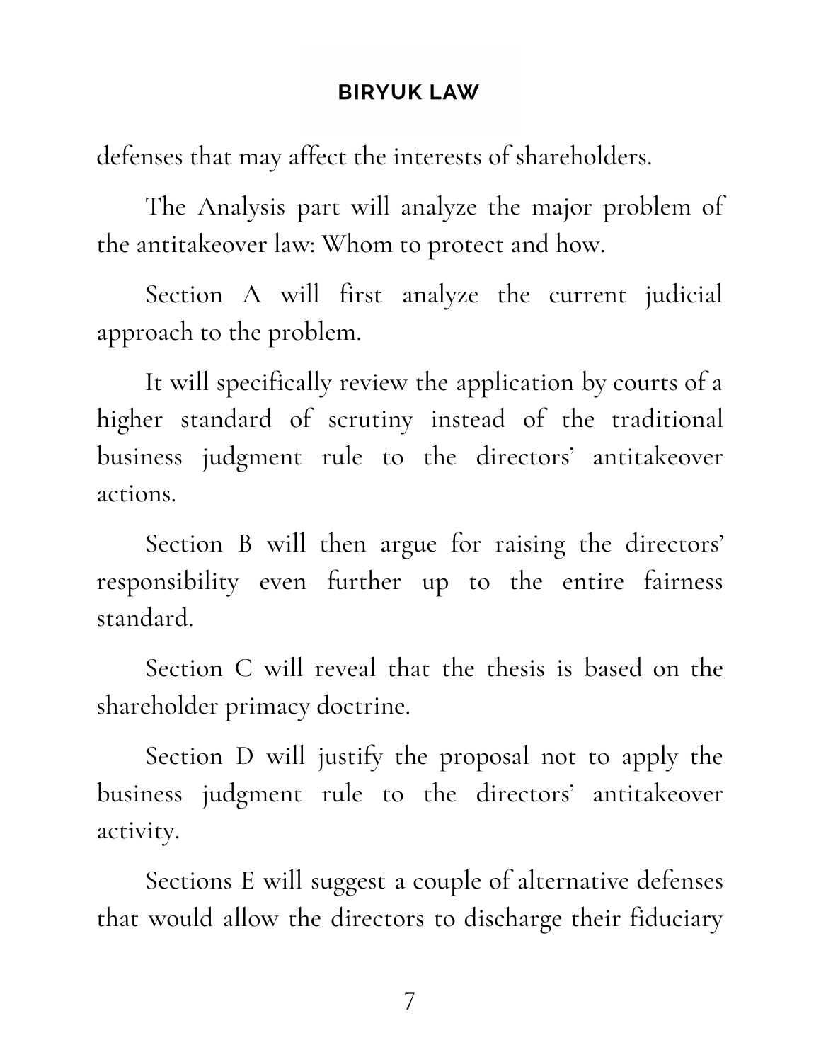defenses that may affect the interests of shareholders.

The Analysis part will analyze the major problem of the antitakeover law: Whom to protect and how.

Section A will first analyze the current judicial approach to the problem.

It will specifically review the application by courts of a higher standard of scrutiny instead of the traditional business judgment rule to the directors' antitakeover actions.

Section B will then argue for raising the directors' responsibility even further up to the entire fairness standard.

Section C will reveal that the thesis is based on the shareholder primacy doctrine.

Section D will justify the proposal not to apply the business judgment rule to the directors' antitakeover activity.

Sections E will suggest a couple of alternative defenses that would allow the directors to discharge their fiduciary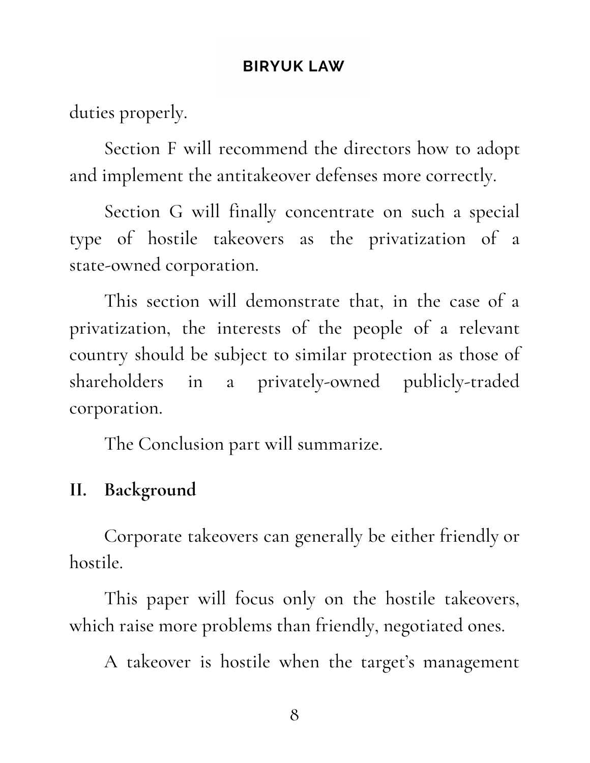duties properly.

Section F will recommend the directors how to adopt and implement the antitakeover defenses more correctly.

Section G will finally concentrate on such a special type of hostile takeovers as the privatization of a state-owned corporation.

This section will demonstrate that, in the case of a privatization, the interests of the people of a relevant country should be subject to similar protection as those of shareholders in a privately-owned publicly-traded corporation.

The Conclusion part will summarize.

## II. Background

Corporate takeovers can generally be either friendly or hostile.

This paper will focus only on the hostile takeovers, which raise more problems than friendly, negotiated ones.

A takeover is hostile when the target's management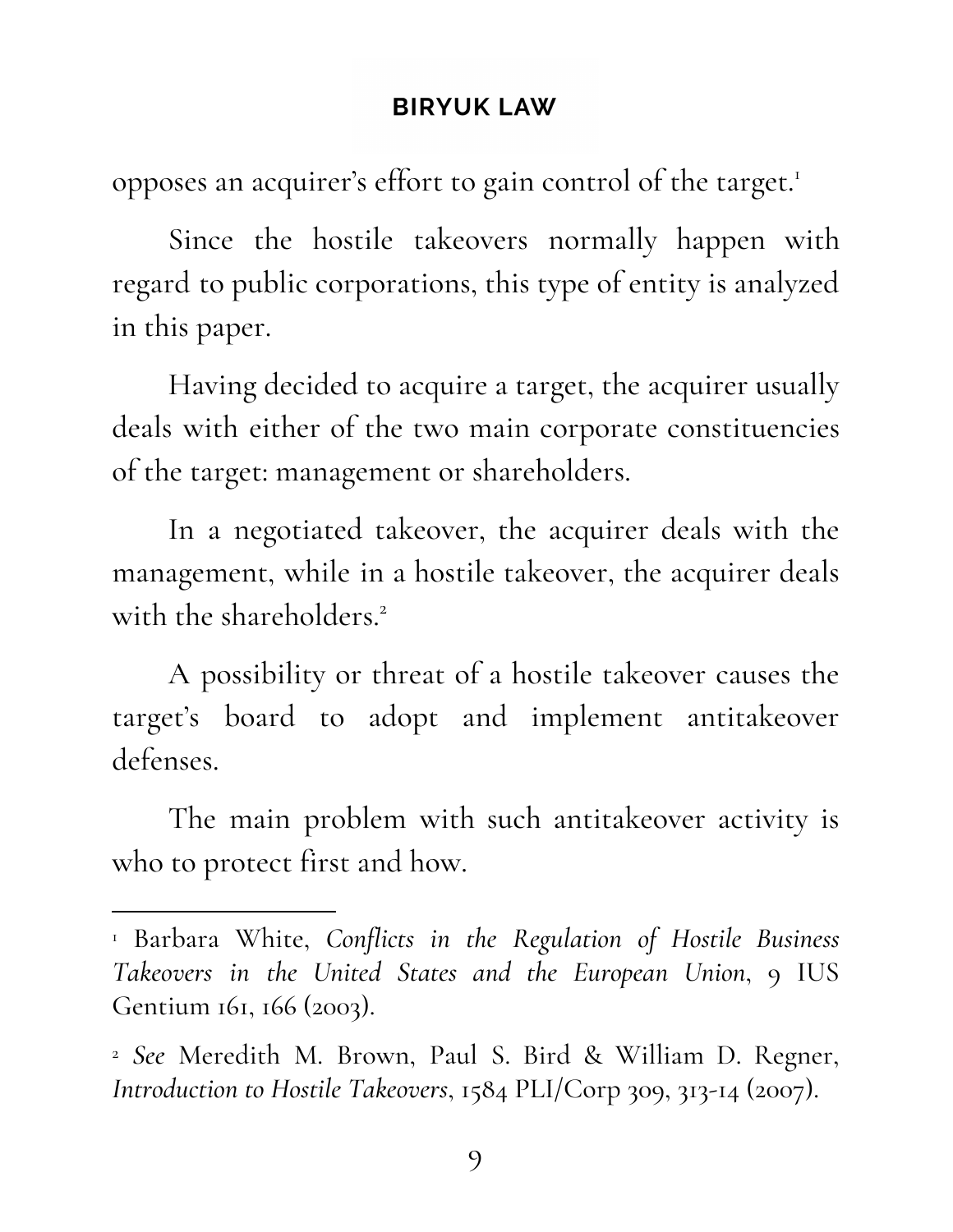opposes an acquirer's effort to gain control of the target.[1]

Since the hostile takeovers normally happen with regard to public corporations, this type of entity is analyzed in this paper.

Having decided to acquire a target, the acquirer usually deals with either of the two main corporate constituencies of the target: management or shareholders.

In a negotiated takeover, the acquirer deals with the management, while in a hostile takeover, the acquirer deals with the shareholders.[2]

A possibility or threat of a hostile takeover causes the target's board to adopt and implement antitakeover defenses.

The main problem with such antitakeover activity is who to protect first and how.

---

[1] Barbara White, *Conflicts in the Regulation of Hostile Business Takeovers in the United States and the European Union*, 9 IUS Gentium 161, 166 (2003).

[2] *See* Meredith M. Brown, Paul S. Bird & William D. Regner, *Introduction to Hostile Takeovers*, 1584 PLI/Corp 309, 313-14 (2007).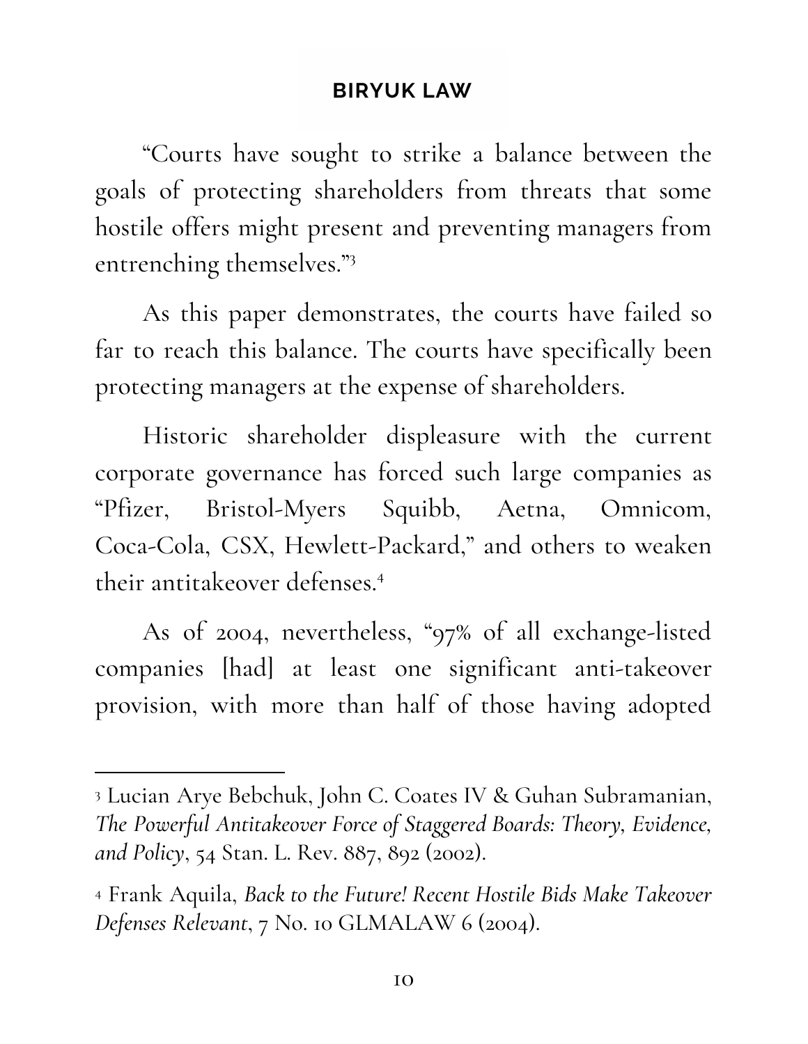"Courts have sought to strike a balance between the goals of protecting shareholders from threats that some hostile offers might present and preventing managers from entrenching themselves."[3]

As this paper demonstrates, the courts have failed so far to reach this balance. The courts have specifically been protecting managers at the expense of shareholders.

Historic shareholder displeasure with the current corporate governance has forced such large companies as "Pfizer, Bristol-Myers Squibb, Aetna, Omnicom, Coca-Cola, CSX, Hewlett-Packard," and others to weaken their antitakeover defenses.[4]

As of 2004, nevertheless, "97% of all exchange-listed companies [had] at least one significant anti-takeover provision, with more than half of those having adopted

---

[3] Lucian Arye Bebchuk, John C. Coates IV & Guhan Subramanian, *The Powerful Antitakeover Force of Staggered Boards: Theory, Evidence, and Policy*, 54 Stan. L. Rev. 887, 892 (2002).

[4] Frank Aquila, *Back to the Future! Recent Hostile Bids Make Takeover Defenses Relevant*, 7 No. 10 GLMALAW 6 (2004).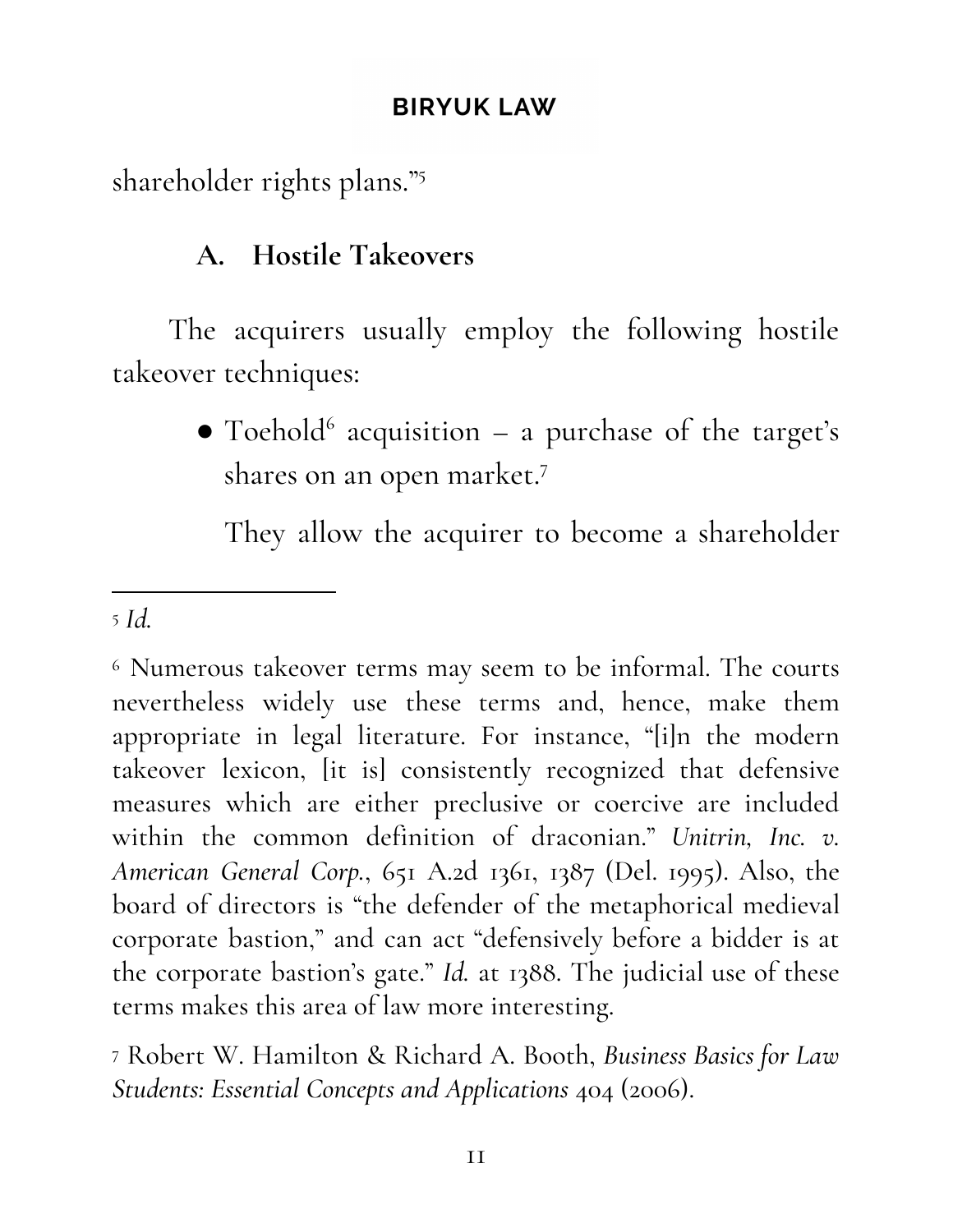shareholder rights plans."[5]

## A. Hostile Takeovers

The acquirers usually employ the following hostile takeover techniques:

- Toehold[6] acquisition – a purchase of the target's shares on an open market.[7]

  They allow the acquirer to become a shareholder

---

[5] *Id.*

[6] Numerous takeover terms may seem to be informal. The courts nevertheless widely use these terms and, hence, make them appropriate in legal literature. For instance, "[i]n the modern takeover lexicon, [it is] consistently recognized that defensive measures which are either preclusive or coercive are included within the common definition of draconian." *Unitrin, Inc. v. American General Corp.*, 651 A.2d 1361, 1387 (Del. 1995). Also, the board of directors is "the defender of the metaphorical medieval corporate bastion," and can act "defensively before a bidder is at the corporate bastion's gate." *Id.* at 1388. The judicial use of these terms makes this area of law more interesting.

[7] Robert W. Hamilton & Richard A. Booth, *Business Basics for Law Students: Essential Concepts and Applications* 404 (2006).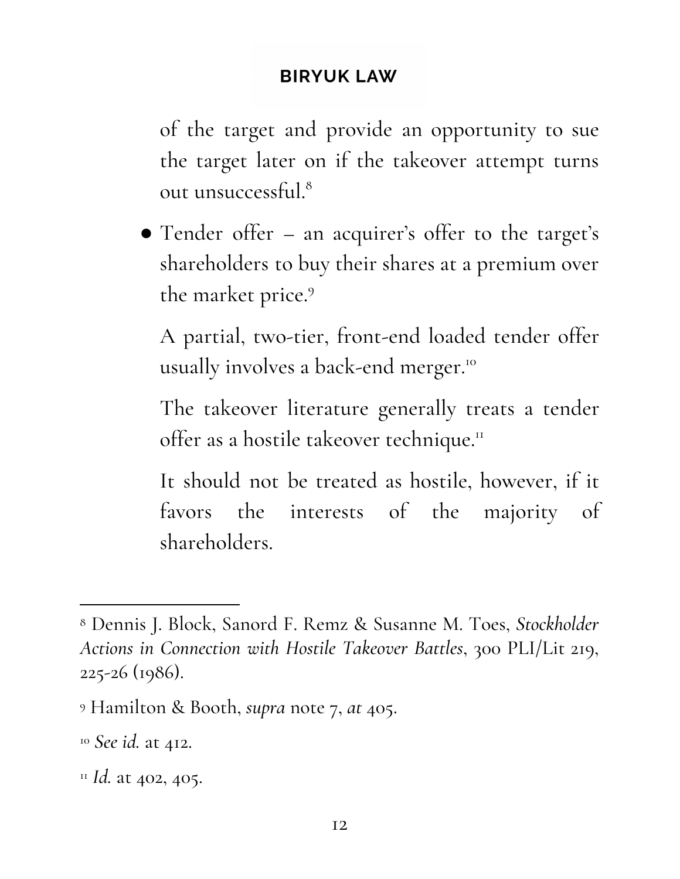of the target and provide an opportunity to sue the target later on if the takeover attempt turns out unsuccessful.[8]

- Tender offer – an acquirer's offer to the target's shareholders to buy their shares at a premium over the market price.[9]

  A partial, two-tier, front-end loaded tender offer usually involves a back-end merger.[10]

  The takeover literature generally treats a tender offer as a hostile takeover technique.[11]

  It should not be treated as hostile, however, if it favors the interests of the majority of shareholders.

---

[8] Dennis J. Block, Sanord F. Remz & Susanne M. Toes, *Stockholder Actions in Connection with Hostile Takeover Battles*, 300 PLI/Lit 219, 225-26 (1986).

[9] Hamilton & Booth, *supra* note 7, *at* 405.

[10] *See id.* at 412.

[11] *Id.* at 402, 405.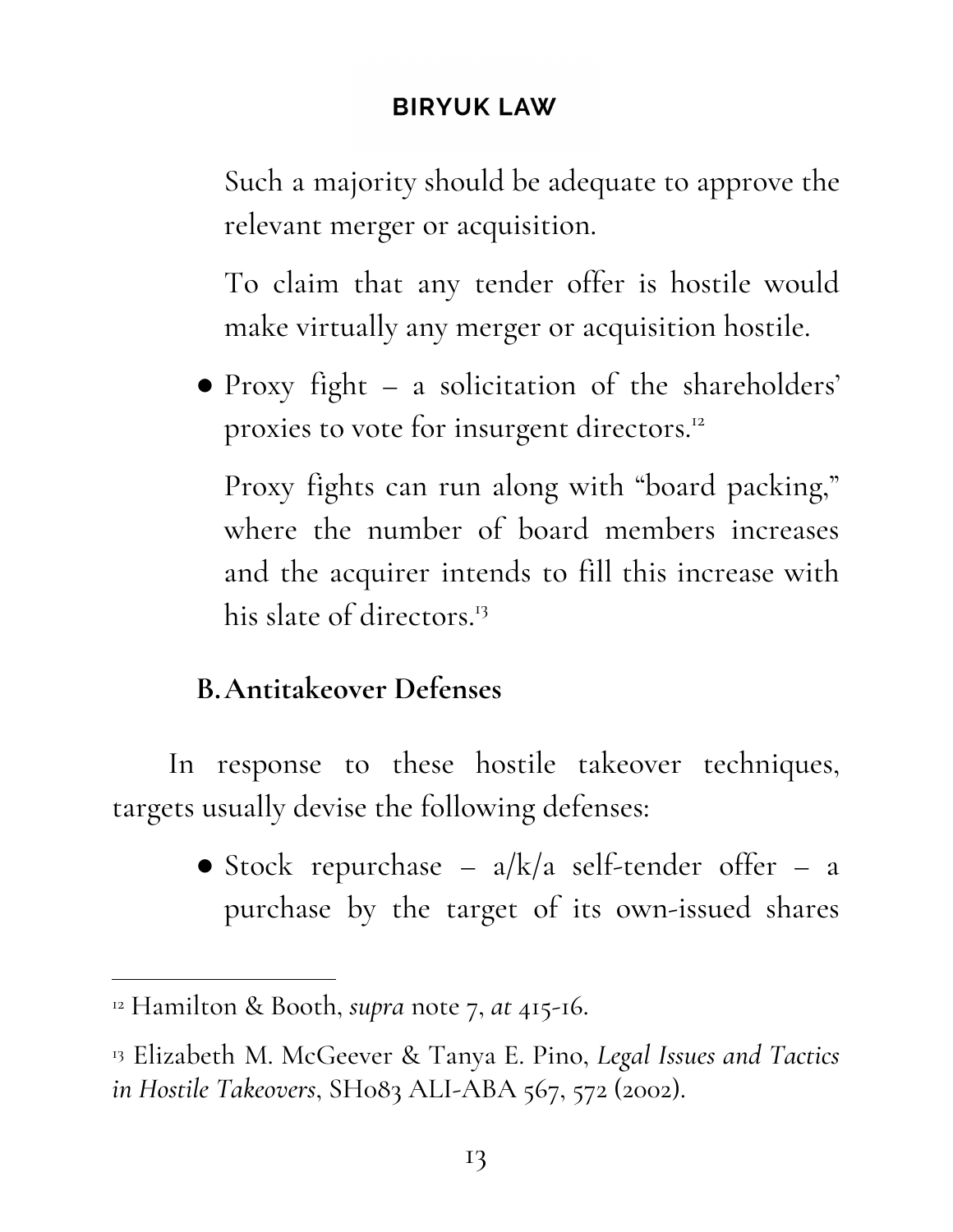Such a majority should be adequate to approve the relevant merger or acquisition.

To claim that any tender offer is hostile would make virtually any merger or acquisition hostile.

- Proxy fight – a solicitation of the shareholders' proxies to vote for insurgent directors.[12]

  Proxy fights can run along with "board packing," where the number of board members increases and the acquirer intends to fill this increase with his slate of directors.[13]

### B. Antitakeover Defenses

In response to these hostile takeover techniques, targets usually devise the following defenses:

- Stock repurchase – a/k/a self-tender offer – a purchase by the target of its own-issued shares

---

[12] Hamilton & Booth, *supra* note 7, *at* 415-16.

[13] Elizabeth M. McGeever & Tanya E. Pino, *Legal Issues and Tactics in Hostile Takeovers*, SH083 ALI-ABA 567, 572 (2002).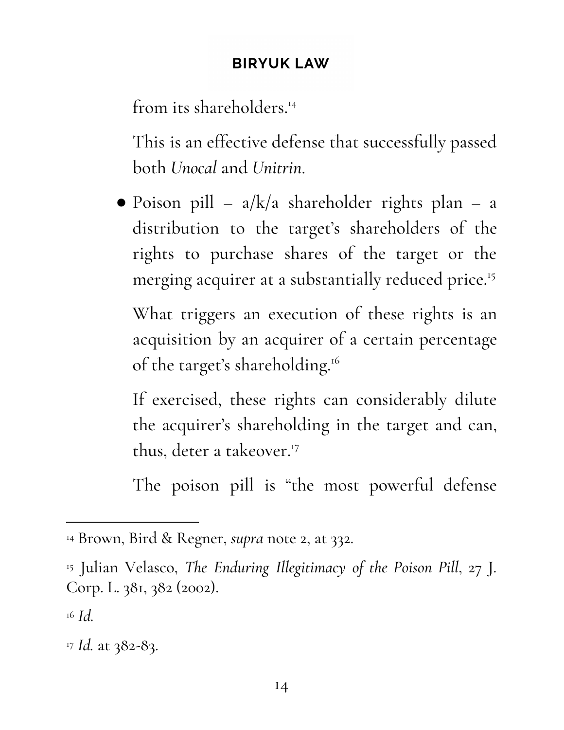from its shareholders.[14]

This is an effective defense that successfully passed both *Unocal* and *Unitrin*.

- Poison pill – a/k/a shareholder rights plan – a distribution to the target's shareholders of the rights to purchase shares of the target or the merging acquirer at a substantially reduced price.[15]

  What triggers an execution of these rights is an acquisition by an acquirer of a certain percentage of the target's shareholding.[16]

  If exercised, these rights can considerably dilute the acquirer's shareholding in the target and can, thus, deter a takeover.[17]

  The poison pill is "the most powerful defense

---

[14] Brown, Bird & Regner, *supra* note 2, at 332.

[15] Julian Velasco, *The Enduring Illegitimacy of the Poison Pill*, 27 J. Corp. L. 381, 382 (2002).

[16] *Id.*

[17] *Id.* at 382-83.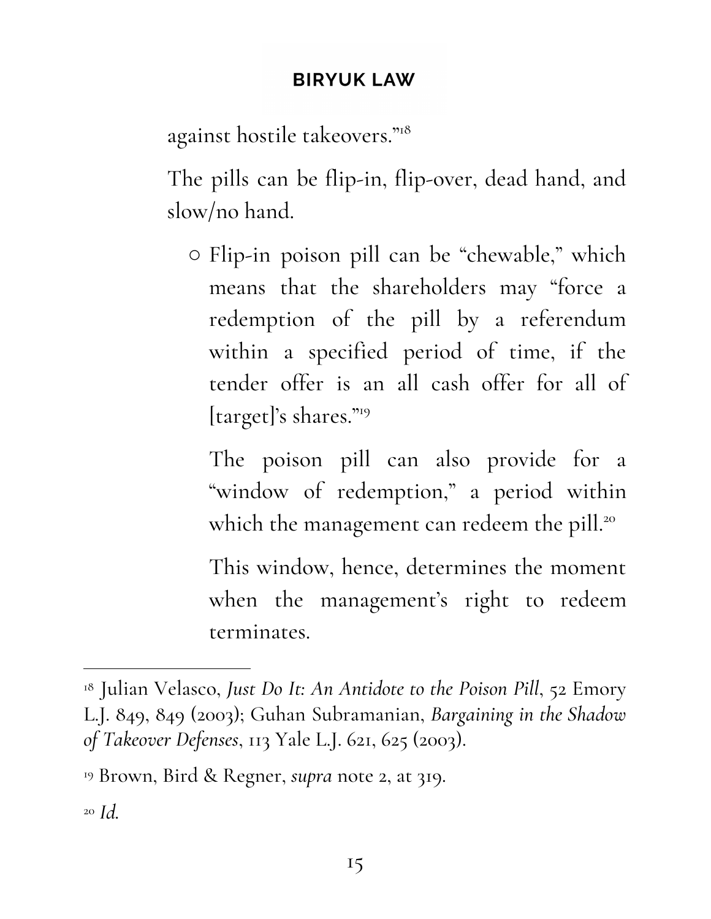against hostile takeovers."[18]

The pills can be flip-in, flip-over, dead hand, and slow/no hand.

- Flip-in poison pill can be "chewable," which means that the shareholders may "force a redemption of the pill by a referendum within a specified period of time, if the tender offer is an all cash offer for all of [target]'s shares."[19]

  The poison pill can also provide for a "window of redemption," a period within which the management can redeem the pill.[20]

  This window, hence, determines the moment when the management's right to redeem terminates.

---

[18] Julian Velasco, *Just Do It: An Antidote to the Poison Pill*, 52 Emory L.J. 849, 849 (2003); Guhan Subramanian, *Bargaining in the Shadow of Takeover Defenses*, 113 Yale L.J. 621, 625 (2003).

[19] Brown, Bird & Regner, *supra* note 2, at 319.

[20] *Id.*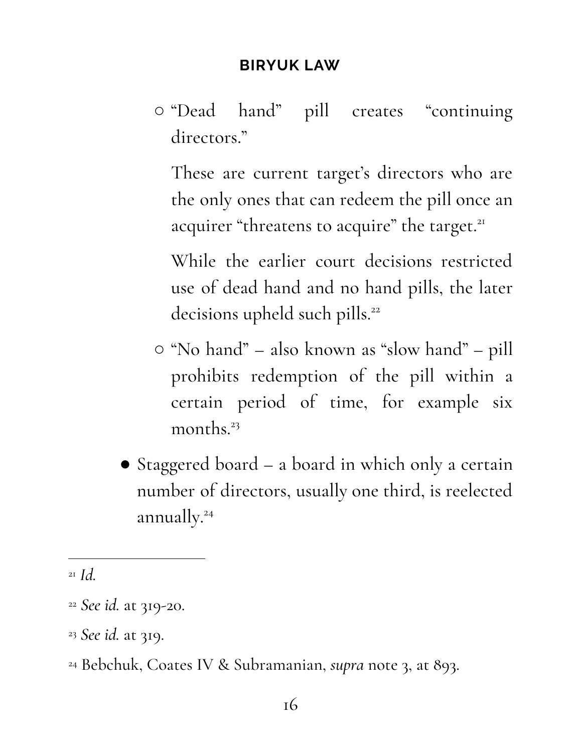- "Dead hand" pill creates "continuing directors."

    These are current target's directors who are the only ones that can redeem the pill once an acquirer "threatens to acquire" the target.[21]

    While the earlier court decisions restricted use of dead hand and no hand pills, the later decisions upheld such pills.[22]

  - "No hand" – also known as "slow hand" – pill prohibits redemption of the pill within a certain period of time, for example six months.[23]

- Staggered board – a board in which only a certain number of directors, usually one third, is reelected annually.[24]

---

[21] *Id.*

[22] *See id.* at 319-20.

[23] *See id.* at 319.

[24] Bebchuk, Coates IV & Subramanian, *supra* note 3, at 893.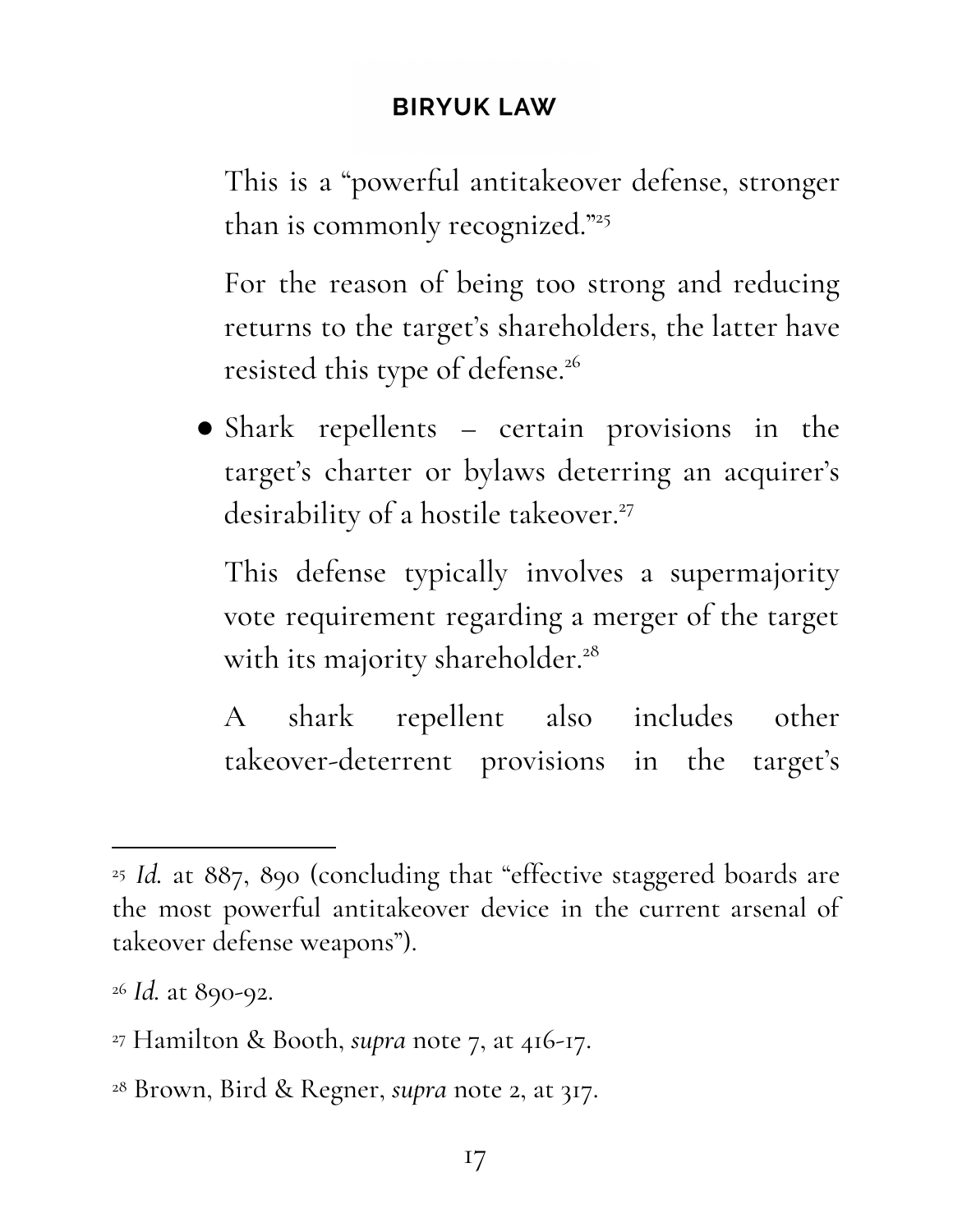This is a "powerful antitakeover defense, stronger than is commonly recognized."[25]

For the reason of being too strong and reducing returns to the target's shareholders, the latter have resisted this type of defense.[26]

- Shark repellents – certain provisions in the target's charter or bylaws deterring an acquirer's desirability of a hostile takeover.[27]

  This defense typically involves a supermajority vote requirement regarding a merger of the target with its majority shareholder.[28]

  A shark repellent also includes other takeover-deterrent provisions in the target's

---

[25] *Id.* at 887, 890 (concluding that "effective staggered boards are the most powerful antitakeover device in the current arsenal of takeover defense weapons").

[26] *Id.* at 890-92.

[27] Hamilton & Booth, *supra* note 7, at 416-17.

[28] Brown, Bird & Regner, *supra* note 2, at 317.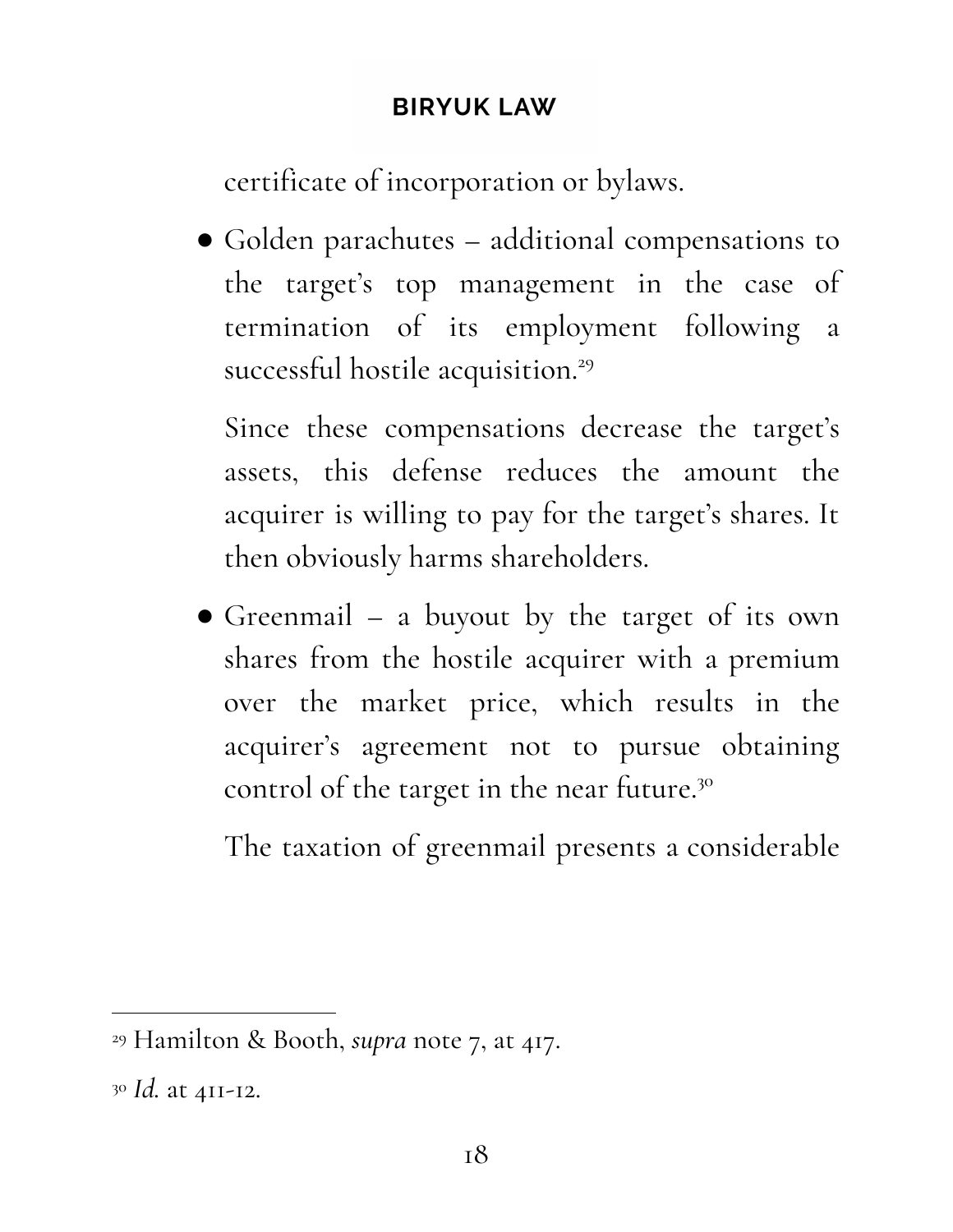certificate of incorporation or bylaws.

- Golden parachutes – additional compensations to the target's top management in the case of termination of its employment following a successful hostile acquisition.[29]

  Since these compensations decrease the target's assets, this defense reduces the amount the acquirer is willing to pay for the target's shares. It then obviously harms shareholders.

- Greenmail – a buyout by the target of its own shares from the hostile acquirer with a premium over the market price, which results in the acquirer's agreement not to pursue obtaining control of the target in the near future.[30]

  The taxation of greenmail presents a considerable

---

[29] Hamilton & Booth, *supra* note 7, at 417.

[30] *Id.* at 411-12.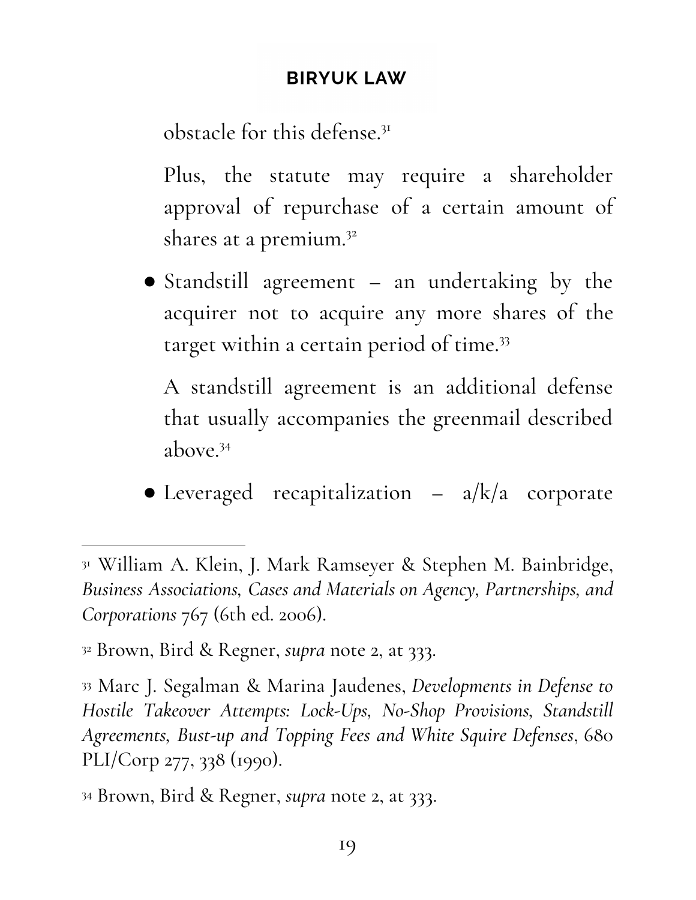obstacle for this defense.[31]

Plus, the statute may require a shareholder approval of repurchase of a certain amount of shares at a premium.[32]

- Standstill agreement – an undertaking by the acquirer not to acquire any more shares of the target within a certain period of time.[33]

  A standstill agreement is an additional defense that usually accompanies the greenmail described above.[34]

- Leveraged recapitalization – a/k/a corporate

---

[31] William A. Klein, J. Mark Ramseyer & Stephen M. Bainbridge, *Business Associations, Cases and Materials on Agency, Partnerships, and Corporations* 767 (6th ed. 2006).

[32] Brown, Bird & Regner, *supra* note 2, at 333.

[33] Marc J. Segalman & Marina Jaudenes, *Developments in Defense to Hostile Takeover Attempts: Lock-Ups, No-Shop Provisions, Standstill Agreements, Bust-up and Topping Fees and White Squire Defenses*, 680 PLI/Corp 277, 338 (1990).

[34] Brown, Bird & Regner, *supra* note 2, at 333.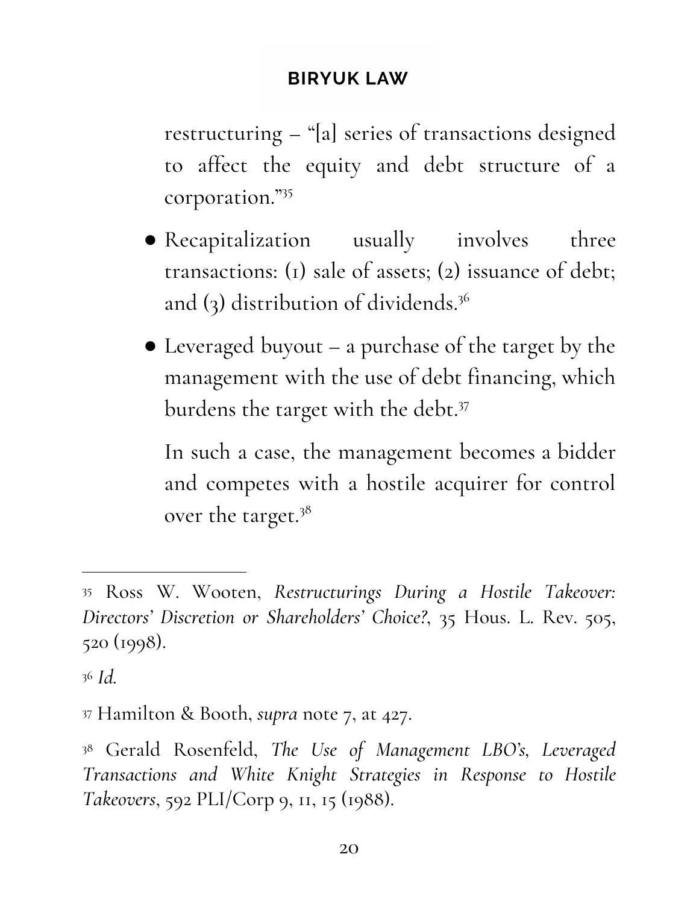restructuring – “[a] series of transactions designed to affect the equity and debt structure of a corporation.”[35]

- Recapitalization usually involves three transactions: (1) sale of assets; (2) issuance of debt; and (3) distribution of dividends.[36]
- Leveraged buyout – a purchase of the target by the management with the use of debt financing, which burdens the target with the debt.[37]

  In such a case, the management becomes a bidder and competes with a hostile acquirer for control over the target.[38]

---

[35] Ross W. Wooten, *Restructurings During a Hostile Takeover: Directors' Discretion or Shareholders' Choice?*, 35 Hous. L. Rev. 505, 520 (1998).

[36] *Id.*

[37] Hamilton & Booth, *supra* note 7, at 427.

[38] Gerald Rosenfeld, *The Use of Management LBO's, Leveraged Transactions and White Knight Strategies in Response to Hostile Takeovers*, 592 PLI/Corp 9, 11, 15 (1988).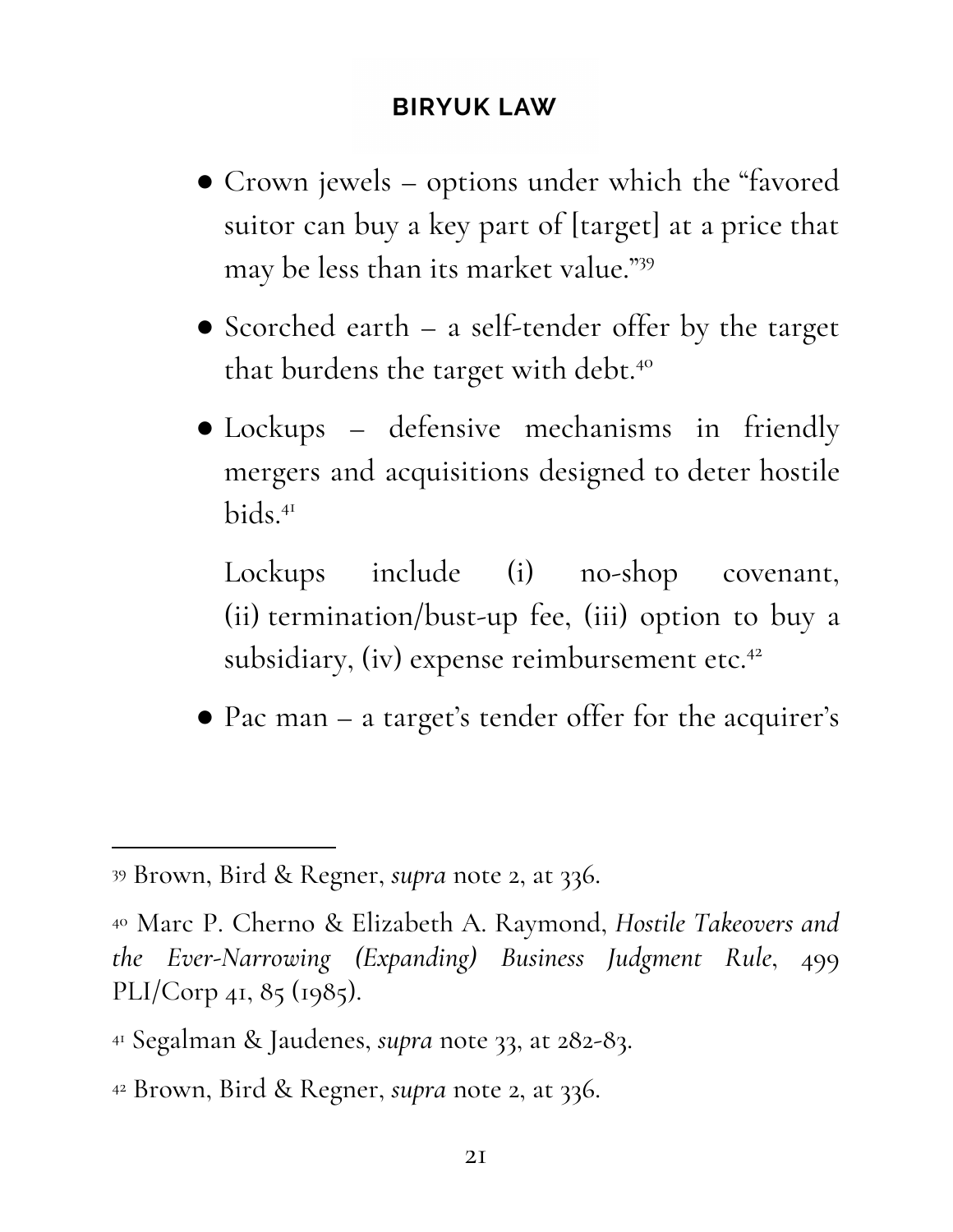- Crown jewels – options under which the "favored suitor can buy a key part of [target] at a price that may be less than its market value."[39]

- Scorched earth – a self-tender offer by the target that burdens the target with debt.[40]

- Lockups – defensive mechanisms in friendly mergers and acquisitions designed to deter hostile bids.[41]

  Lockups include (i) no-shop covenant, (ii) termination/bust-up fee, (iii) option to buy a subsidiary, (iv) expense reimbursement etc.[42]

- Pac man – a target's tender offer for the acquirer's

---

[39] Brown, Bird & Regner, *supra* note 2, at 336.

[40] Marc P. Cherno & Elizabeth A. Raymond, *Hostile Takeovers and the Ever-Narrowing (Expanding) Business Judgment Rule*, 499 PLI/Corp 41, 85 (1985).

[41] Segalman & Jaudenes, *supra* note 33, at 282-83.

[42] Brown, Bird & Regner, *supra* note 2, at 336.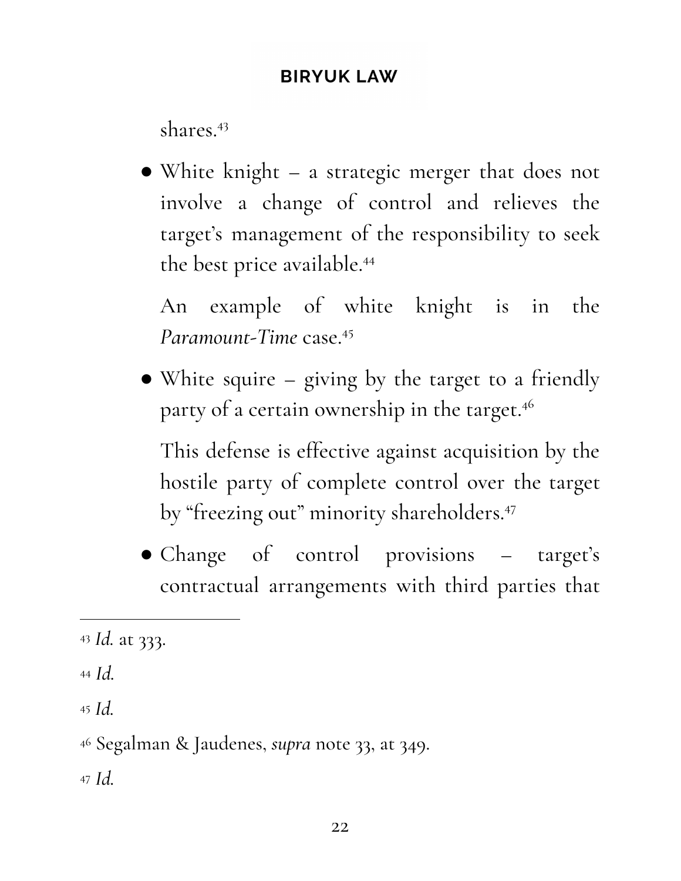shares.[43]

- White knight – a strategic merger that does not involve a change of control and relieves the target's management of the responsibility to seek the best price available.[44]

  An example of white knight is in the *Paramount-Time* case.[45]

- White squire – giving by the target to a friendly party of a certain ownership in the target.[46]

  This defense is effective against acquisition by the hostile party of complete control over the target by "freezing out" minority shareholders.[47]

- Change of control provisions – target's contractual arrangements with third parties that

---

[43] *Id.* at 333.

[44] *Id.*

[45] *Id.*

[46] Segalman & Jaudenes, *supra* note 33, at 349.

[47] *Id.*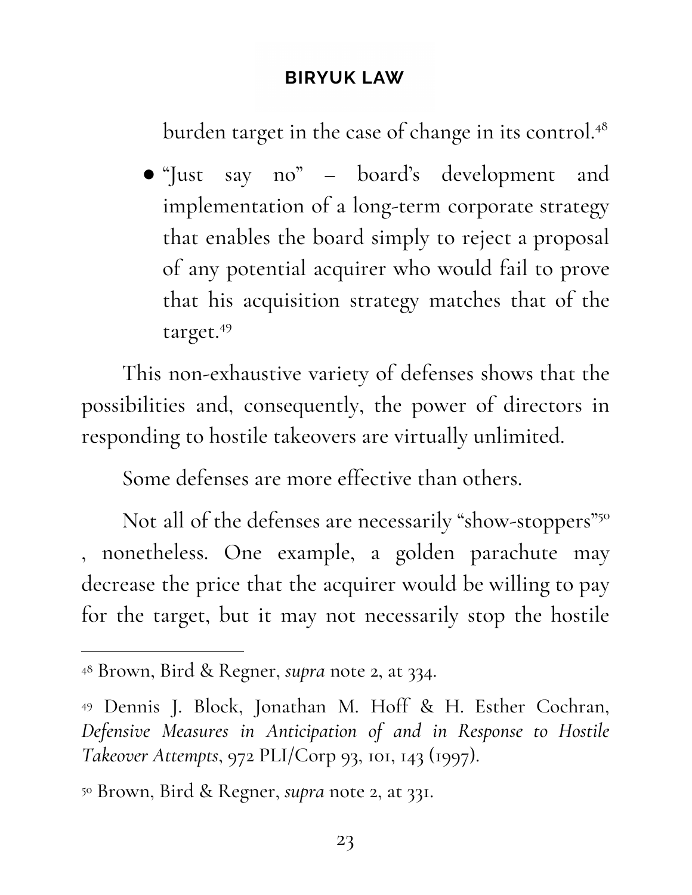burden target in the case of change in its control.[48]

- "Just say no" – board's development and implementation of a long-term corporate strategy that enables the board simply to reject a proposal of any potential acquirer who would fail to prove that his acquisition strategy matches that of the target.[49]

This non-exhaustive variety of defenses shows that the possibilities and, consequently, the power of directors in responding to hostile takeovers are virtually unlimited.

Some defenses are more effective than others.

Not all of the defenses are necessarily "show-stoppers"[50], nonetheless. One example, a golden parachute may decrease the price that the acquirer would be willing to pay for the target, but it may not necessarily stop the hostile

---

[48] Brown, Bird & Regner, *supra* note 2, at 334.

[49] Dennis J. Block, Jonathan M. Hoff & H. Esther Cochran, *Defensive Measures in Anticipation of and in Response to Hostile Takeover Attempts*, 972 PLI/Corp 93, 101, 143 (1997).

[50] Brown, Bird & Regner, *supra* note 2, at 331.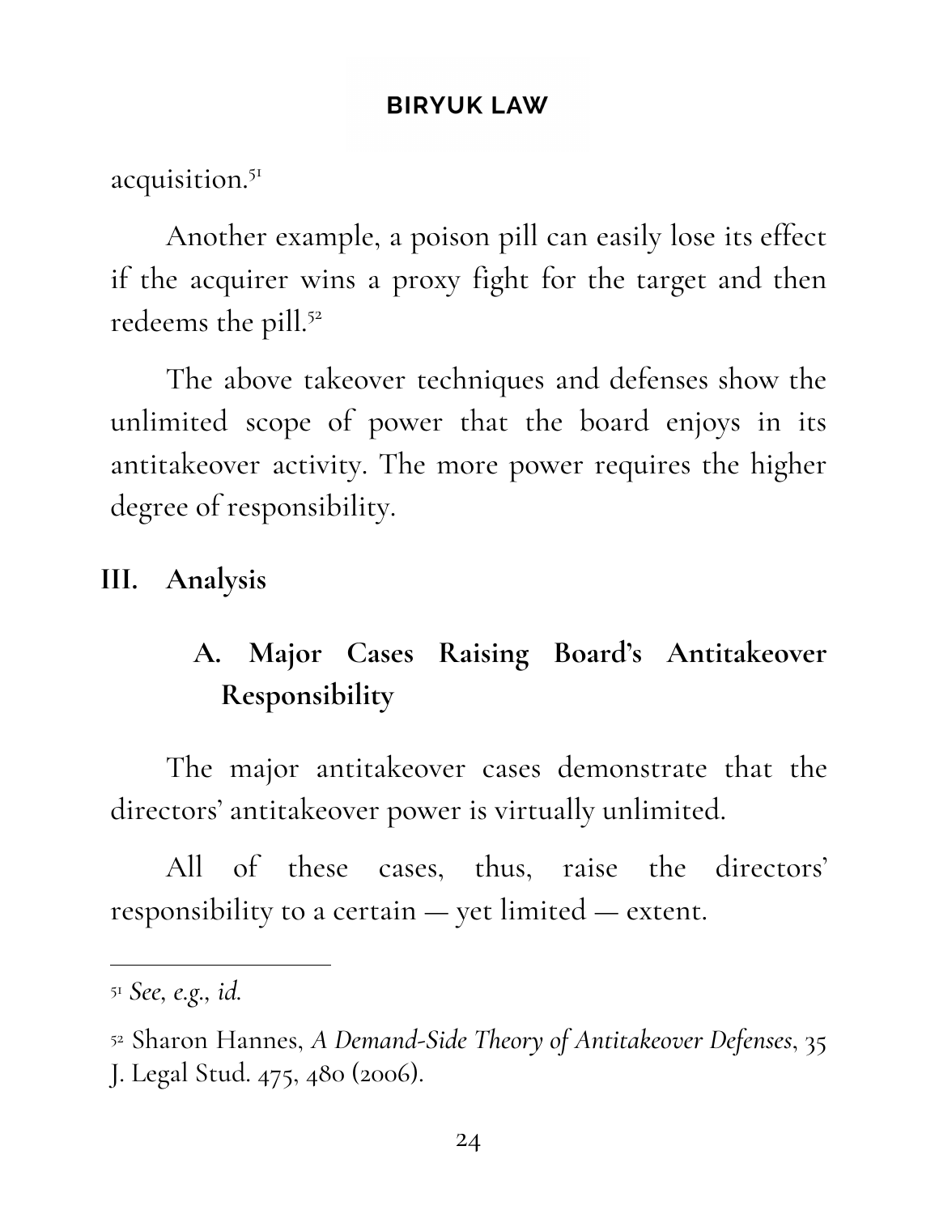acquisition.[51]

Another example, a poison pill can easily lose its effect if the acquirer wins a proxy fight for the target and then redeems the pill.[52]

The above takeover techniques and defenses show the unlimited scope of power that the board enjoys in its antitakeover activity. The more power requires the higher degree of responsibility.

## III. Analysis

### A. Major Cases Raising Board's Antitakeover Responsibility

The major antitakeover cases demonstrate that the directors' antitakeover power is virtually unlimited.

All of these cases, thus, raise the directors' responsibility to a certain — yet limited — extent.

---

[51] *See, e.g., id.*

[52] Sharon Hannes, *A Demand-Side Theory of Antitakeover Defenses*, 35 J. Legal Stud. 475, 480 (2006).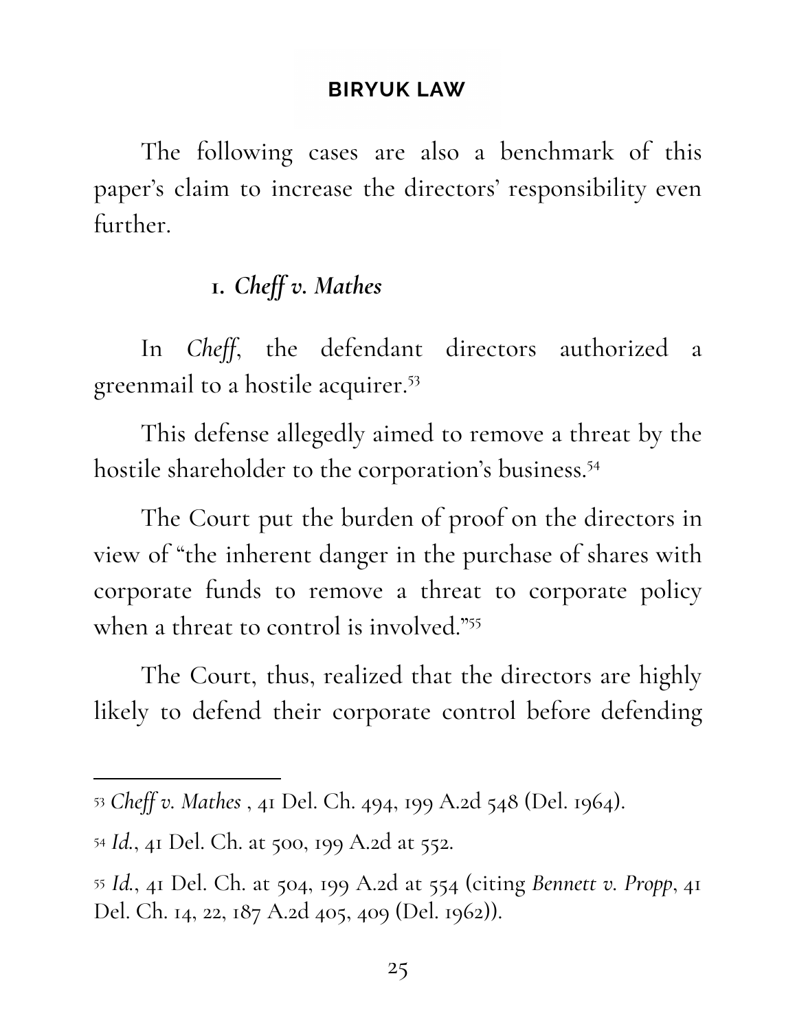The following cases are also a benchmark of this paper's claim to increase the directors' responsibility even further.

### 1. *Cheff v. Mathes*

In *Cheff*, the defendant directors authorized a greenmail to a hostile acquirer.[53]

This defense allegedly aimed to remove a threat by the hostile shareholder to the corporation's business.[54]

The Court put the burden of proof on the directors in view of "the inherent danger in the purchase of shares with corporate funds to remove a threat to corporate policy when a threat to control is involved."[55]

The Court, thus, realized that the directors are highly likely to defend their corporate control before defending

---

[53] *Cheff v. Mathes* , 41 Del. Ch. 494, 199 A.2d 548 (Del. 1964).

[54] *Id.*, 41 Del. Ch. at 500, 199 A.2d at 552.

[55] *Id.*, 41 Del. Ch. at 504, 199 A.2d at 554 (citing *Bennett v. Propp*, 41 Del. Ch. 14, 22, 187 A.2d 405, 409 (Del. 1962)).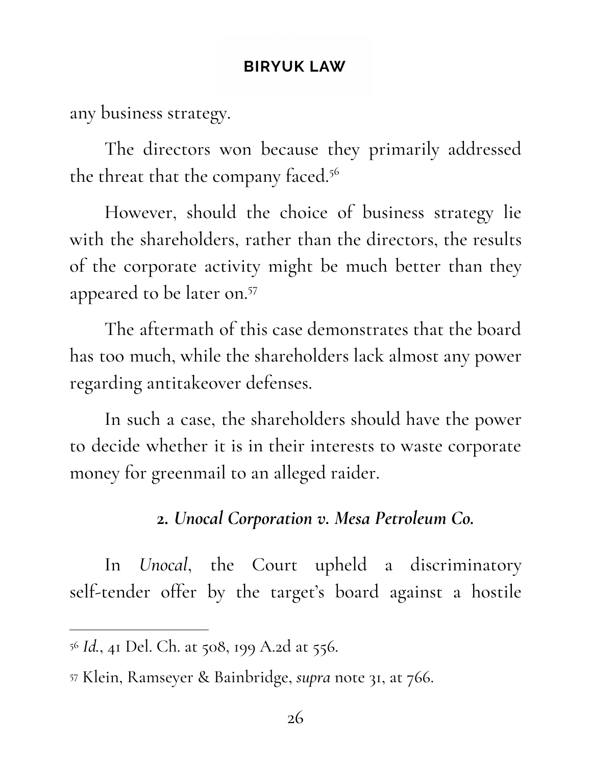any business strategy.

The directors won because they primarily addressed the threat that the company faced.[56]

However, should the choice of business strategy lie with the shareholders, rather than the directors, the results of the corporate activity might be much better than they appeared to be later on.[57]

The aftermath of this case demonstrates that the board has too much, while the shareholders lack almost any power regarding antitakeover defenses.

In such a case, the shareholders should have the power to decide whether it is in their interests to waste corporate money for greenmail to an alleged raider.

### 2. *Unocal Corporation v. Mesa Petroleum Co.*

In *Unocal*, the Court upheld a discriminatory self-tender offer by the target's board against a hostile

---

[56] *Id.*, 41 Del. Ch. at 508, 199 A.2d at 556.

[57] Klein, Ramseyer & Bainbridge, *supra* note 31, at 766.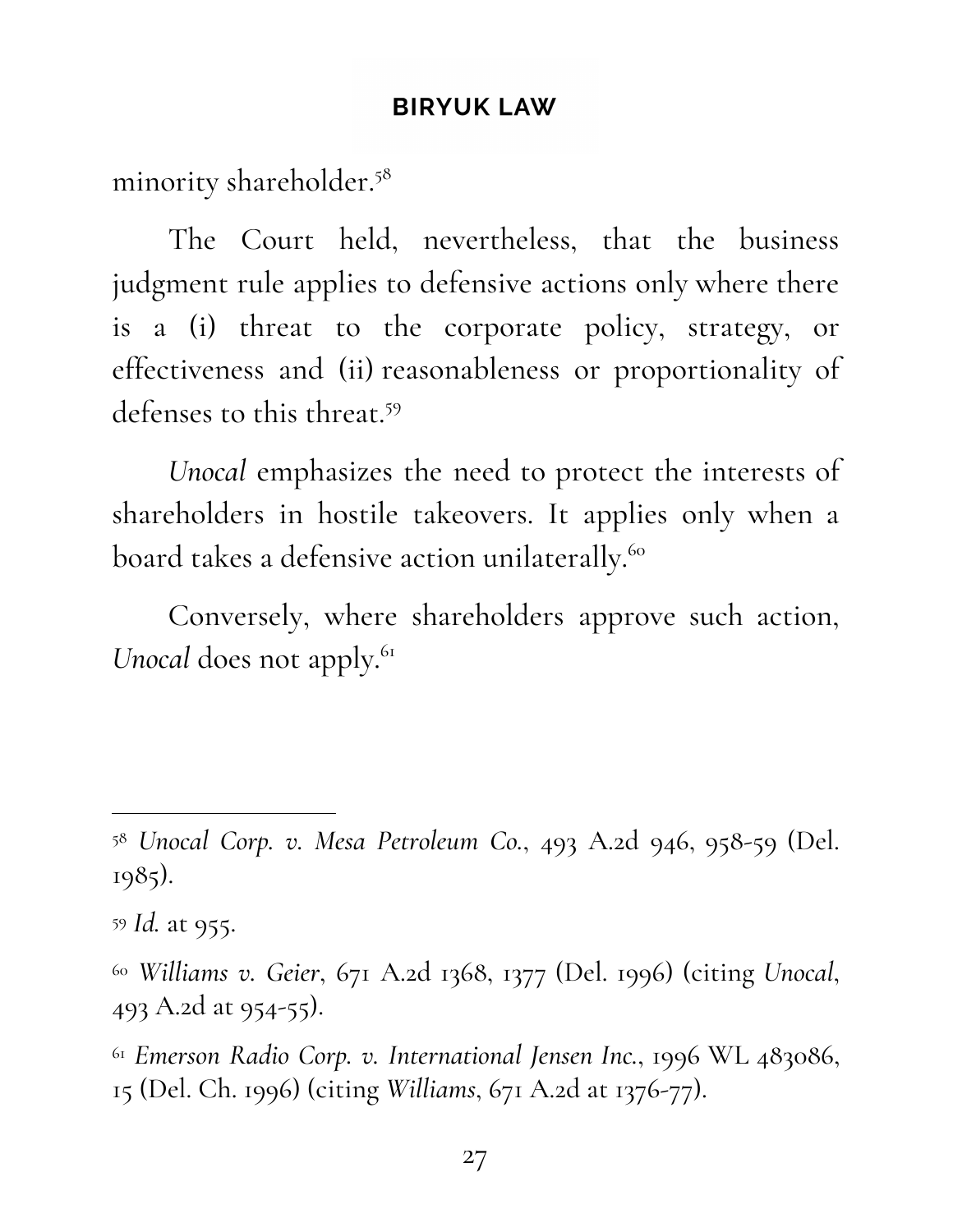minority shareholder.[58]

The Court held, nevertheless, that the business judgment rule applies to defensive actions only where there is a (i) threat to the corporate policy, strategy, or effectiveness and (ii) reasonableness or proportionality of defenses to this threat.[59]

*Unocal* emphasizes the need to protect the interests of shareholders in hostile takeovers. It applies only when a board takes a defensive action unilaterally.[60]

Conversely, where shareholders approve such action, *Unocal* does not apply.[61]

---

[58] *Unocal Corp. v. Mesa Petroleum Co.*, 493 A.2d 946, 958-59 (Del. 1985).

[59] *Id.* at 955.

[60] *Williams v. Geier*, 671 A.2d 1368, 1377 (Del. 1996) (citing *Unocal*, 493 A.2d at 954-55).

[61] *Emerson Radio Corp. v. International Jensen Inc.*, 1996 WL 483086, 15 (Del. Ch. 1996) (citing *Williams*, 671 A.2d at 1376-77).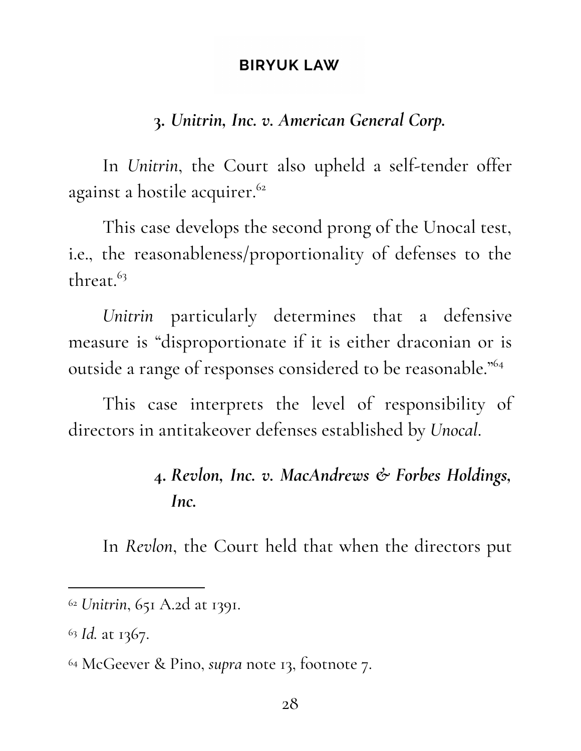### 3. *Unitrin, Inc. v. American General Corp.*

In *Unitrin*, the Court also upheld a self-tender offer against a hostile acquirer.[62]

This case develops the second prong of the Unocal test, i.e., the reasonableness/proportionality of defenses to the threat.[63]

*Unitrin* particularly determines that a defensive measure is "disproportionate if it is either draconian or is outside a range of responses considered to be reasonable."[64]

This case interprets the level of responsibility of directors in antitakeover defenses established by *Unocal*.

### 4. *Revlon, Inc. v. MacAndrews & Forbes Holdings, Inc.*

In *Revlon*, the Court held that when the directors put

---

[62] *Unitrin*, 651 A.2d at 1391.

[63] *Id.* at 1367.

[64] McGeever & Pino, *supra* note 13, footnote 7.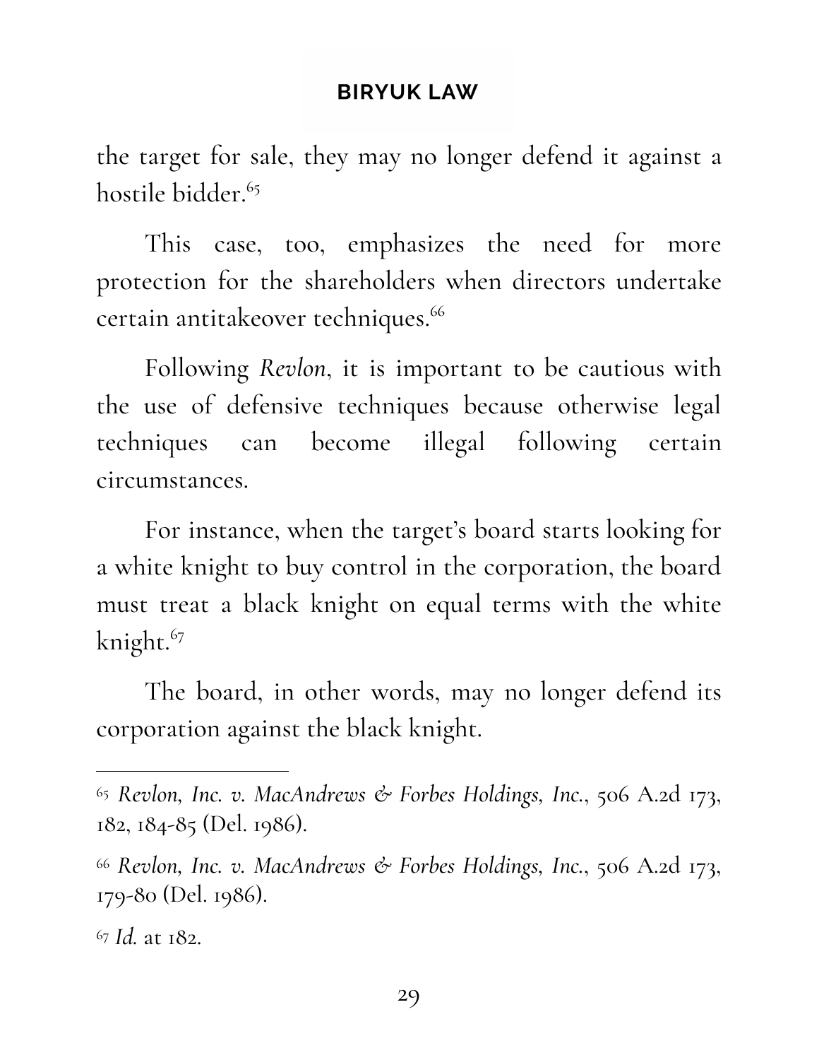the target for sale, they may no longer defend it against a hostile bidder.[65]

This case, too, emphasizes the need for more protection for the shareholders when directors undertake certain antitakeover techniques.[66]

Following *Revlon*, it is important to be cautious with the use of defensive techniques because otherwise legal techniques can become illegal following certain circumstances.

For instance, when the target's board starts looking for a white knight to buy control in the corporation, the board must treat a black knight on equal terms with the white knight.[67]

The board, in other words, may no longer defend its corporation against the black knight.

---

[65] *Revlon, Inc. v. MacAndrews & Forbes Holdings, Inc.*, 506 A.2d 173, 182, 184-85 (Del. 1986).

[66] *Revlon, Inc. v. MacAndrews & Forbes Holdings, Inc.*, 506 A.2d 173, 179-80 (Del. 1986).

[67] *Id.* at 182.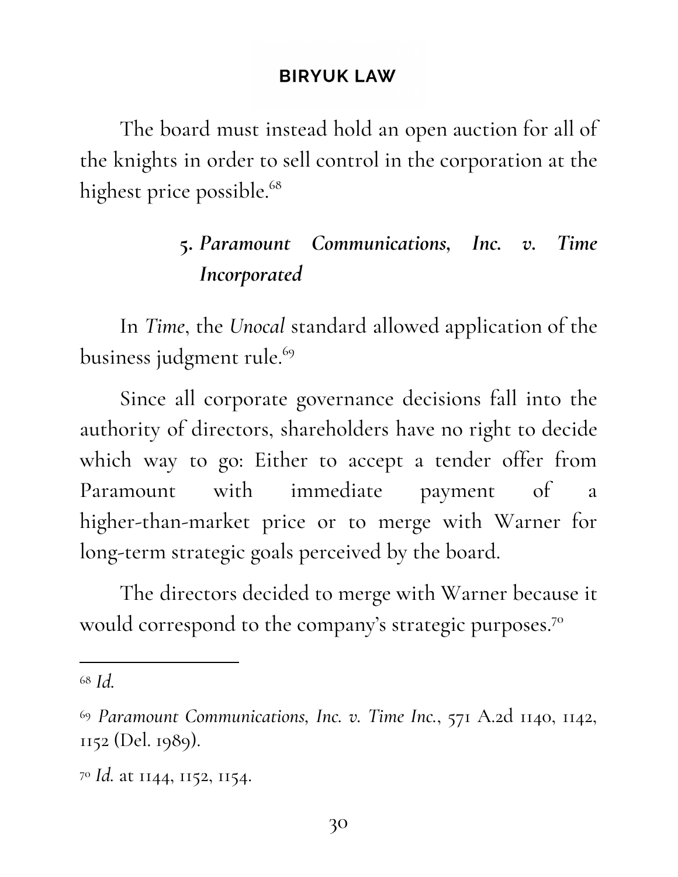The board must instead hold an open auction for all of the knights in order to sell control in the corporation at the highest price possible.[68]

### 5. *Paramount Communications, Inc. v. Time Incorporated*

In *Time*, the *Unocal* standard allowed application of the business judgment rule.[69]

Since all corporate governance decisions fall into the authority of directors, shareholders have no right to decide which way to go: Either to accept a tender offer from Paramount with immediate payment of a higher-than-market price or to merge with Warner for long-term strategic goals perceived by the board.

The directors decided to merge with Warner because it would correspond to the company's strategic purposes.[70]

---

[68] *Id.*

[69] *Paramount Communications, Inc. v. Time Inc.*, 571 A.2d 1140, 1142, 1152 (Del. 1989).

[70] *Id.* at 1144, 1152, 1154.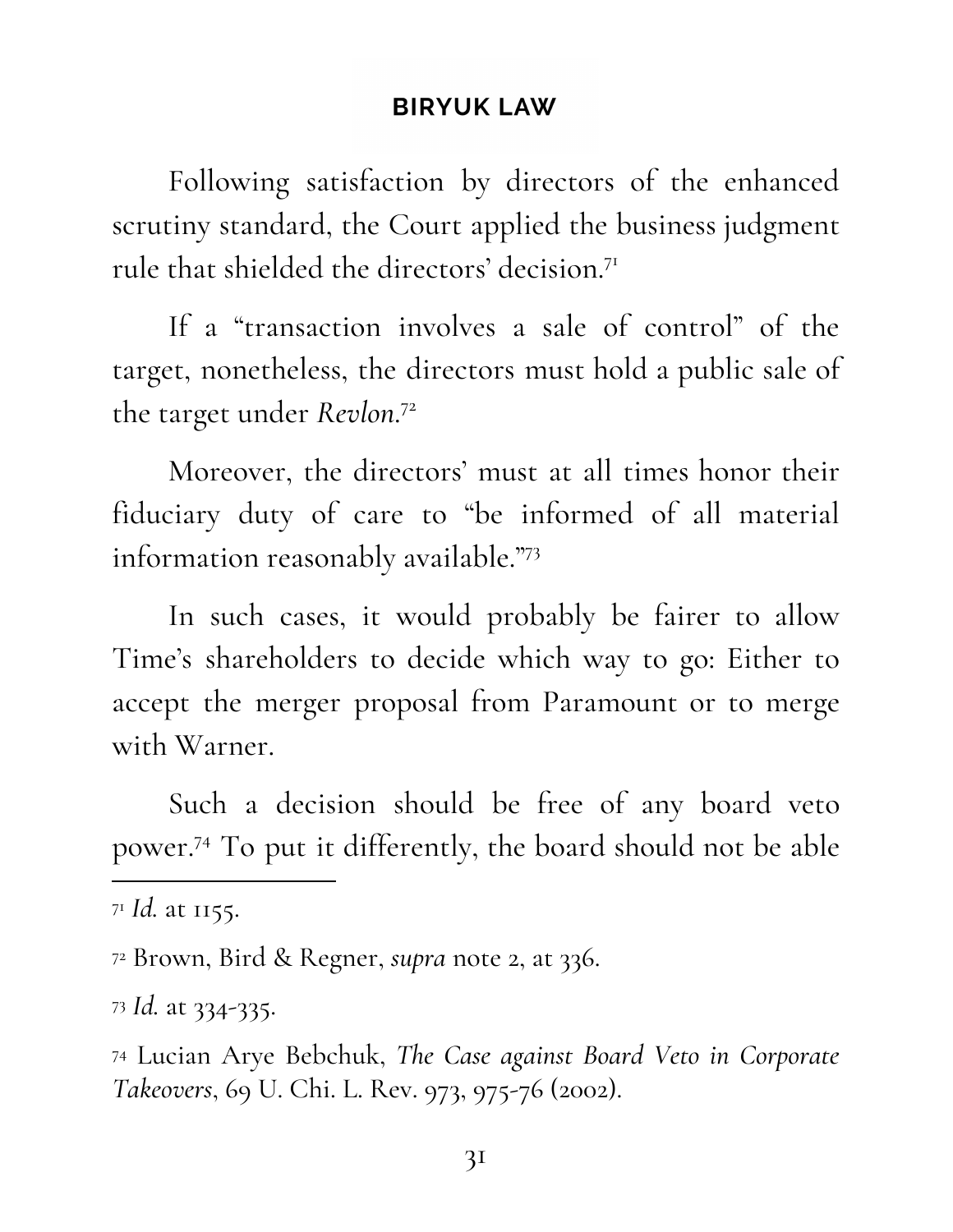Following satisfaction by directors of the enhanced scrutiny standard, the Court applied the business judgment rule that shielded the directors' decision.[71]

If a "transaction involves a sale of control" of the target, nonetheless, the directors must hold a public sale of the target under *Revlon*.[72]

Moreover, the directors' must at all times honor their fiduciary duty of care to "be informed of all material information reasonably available."[73]

In such cases, it would probably be fairer to allow Time's shareholders to decide which way to go: Either to accept the merger proposal from Paramount or to merge with Warner.

Such a decision should be free of any board veto power.[74] To put it differently, the board should not be able

---

[71] *Id.* at 1155.

[72] Brown, Bird & Regner, *supra* note 2, at 336.

[73] *Id.* at 334-335.

[74] Lucian Arye Bebchuk, *The Case against Board Veto in Corporate Takeovers*, 69 U. Chi. L. Rev. 973, 975-76 (2002).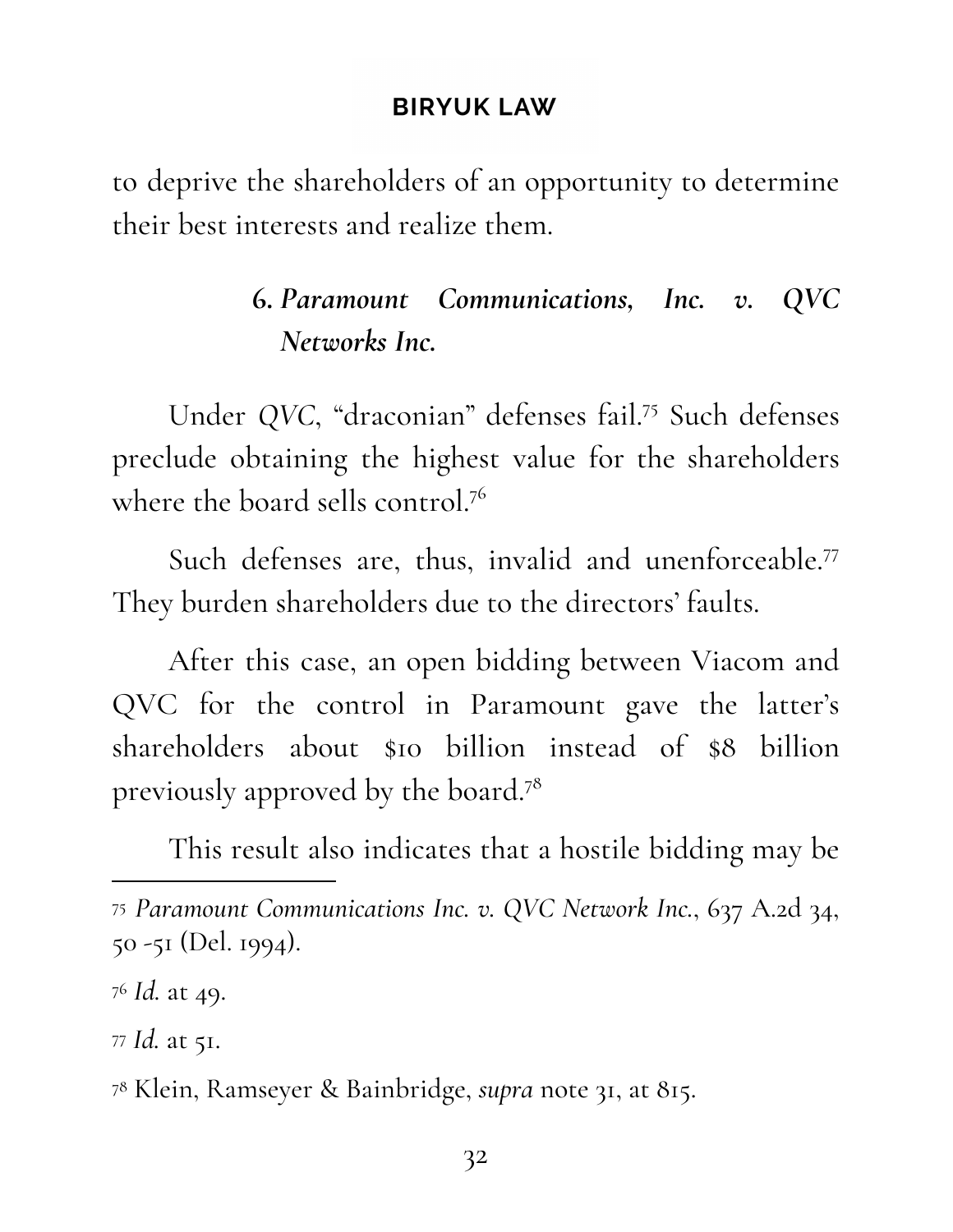to deprive the shareholders of an opportunity to determine their best interests and realize them.

### 6. *Paramount Communications, Inc. v. QVC Networks Inc.*

Under *QVC*, "draconian" defenses fail.[75] Such defenses preclude obtaining the highest value for the shareholders where the board sells control.[76]

Such defenses are, thus, invalid and unenforceable.[77] They burden shareholders due to the directors' faults.

After this case, an open bidding between Viacom and QVC for the control in Paramount gave the latter's shareholders about $10 billion instead of $8 billion previously approved by the board.[78]

This result also indicates that a hostile bidding may be

---

[75] *Paramount Communications Inc. v. QVC Network Inc.*, 637 A.2d 34, 50 -51 (Del. 1994).

[76] *Id.* at 49.

[77] *Id.* at 51.

[78] Klein, Ramseyer & Bainbridge, *supra* note 31, at 815.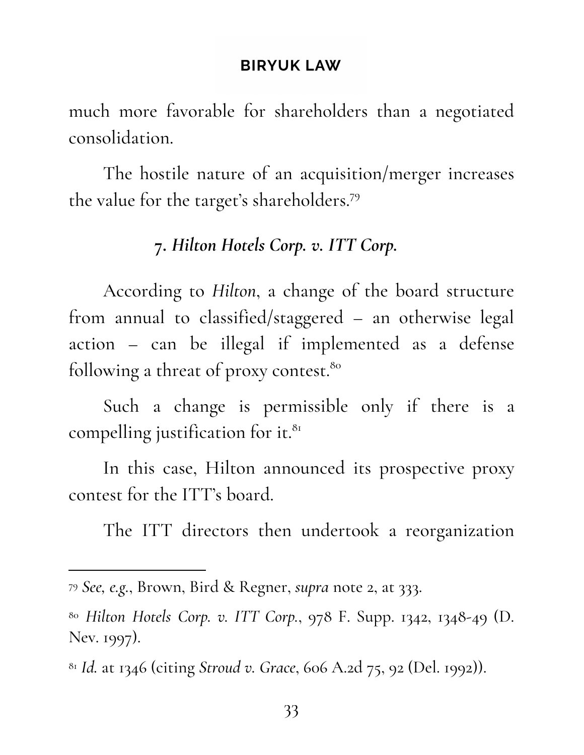much more favorable for shareholders than a negotiated consolidation.

The hostile nature of an acquisition/merger increases the value for the target's shareholders.[79]

### 7. *Hilton Hotels Corp. v. ITT Corp.*

According to *Hilton*, a change of the board structure from annual to classified/staggered – an otherwise legal action – can be illegal if implemented as a defense following a threat of proxy contest.[80]

Such a change is permissible only if there is a compelling justification for it.[81]

In this case, Hilton announced its prospective proxy contest for the ITT's board.

The ITT directors then undertook a reorganization

---

[79] *See, e.g.*, Brown, Bird & Regner, *supra* note 2, at 333.

[80] *Hilton Hotels Corp. v. ITT Corp.*, 978 F. Supp. 1342, 1348-49 (D. Nev. 1997).

[81] *Id.* at 1346 (citing *Stroud v. Grace*, 606 A.2d 75, 92 (Del. 1992)).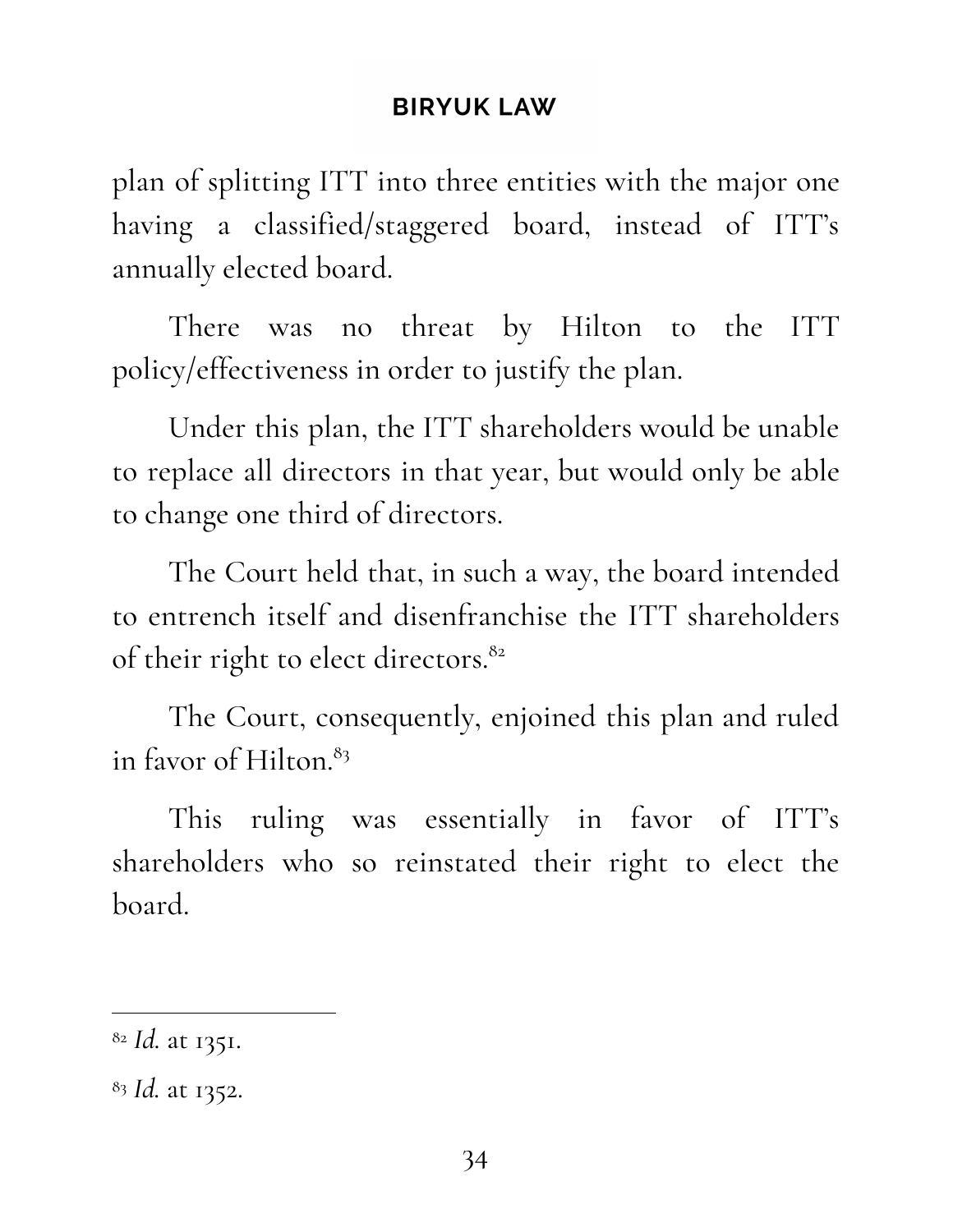plan of splitting ITT into three entities with the major one having a classified/staggered board, instead of ITT's annually elected board.

There was no threat by Hilton to the ITT policy/effectiveness in order to justify the plan.

Under this plan, the ITT shareholders would be unable to replace all directors in that year, but would only be able to change one third of directors.

The Court held that, in such a way, the board intended to entrench itself and disenfranchise the ITT shareholders of their right to elect directors.[82]

The Court, consequently, enjoined this plan and ruled in favor of Hilton.[83]

This ruling was essentially in favor of ITT's shareholders who so reinstated their right to elect the board.

---

[82] *Id.* at 1351.

[83] *Id.* at 1352.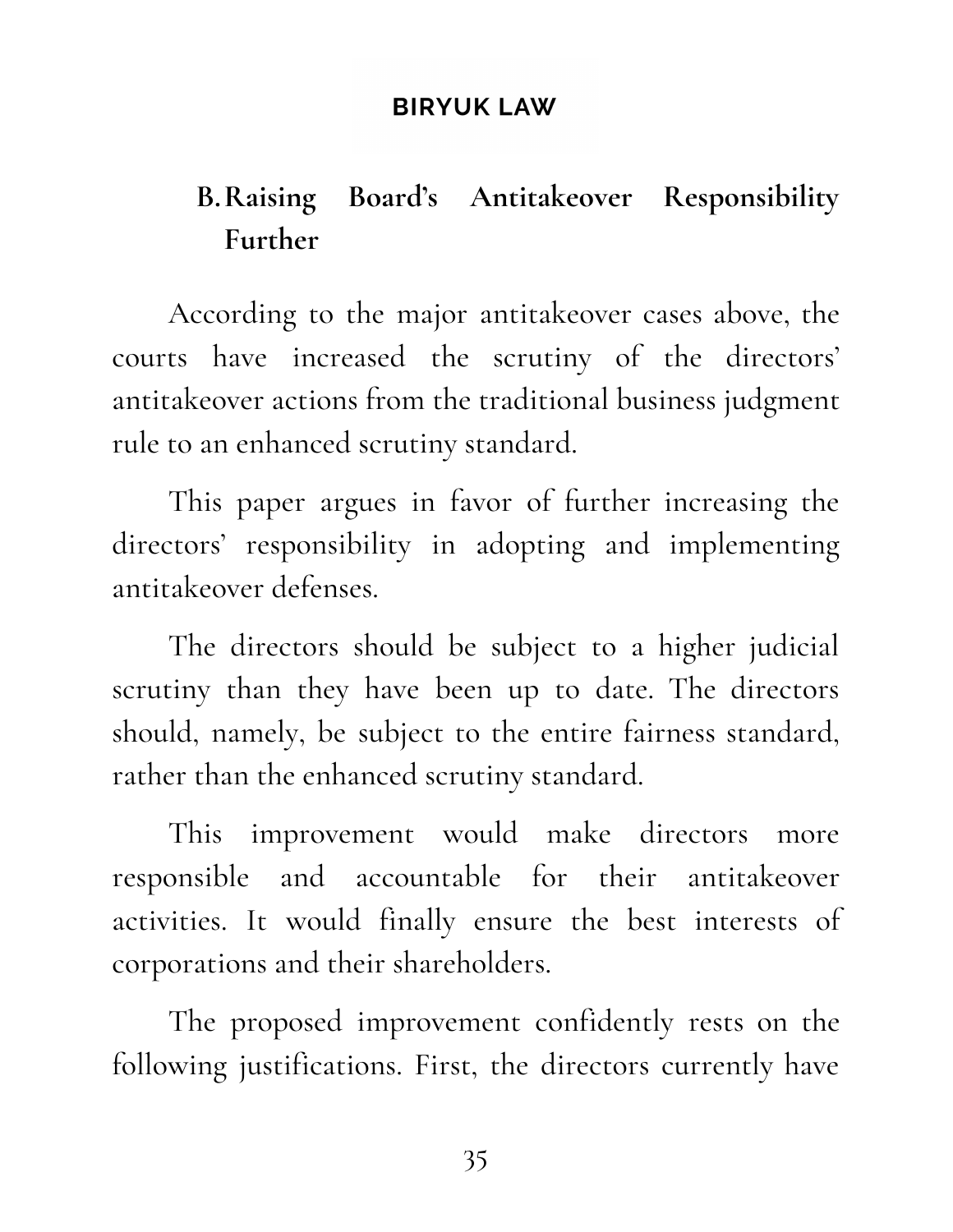## B. Raising Board's Antitakeover Responsibility Further

According to the major antitakeover cases above, the courts have increased the scrutiny of the directors' antitakeover actions from the traditional business judgment rule to an enhanced scrutiny standard.

This paper argues in favor of further increasing the directors' responsibility in adopting and implementing antitakeover defenses.

The directors should be subject to a higher judicial scrutiny than they have been up to date. The directors should, namely, be subject to the entire fairness standard, rather than the enhanced scrutiny standard.

This improvement would make directors more responsible and accountable for their antitakeover activities. It would finally ensure the best interests of corporations and their shareholders.

The proposed improvement confidently rests on the following justifications. First, the directors currently have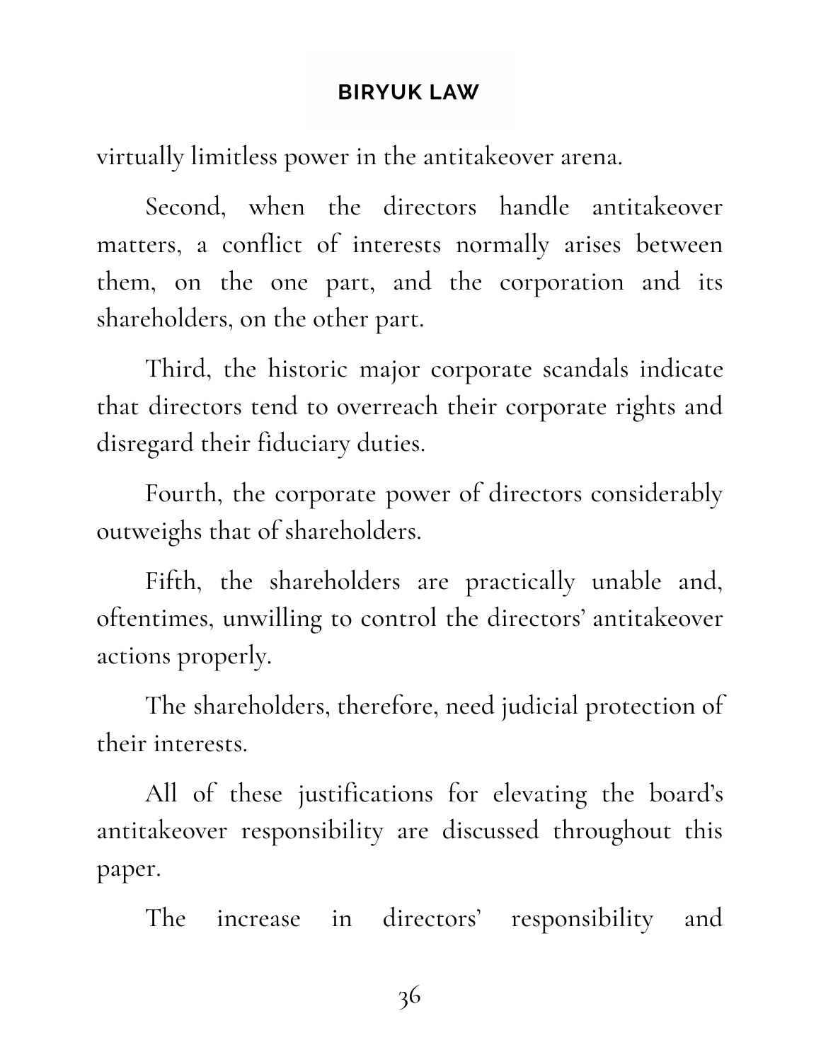virtually limitless power in the antitakeover arena.

Second, when the directors handle antitakeover matters, a conflict of interests normally arises between them, on the one part, and the corporation and its shareholders, on the other part.

Third, the historic major corporate scandals indicate that directors tend to overreach their corporate rights and disregard their fiduciary duties.

Fourth, the corporate power of directors considerably outweighs that of shareholders.

Fifth, the shareholders are practically unable and, oftentimes, unwilling to control the directors' antitakeover actions properly.

The shareholders, therefore, need judicial protection of their interests.

All of these justifications for elevating the board's antitakeover responsibility are discussed throughout this paper.

The increase in directors' responsibility and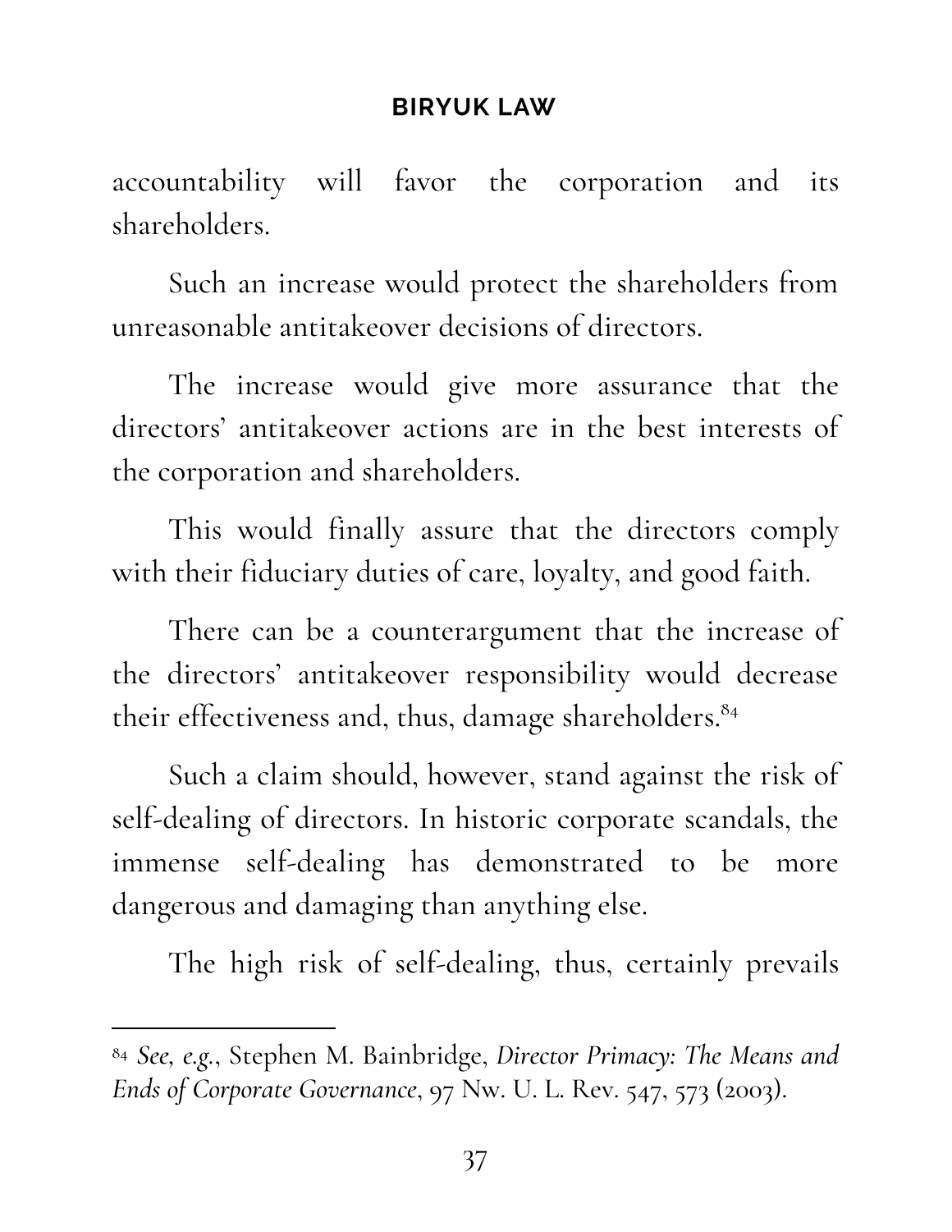accountability will favor the corporation and its shareholders.

Such an increase would protect the shareholders from unreasonable antitakeover decisions of directors.

The increase would give more assurance that the directors' antitakeover actions are in the best interests of the corporation and shareholders.

This would finally assure that the directors comply with their fiduciary duties of care, loyalty, and good faith.

There can be a counterargument that the increase of the directors' antitakeover responsibility would decrease their effectiveness and, thus, damage shareholders.[84]

Such a claim should, however, stand against the risk of self-dealing of directors. In historic corporate scandals, the immense self-dealing has demonstrated to be more dangerous and damaging than anything else.

The high risk of self-dealing, thus, certainly prevails

---

[84] *See, e.g.*, Stephen M. Bainbridge, *Director Primacy: The Means and Ends of Corporate Governance*, 97 Nw. U. L. Rev. 547, 573 (2003).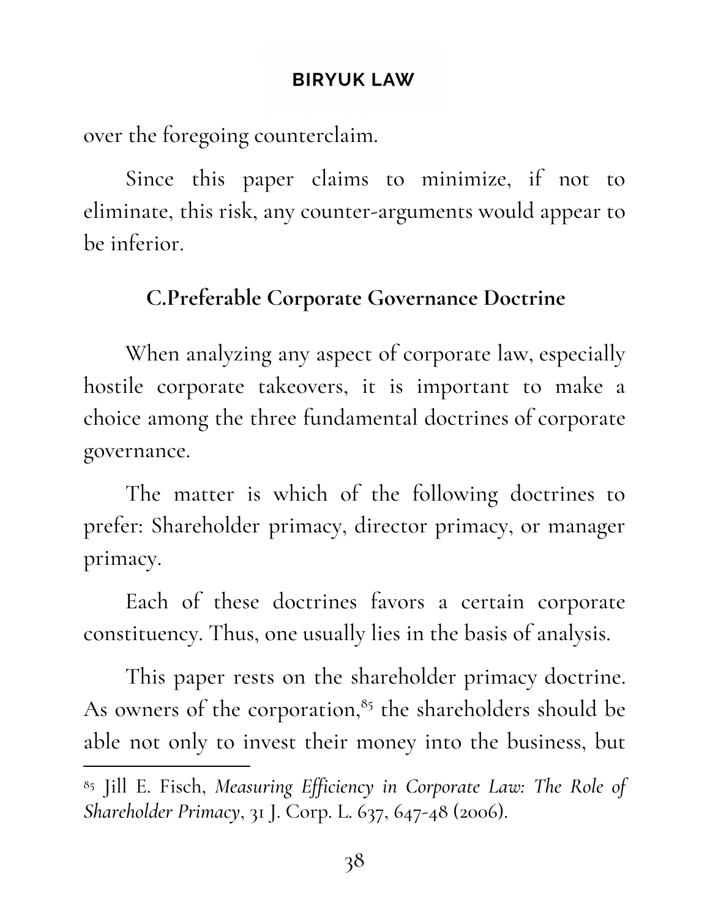over the foregoing counterclaim.

Since this paper claims to minimize, if not to eliminate, this risk, any counter-arguments would appear to be inferior.

## C.Preferable Corporate Governance Doctrine

When analyzing any aspect of corporate law, especially hostile corporate takeovers, it is important to make a choice among the three fundamental doctrines of corporate governance.

The matter is which of the following doctrines to prefer: Shareholder primacy, director primacy, or manager primacy.

Each of these doctrines favors a certain corporate constituency. Thus, one usually lies in the basis of analysis.

This paper rests on the shareholder primacy doctrine. As owners of the corporation,[85] the shareholders should be able not only to invest their money into the business, but

---

[85] Jill E. Fisch, *Measuring Efficiency in Corporate Law: The Role of Shareholder Primacy*, 31 J. Corp. L. 637, 647-48 (2006).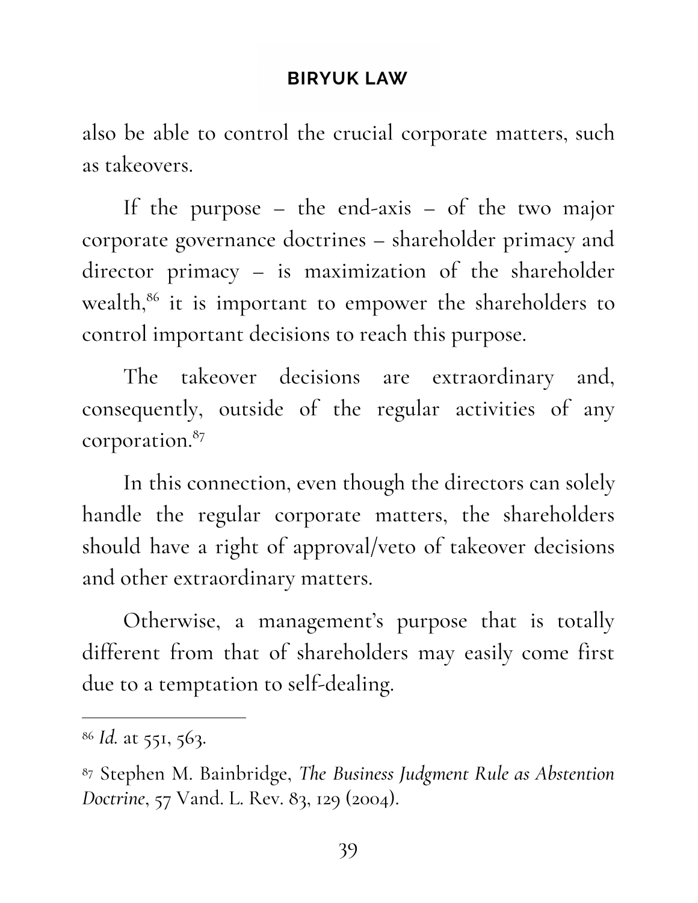also be able to control the crucial corporate matters, such as takeovers.

If the purpose – the end-axis – of the two major corporate governance doctrines – shareholder primacy and director primacy – is maximization of the shareholder wealth,[86] it is important to empower the shareholders to control important decisions to reach this purpose.

The takeover decisions are extraordinary and, consequently, outside of the regular activities of any corporation.[87]

In this connection, even though the directors can solely handle the regular corporate matters, the shareholders should have a right of approval/veto of takeover decisions and other extraordinary matters.

Otherwise, a management's purpose that is totally different from that of shareholders may easily come first due to a temptation to self-dealing.

---

[86] *Id.* at 551, 563.

[87] Stephen M. Bainbridge, *The Business Judgment Rule as Abstention Doctrine*, 57 Vand. L. Rev. 83, 129 (2004).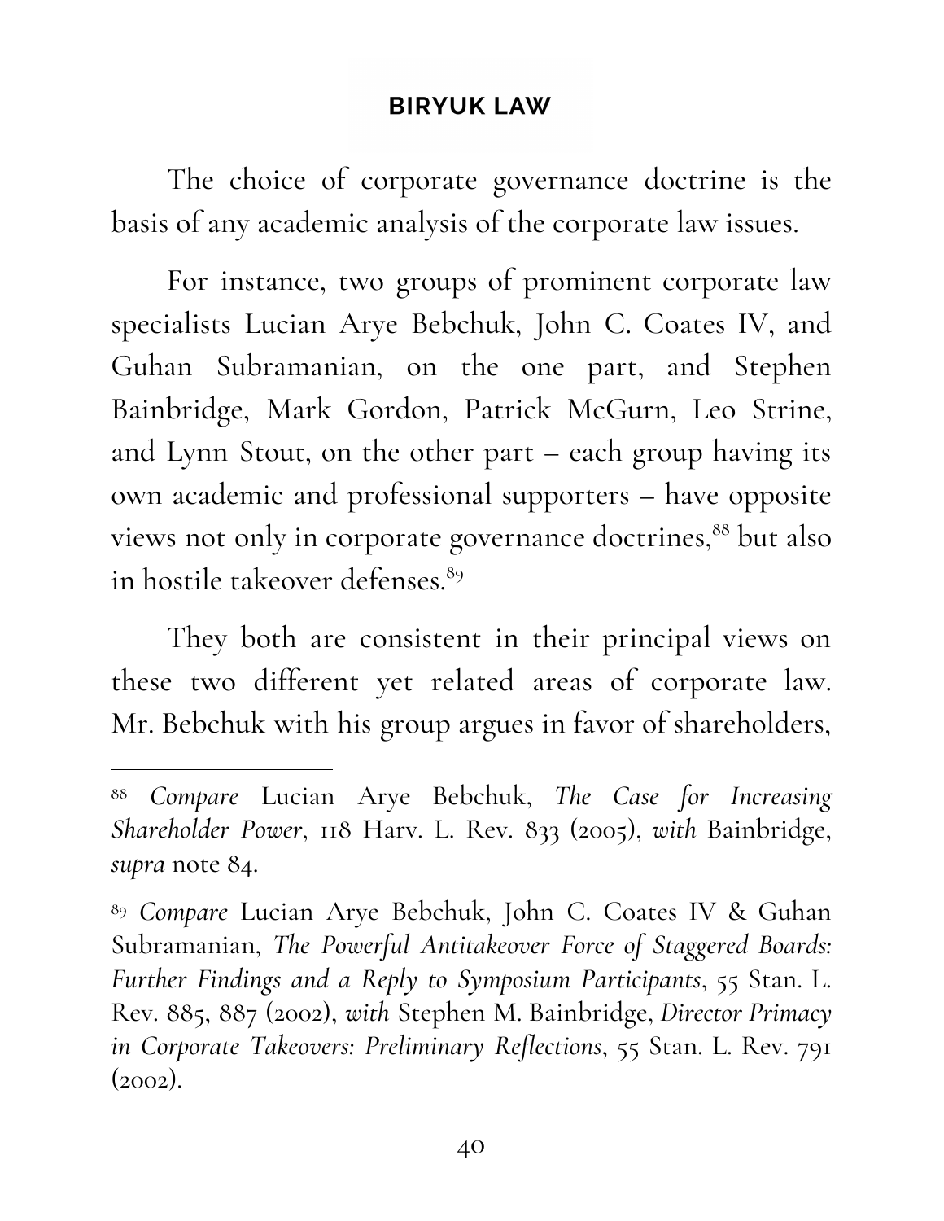The choice of corporate governance doctrine is the basis of any academic analysis of the corporate law issues.

For instance, two groups of prominent corporate law specialists Lucian Arye Bebchuk, John C. Coates IV, and Guhan Subramanian, on the one part, and Stephen Bainbridge, Mark Gordon, Patrick McGurn, Leo Strine, and Lynn Stout, on the other part – each group having its own academic and professional supporters – have opposite views not only in corporate governance doctrines,[88] but also in hostile takeover defenses.[89]

They both are consistent in their principal views on these two different yet related areas of corporate law. Mr. Bebchuk with his group argues in favor of shareholders,

---

[88] *Compare* Lucian Arye Bebchuk, *The Case for Increasing Shareholder Power*, 118 Harv. L. Rev. 833 (2005), *with* Bainbridge, *supra* note 84.

[89] *Compare* Lucian Arye Bebchuk, John C. Coates IV & Guhan Subramanian, *The Powerful Antitakeover Force of Staggered Boards: Further Findings and a Reply to Symposium Participants*, 55 Stan. L. Rev. 885, 887 (2002), *with* Stephen M. Bainbridge, *Director Primacy in Corporate Takeovers: Preliminary Reflections*, 55 Stan. L. Rev. 791 (2002).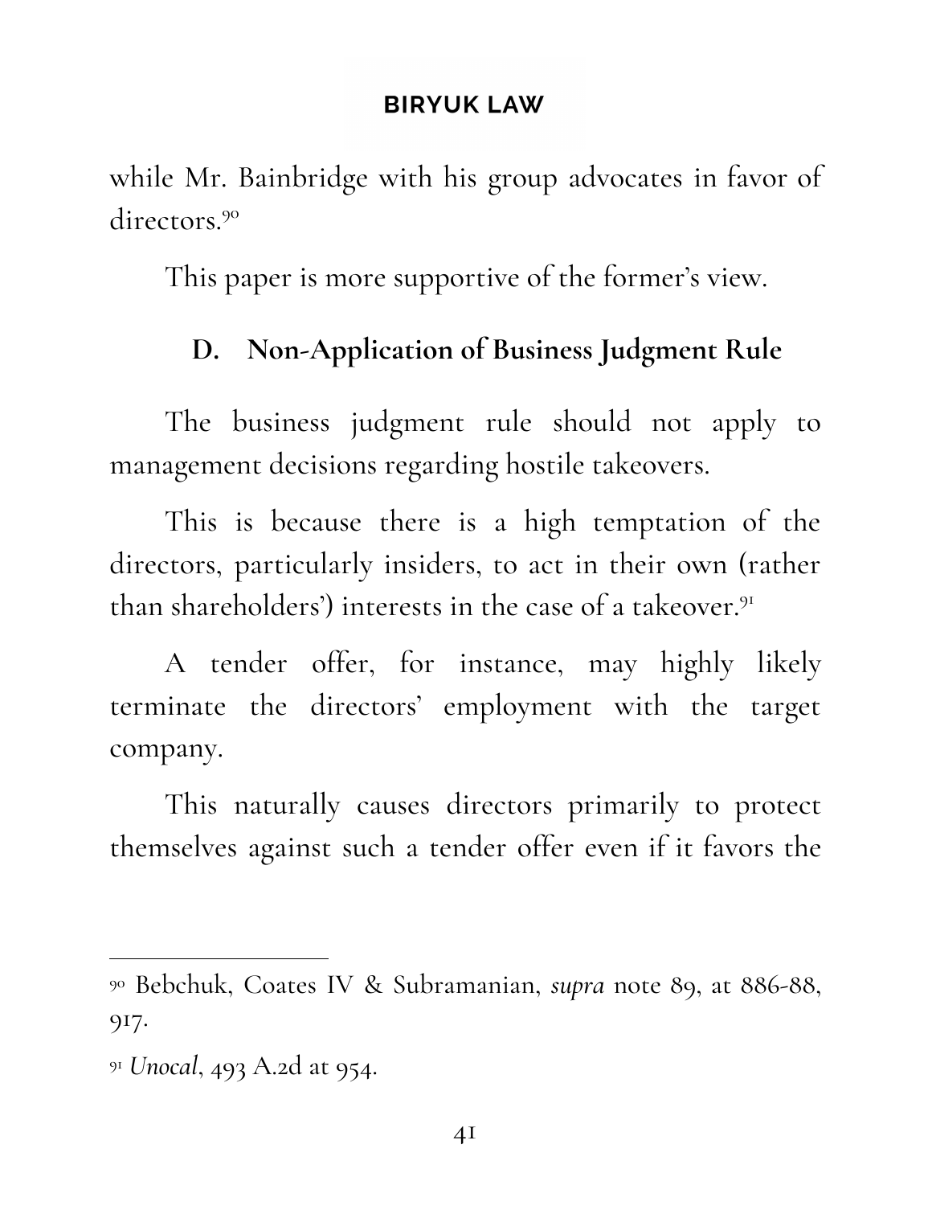while Mr. Bainbridge with his group advocates in favor of directors.[90]

This paper is more supportive of the former's view.

### D. Non-Application of Business Judgment Rule

The business judgment rule should not apply to management decisions regarding hostile takeovers.

This is because there is a high temptation of the directors, particularly insiders, to act in their own (rather than shareholders') interests in the case of a takeover.[91]

A tender offer, for instance, may highly likely terminate the directors' employment with the target company.

This naturally causes directors primarily to protect themselves against such a tender offer even if it favors the

---

[90] Bebchuk, Coates IV & Subramanian, *supra* note 89, at 886-88, 917.

[91] *Unocal*, 493 A.2d at 954.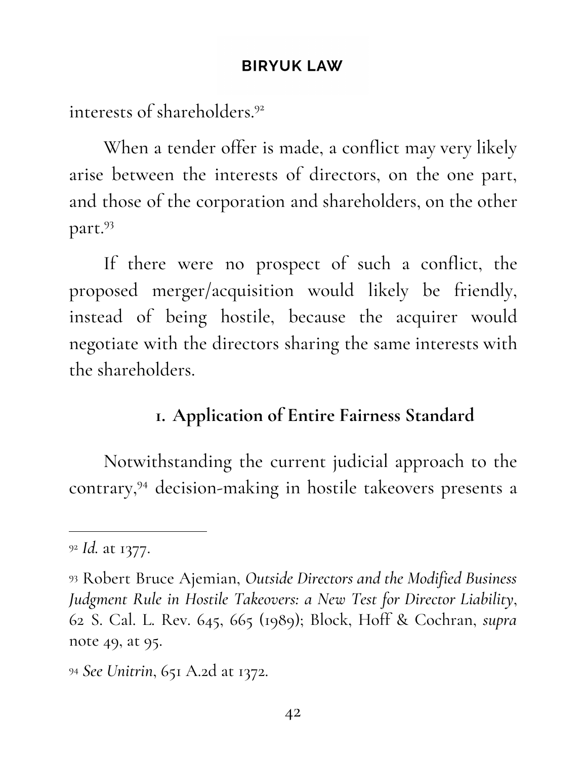interests of shareholders.[92]

When a tender offer is made, a conflict may very likely arise between the interests of directors, on the one part, and those of the corporation and shareholders, on the other part.[93]

If there were no prospect of such a conflict, the proposed merger/acquisition would likely be friendly, instead of being hostile, because the acquirer would negotiate with the directors sharing the same interests with the shareholders.

### 1. Application of Entire Fairness Standard

Notwithstanding the current judicial approach to the contrary,[94] decision-making in hostile takeovers presents a

---

[92] *Id.* at 1377.

[93] Robert Bruce Ajemian, *Outside Directors and the Modified Business Judgment Rule in Hostile Takeovers: a New Test for Director Liability*, 62 S. Cal. L. Rev. 645, 665 (1989); Block, Hoff & Cochran, *supra* note 49, at 95.

[94] *See Unitrin*, 651 A.2d at 1372.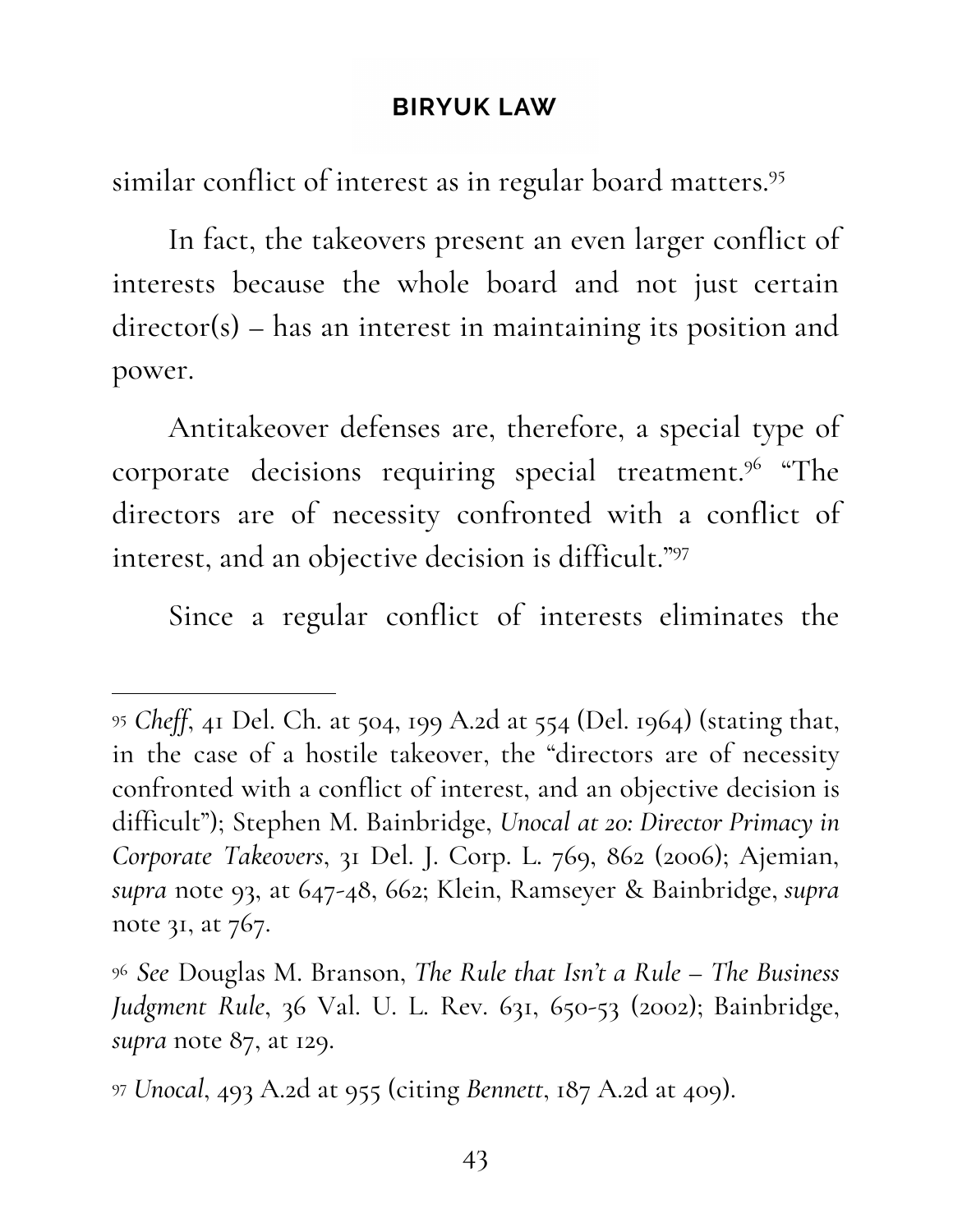similar conflict of interest as in regular board matters.[95]

In fact, the takeovers present an even larger conflict of interests because the whole board and not just certain director(s) – has an interest in maintaining its position and power.

Antitakeover defenses are, therefore, a special type of corporate decisions requiring special treatment.[96] "The directors are of necessity confronted with a conflict of interest, and an objective decision is difficult."[97]

Since a regular conflict of interests eliminates the

---

[95] *Cheff*, 41 Del. Ch. at 504, 199 A.2d at 554 (Del. 1964) (stating that, in the case of a hostile takeover, the "directors are of necessity confronted with a conflict of interest, and an objective decision is difficult"); Stephen M. Bainbridge, *Unocal at 20: Director Primacy in Corporate Takeovers*, 31 Del. J. Corp. L. 769, 862 (2006); Ajemian, *supra* note 93, at 647-48, 662; Klein, Ramseyer & Bainbridge, *supra* note 31, at 767.

[96] *See* Douglas M. Branson, *The Rule that Isn't a Rule – The Business Judgment Rule*, 36 Val. U. L. Rev. 631, 650-53 (2002); Bainbridge, *supra* note 87, at 129.

[97] *Unocal*, 493 A.2d at 955 (citing *Bennett*, 187 A.2d at 409).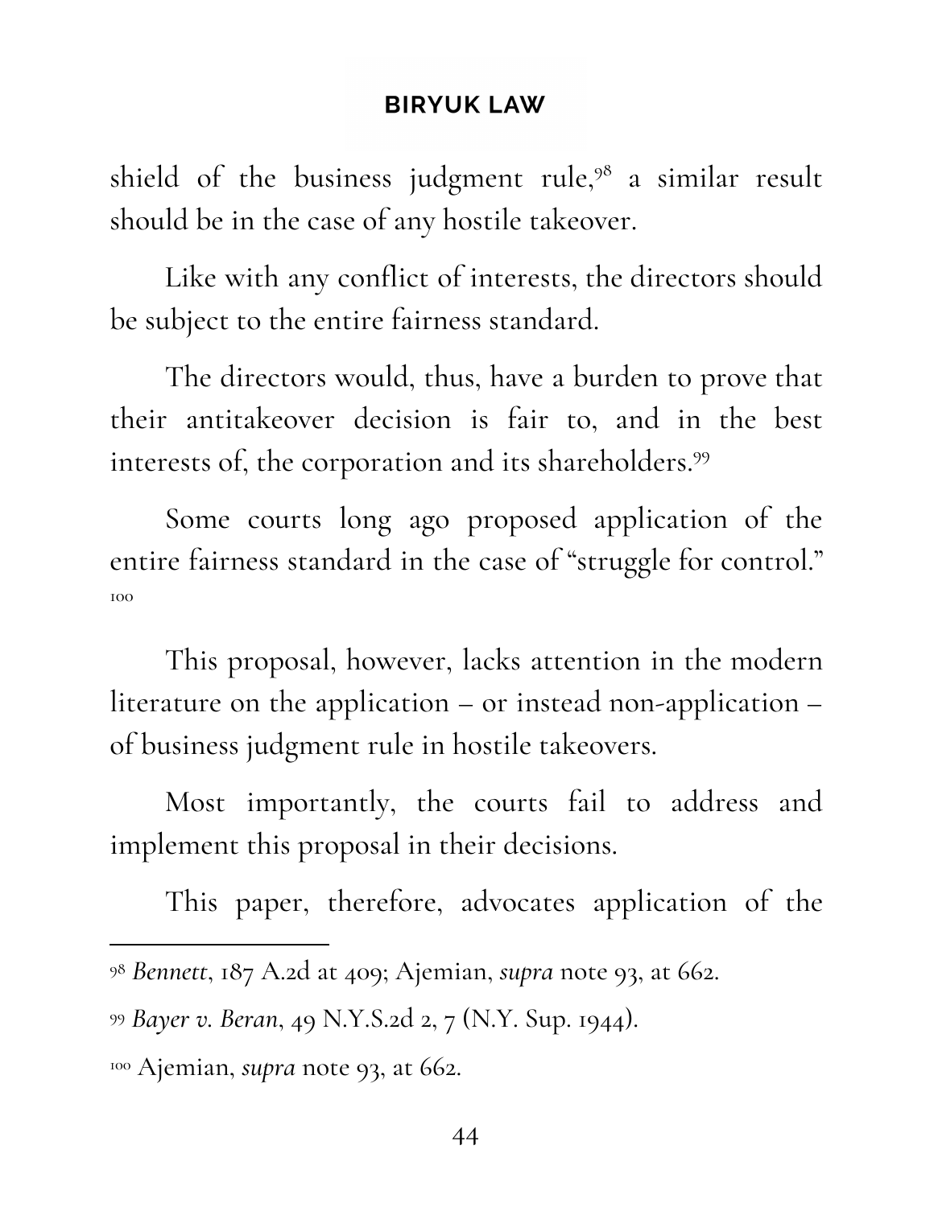shield of the business judgment rule,[98] a similar result should be in the case of any hostile takeover.

Like with any conflict of interests, the directors should be subject to the entire fairness standard.

The directors would, thus, have a burden to prove that their antitakeover decision is fair to, and in the best interests of, the corporation and its shareholders.[99]

Some courts long ago proposed application of the entire fairness standard in the case of "struggle for control." [100]

This proposal, however, lacks attention in the modern literature on the application – or instead non-application – of business judgment rule in hostile takeovers.

Most importantly, the courts fail to address and implement this proposal in their decisions.

This paper, therefore, advocates application of the

---

[98] *Bennett*, 187 A.2d at 409; Ajemian, *supra* note 93, at 662.

[99] *Bayer v. Beran*, 49 N.Y.S.2d 2, 7 (N.Y. Sup. 1944).

[100] Ajemian, *supra* note 93, at 662.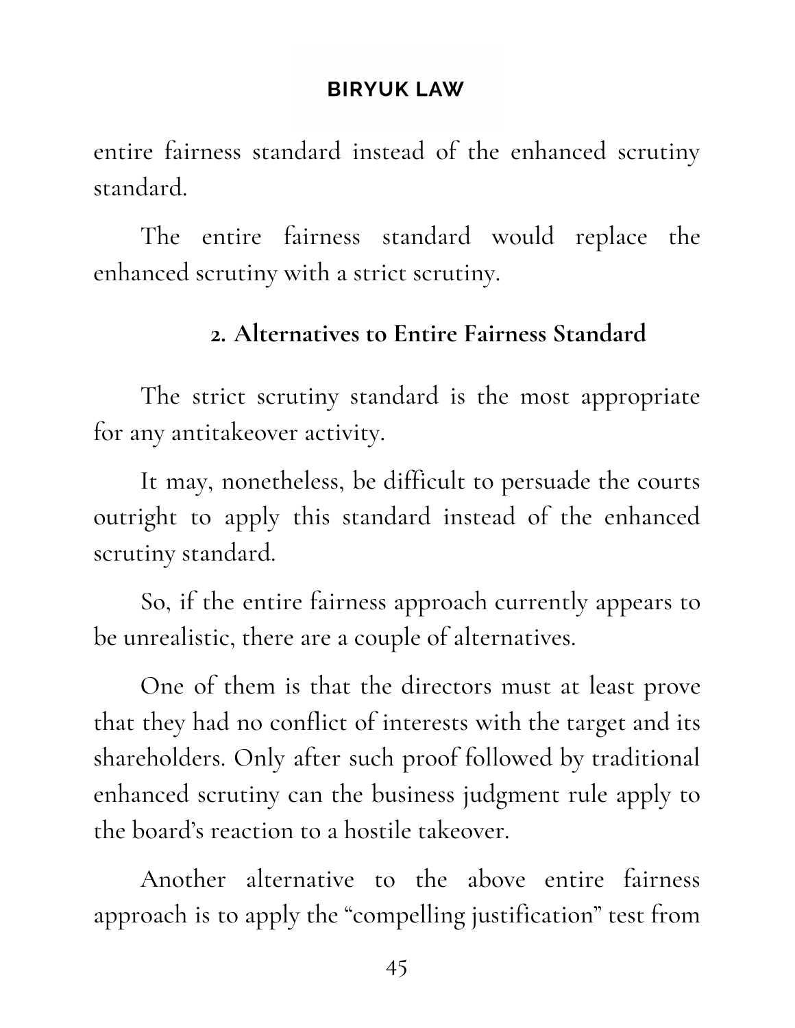entire fairness standard instead of the enhanced scrutiny standard.

The entire fairness standard would replace the enhanced scrutiny with a strict scrutiny.

### 2. Alternatives to Entire Fairness Standard

The strict scrutiny standard is the most appropriate for any antitakeover activity.

It may, nonetheless, be difficult to persuade the courts outright to apply this standard instead of the enhanced scrutiny standard.

So, if the entire fairness approach currently appears to be unrealistic, there are a couple of alternatives.

One of them is that the directors must at least prove that they had no conflict of interests with the target and its shareholders. Only after such proof followed by traditional enhanced scrutiny can the business judgment rule apply to the board's reaction to a hostile takeover.

Another alternative to the above entire fairness approach is to apply the "compelling justification" test from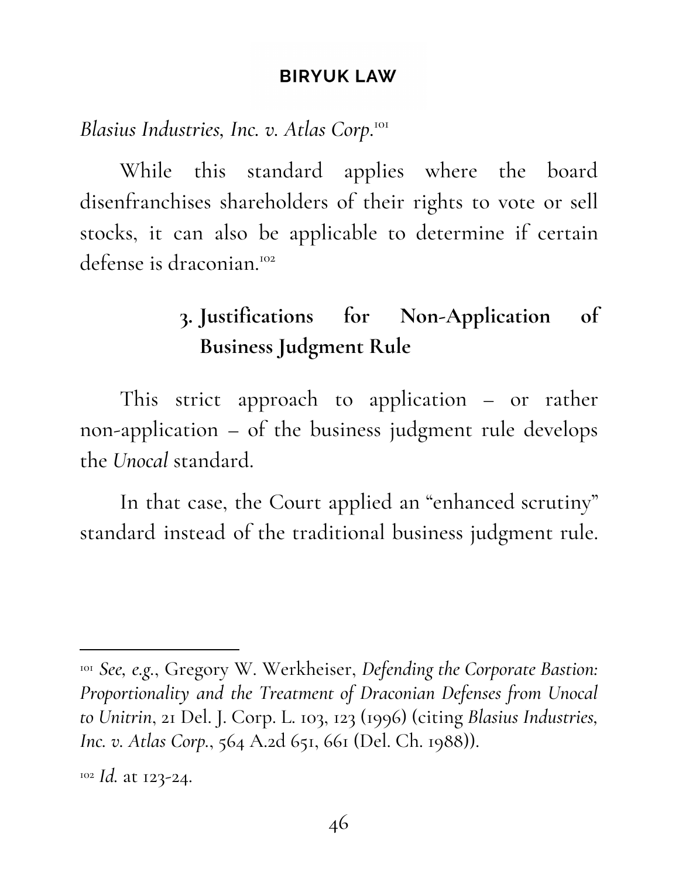*Blasius Industries, Inc. v. Atlas Corp.*[101]

While this standard applies where the board disenfranchises shareholders of their rights to vote or sell stocks, it can also be applicable to determine if certain defense is draconian.[102]

### 3. Justifications for Non-Application of Business Judgment Rule

This strict approach to application – or rather non-application – of the business judgment rule develops the *Unocal* standard.

In that case, the Court applied an "enhanced scrutiny" standard instead of the traditional business judgment rule.

---

[101] *See, e.g.*, Gregory W. Werkheiser, *Defending the Corporate Bastion: Proportionality and the Treatment of Draconian Defenses from Unocal to Unitrin*, 21 Del. J. Corp. L. 103, 123 (1996) (citing *Blasius Industries, Inc. v. Atlas Corp.*, 564 A.2d 651, 661 (Del. Ch. 1988)).

[102] *Id.* at 123-24.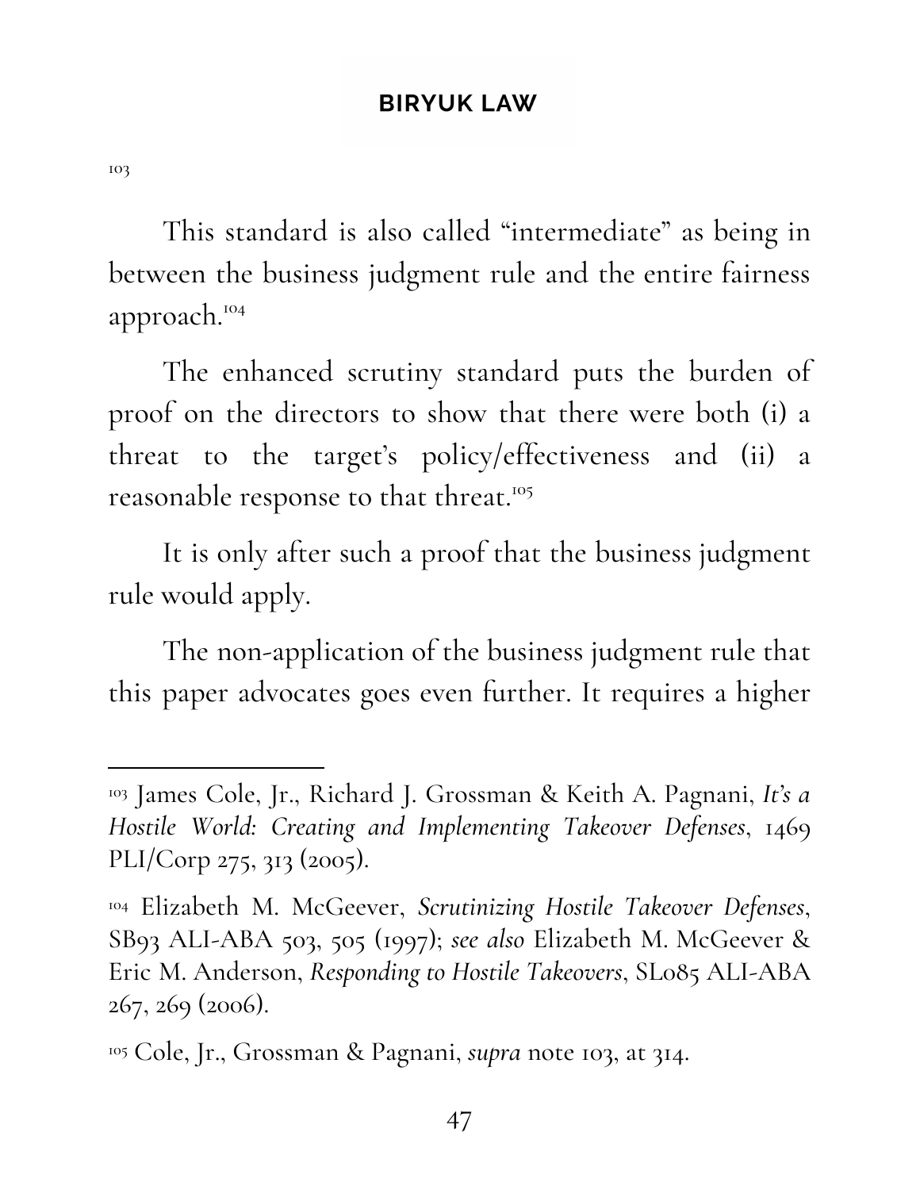[103]

This standard is also called "intermediate" as being in between the business judgment rule and the entire fairness approach.[104]

The enhanced scrutiny standard puts the burden of proof on the directors to show that there were both (i) a threat to the target's policy/effectiveness and (ii) a reasonable response to that threat.[105]

It is only after such a proof that the business judgment rule would apply.

The non-application of the business judgment rule that this paper advocates goes even further. It requires a higher

---

[103] James Cole, Jr., Richard J. Grossman & Keith A. Pagnani, *It's a Hostile World: Creating and Implementing Takeover Defenses*, 1469 PLI/Corp 275, 313 (2005).

[104] Elizabeth M. McGeever, *Scrutinizing Hostile Takeover Defenses*, SB93 ALI-ABA 503, 505 (1997); *see also* Elizabeth M. McGeever & Eric M. Anderson, *Responding to Hostile Takeovers*, SL085 ALI-ABA 267, 269 (2006).

[105] Cole, Jr., Grossman & Pagnani, *supra* note 103, at 314.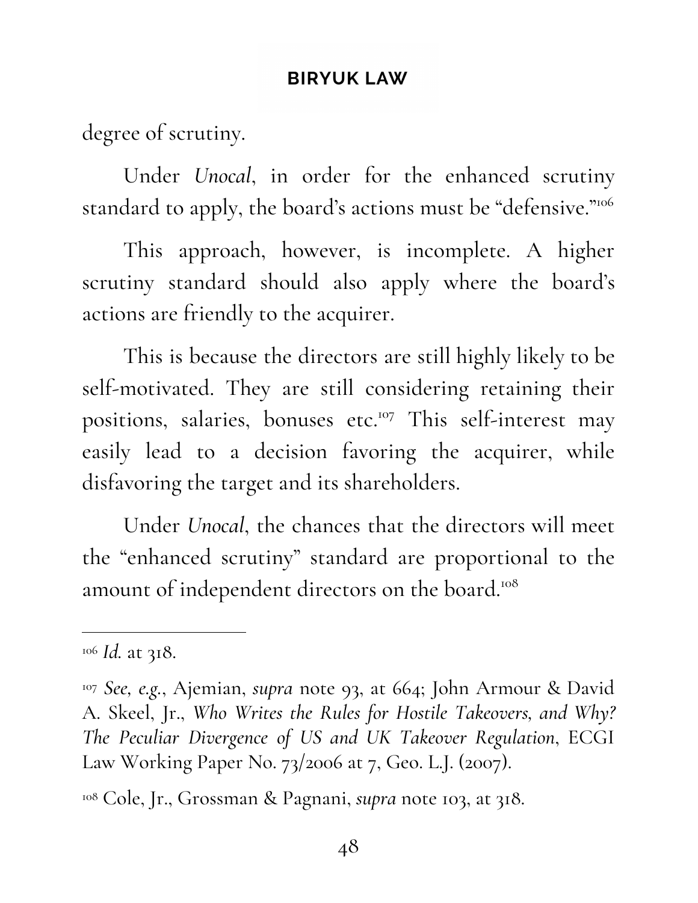degree of scrutiny.

Under *Unocal*, in order for the enhanced scrutiny standard to apply, the board's actions must be "defensive."[106]

This approach, however, is incomplete. A higher scrutiny standard should also apply where the board's actions are friendly to the acquirer.

This is because the directors are still highly likely to be self-motivated. They are still considering retaining their positions, salaries, bonuses etc.[107] This self-interest may easily lead to a decision favoring the acquirer, while disfavoring the target and its shareholders.

Under *Unocal*, the chances that the directors will meet the "enhanced scrutiny" standard are proportional to the amount of independent directors on the board.[108]

---

[106] *Id.* at 318.

[107] *See, e.g.*, Ajemian, *supra* note 93, at 664; John Armour & David A. Skeel, Jr., *Who Writes the Rules for Hostile Takeovers, and Why? The Peculiar Divergence of US and UK Takeover Regulation*, ECGI Law Working Paper No. 73/2006 at 7, Geo. L.J. (2007).

[108] Cole, Jr., Grossman & Pagnani, *supra* note 103, at 318.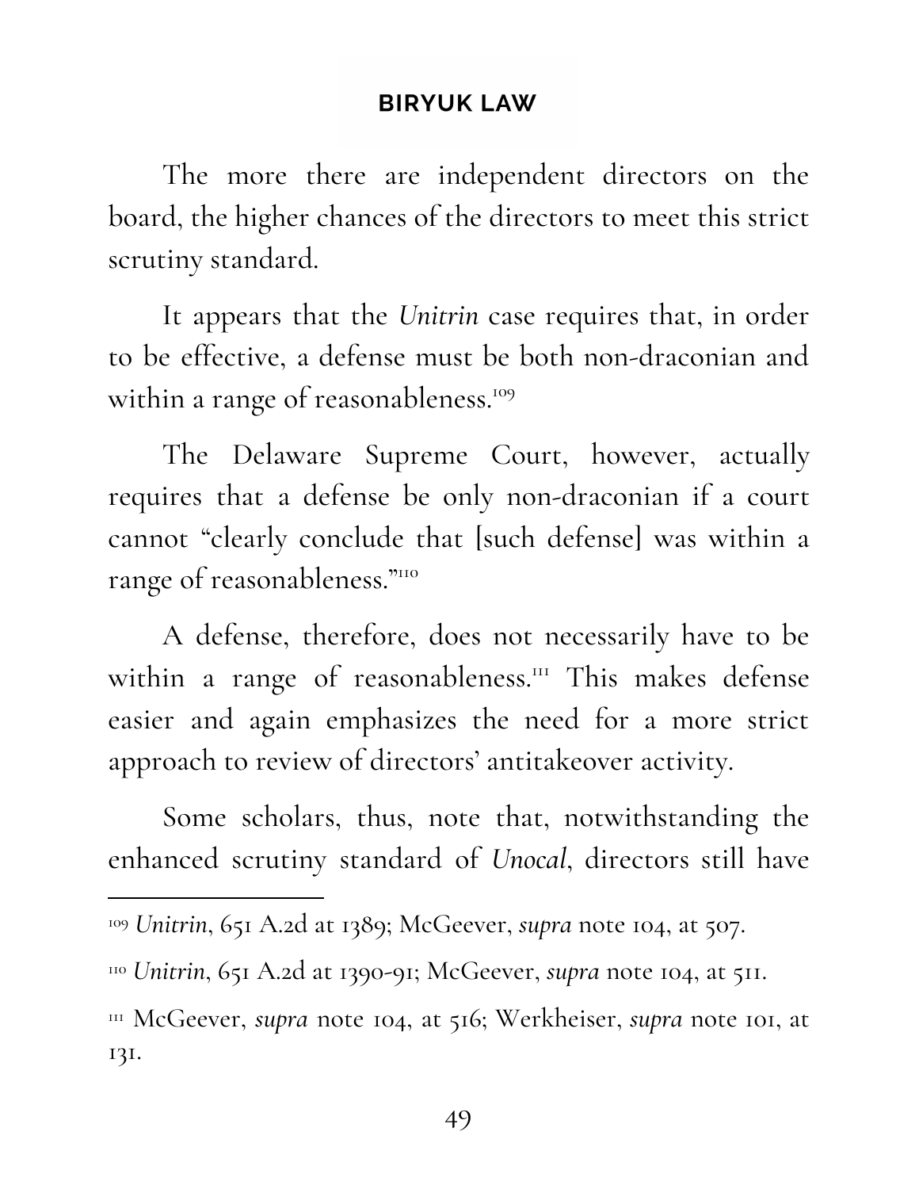The more there are independent directors on the board, the higher chances of the directors to meet this strict scrutiny standard.

It appears that the *Unitrin* case requires that, in order to be effective, a defense must be both non-draconian and within a range of reasonableness.[109]

The Delaware Supreme Court, however, actually requires that a defense be only non-draconian if a court cannot "clearly conclude that [such defense] was within a range of reasonableness."[110]

A defense, therefore, does not necessarily have to be within a range of reasonableness.[111] This makes defense easier and again emphasizes the need for a more strict approach to review of directors' antitakeover activity.

Some scholars, thus, note that, notwithstanding the enhanced scrutiny standard of *Unocal*, directors still have

---

[109] *Unitrin*, 651 A.2d at 1389; McGeever, *supra* note 104, at 507.

[110] *Unitrin*, 651 A.2d at 1390-91; McGeever, *supra* note 104, at 511.

[111] McGeever, *supra* note 104, at 516; Werkheiser, *supra* note 101, at 131.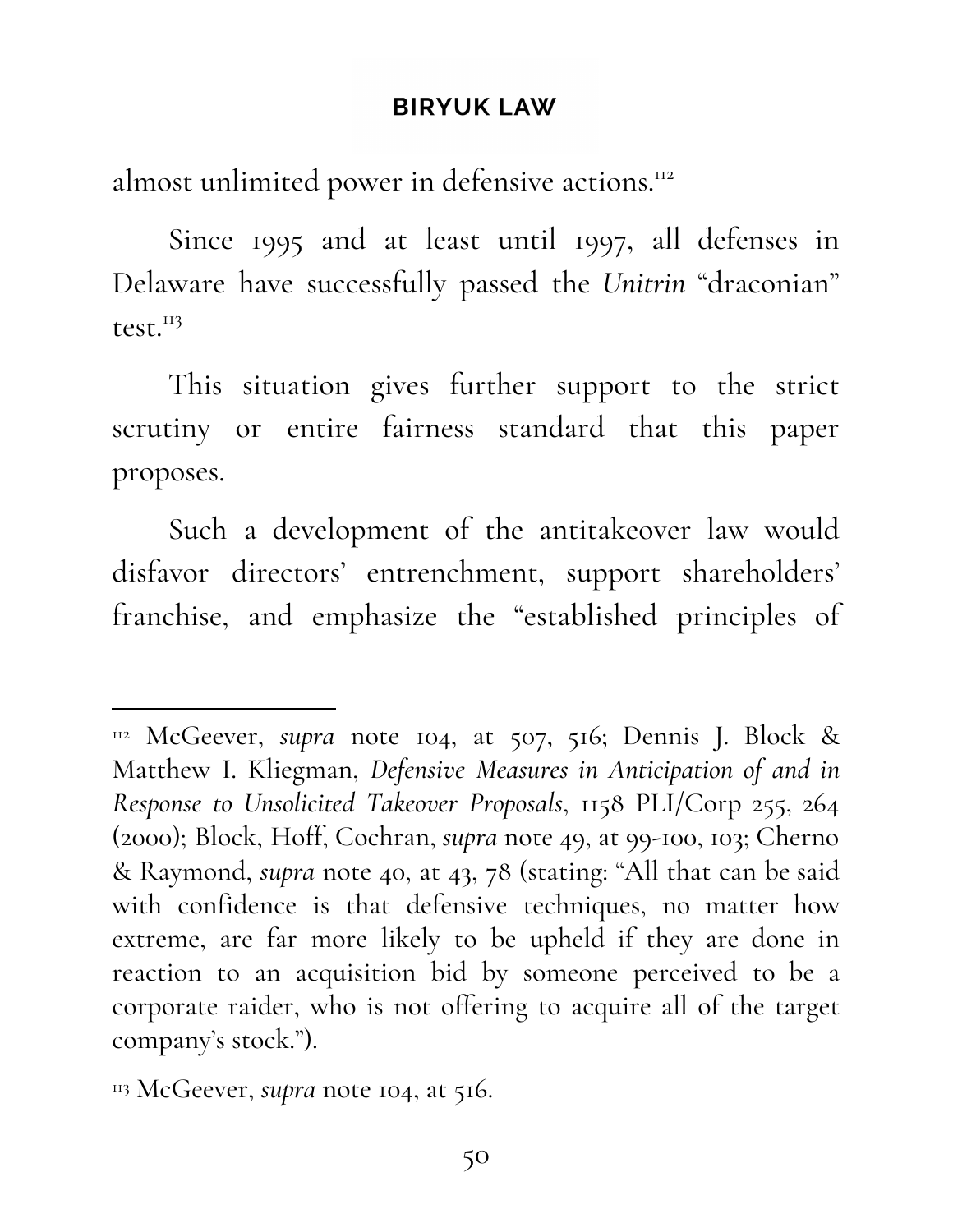almost unlimited power in defensive actions.[112]

Since 1995 and at least until 1997, all defenses in Delaware have successfully passed the *Unitrin* "draconian" test.[113]

This situation gives further support to the strict scrutiny or entire fairness standard that this paper proposes.

Such a development of the antitakeover law would disfavor directors' entrenchment, support shareholders' franchise, and emphasize the "established principles of

---

[112] McGeever, *supra* note 104, at 507, 516; Dennis J. Block & Matthew I. Kliegman, *Defensive Measures in Anticipation of and in Response to Unsolicited Takeover Proposals*, 1158 PLI/Corp 255, 264 (2000); Block, Hoff, Cochran, *supra* note 49, at 99-100, 103; Cherno & Raymond, *supra* note 40, at 43, 78 (stating: "All that can be said with confidence is that defensive techniques, no matter how extreme, are far more likely to be upheld if they are done in reaction to an acquisition bid by someone perceived to be a corporate raider, who is not offering to acquire all of the target company's stock.").

[113] McGeever, *supra* note 104, at 516.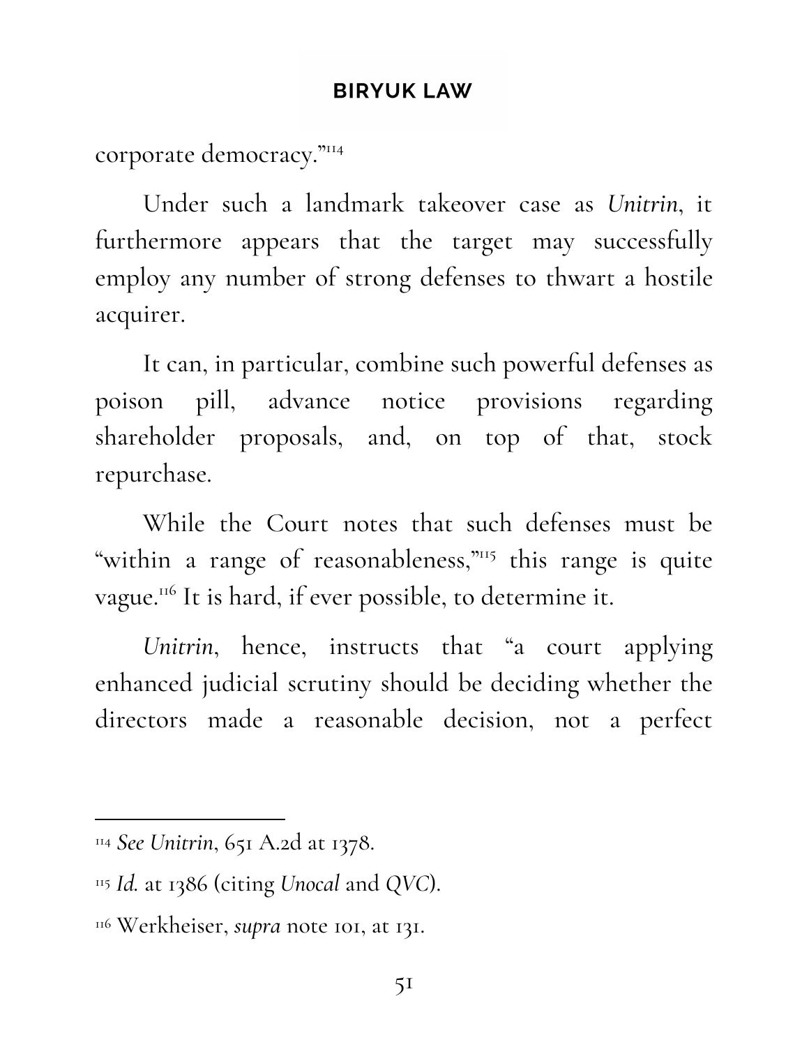corporate democracy."[114]

Under such a landmark takeover case as *Unitrin*, it furthermore appears that the target may successfully employ any number of strong defenses to thwart a hostile acquirer.

It can, in particular, combine such powerful defenses as poison pill, advance notice provisions regarding shareholder proposals, and, on top of that, stock repurchase.

While the Court notes that such defenses must be "within a range of reasonableness,"[115] this range is quite vague.[116] It is hard, if ever possible, to determine it.

*Unitrin*, hence, instructs that "a court applying enhanced judicial scrutiny should be deciding whether the directors made a reasonable decision, not a perfect

---

[114] *See Unitrin*, 651 A.2d at 1378.

[115] *Id.* at 1386 (citing *Unocal* and *QVC*).

[116] Werkheiser, *supra* note 101, at 131.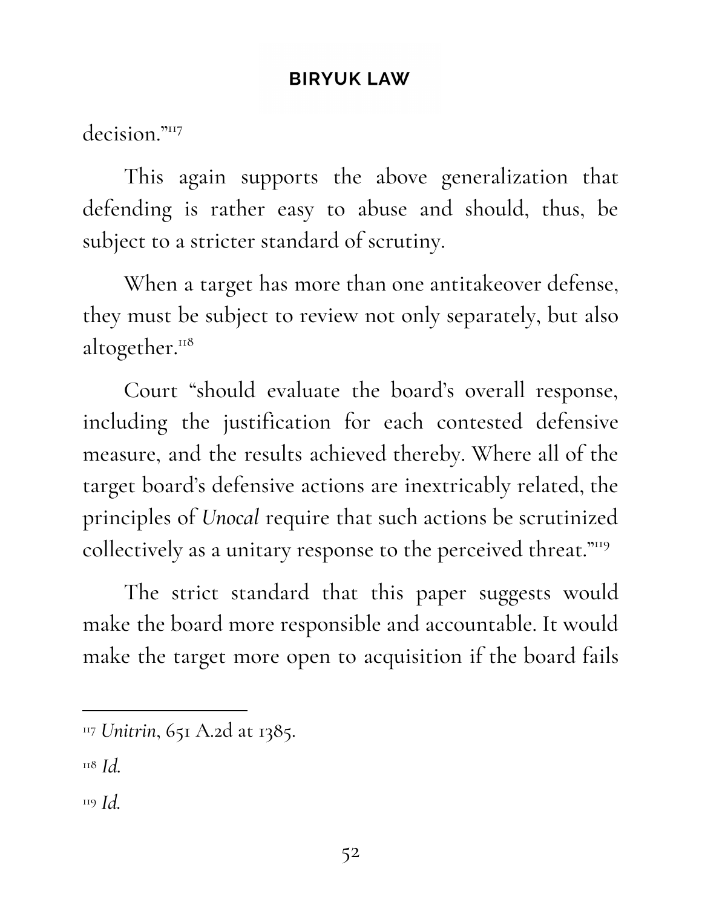decision."[117]

This again supports the above generalization that defending is rather easy to abuse and should, thus, be subject to a stricter standard of scrutiny.

When a target has more than one antitakeover defense, they must be subject to review not only separately, but also altogether.[118]

Court "should evaluate the board's overall response, including the justification for each contested defensive measure, and the results achieved thereby. Where all of the target board's defensive actions are inextricably related, the principles of *Unocal* require that such actions be scrutinized collectively as a unitary response to the perceived threat."[119]

The strict standard that this paper suggests would make the board more responsible and accountable. It would make the target more open to acquisition if the board fails

---

[117] *Unitrin*, 651 A.2d at 1385.

[118] *Id.*

[119] *Id.*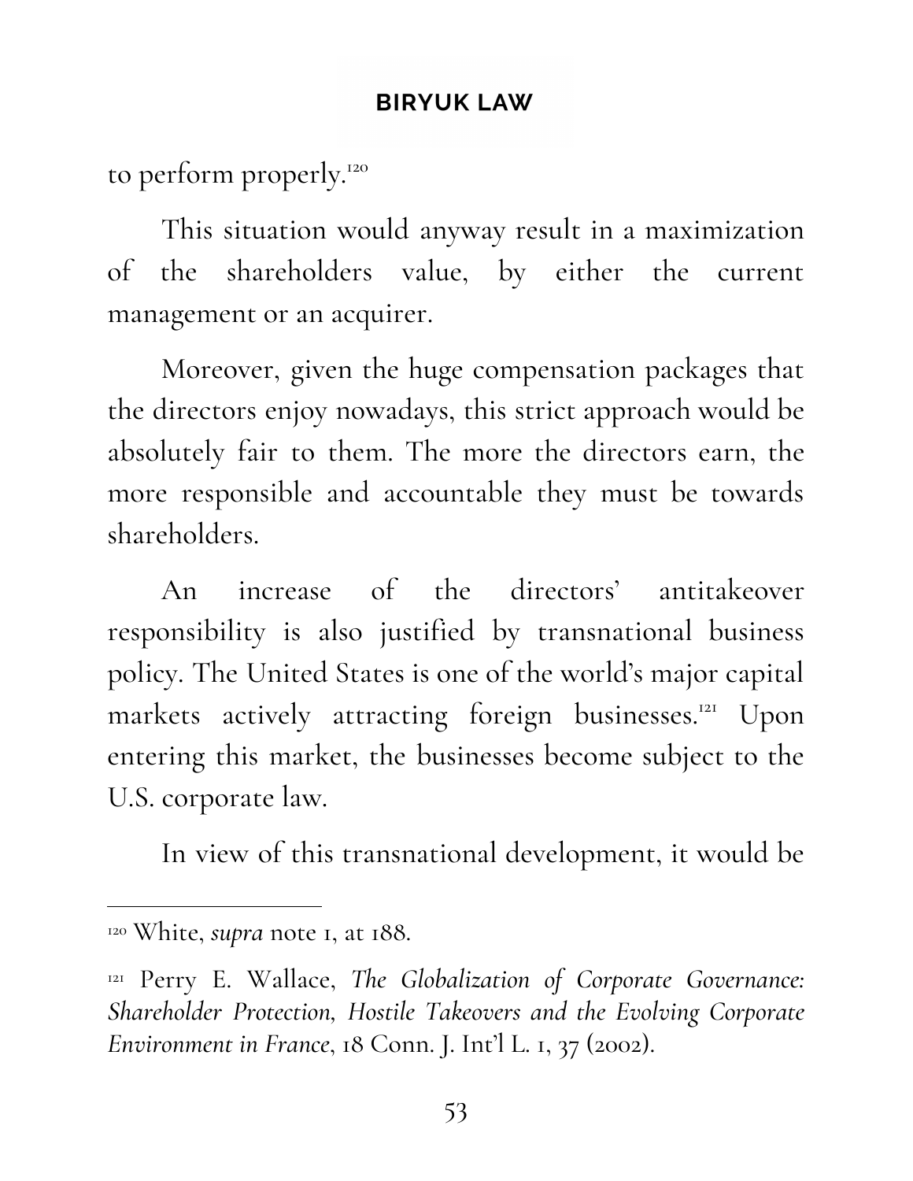to perform properly.[120]

This situation would anyway result in a maximization of the shareholders value, by either the current management or an acquirer.

Moreover, given the huge compensation packages that the directors enjoy nowadays, this strict approach would be absolutely fair to them. The more the directors earn, the more responsible and accountable they must be towards shareholders.

An increase of the directors' antitakeover responsibility is also justified by transnational business policy. The United States is one of the world's major capital markets actively attracting foreign businesses.[121] Upon entering this market, the businesses become subject to the U.S. corporate law.

In view of this transnational development, it would be

---

[120] White, *supra* note 1, at 188.

[121] Perry E. Wallace, *The Globalization of Corporate Governance: Shareholder Protection, Hostile Takeovers and the Evolving Corporate Environment in France*, 18 Conn. J. Int'l L. 1, 37 (2002).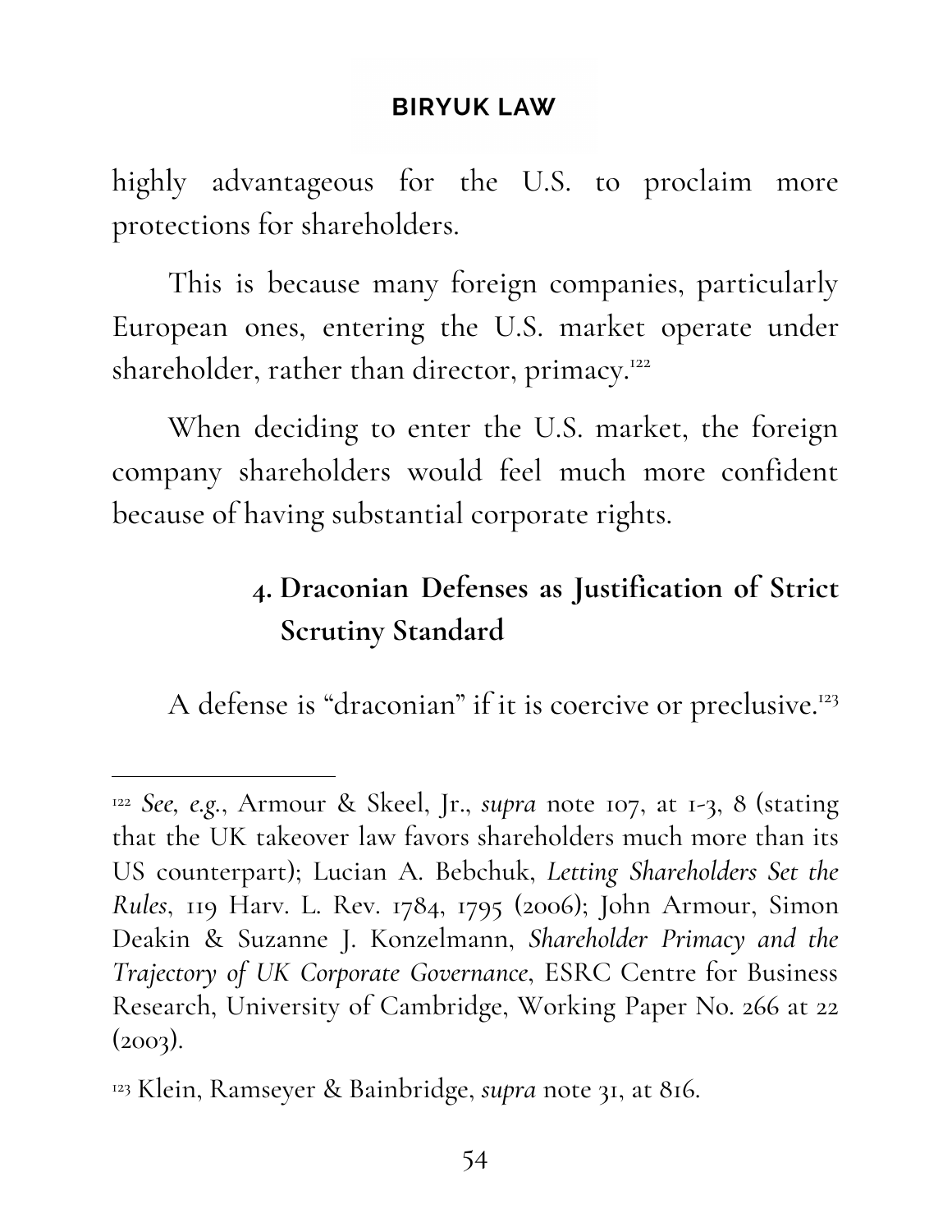highly advantageous for the U.S. to proclaim more protections for shareholders.

This is because many foreign companies, particularly European ones, entering the U.S. market operate under shareholder, rather than director, primacy.[122]

When deciding to enter the U.S. market, the foreign company shareholders would feel much more confident because of having substantial corporate rights.

### 4. Draconian Defenses as Justification of Strict Scrutiny Standard

A defense is "draconian" if it is coercive or preclusive.[123]

---

[122] *See, e.g.*, Armour & Skeel, Jr., *supra* note 107, at 1-3, 8 (stating that the UK takeover law favors shareholders much more than its US counterpart); Lucian A. Bebchuk, *Letting Shareholders Set the Rules*, 119 Harv. L. Rev. 1784, 1795 (2006); John Armour, Simon Deakin & Suzanne J. Konzelmann, *Shareholder Primacy and the Trajectory of UK Corporate Governance*, ESRC Centre for Business Research, University of Cambridge, Working Paper No. 266 at 22 (2003).

[123] Klein, Ramseyer & Bainbridge, *supra* note 31, at 816.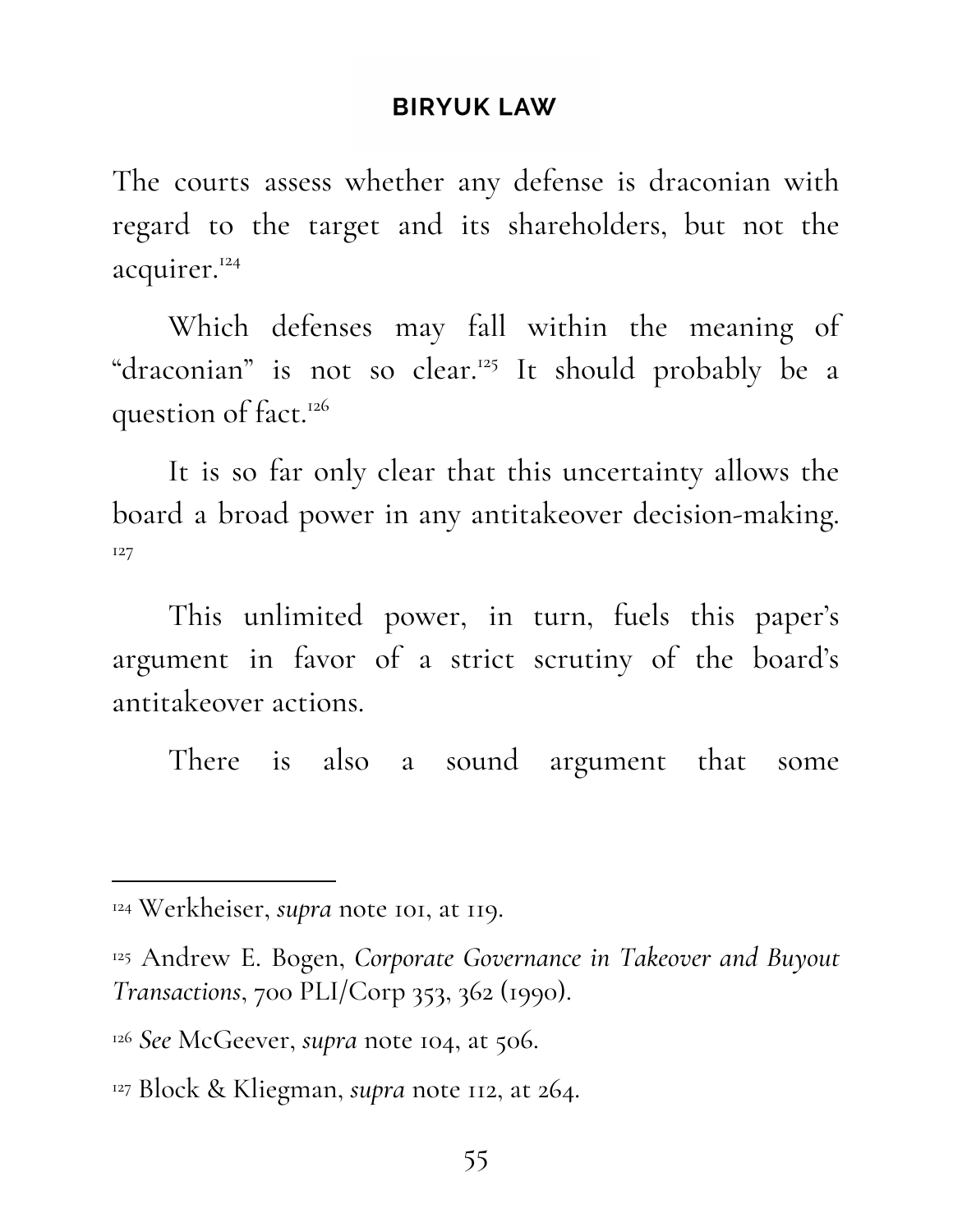The courts assess whether any defense is draconian with regard to the target and its shareholders, but not the acquirer.[124]

Which defenses may fall within the meaning of "draconian" is not so clear.[125] It should probably be a question of fact.[126]

It is so far only clear that this uncertainty allows the board a broad power in any antitakeover decision-making.[127]

This unlimited power, in turn, fuels this paper's argument in favor of a strict scrutiny of the board's antitakeover actions.

There is also a sound argument that some

---

[124] Werkheiser, *supra* note 101, at 119.

[125] Andrew E. Bogen, *Corporate Governance in Takeover and Buyout Transactions*, 700 PLI/Corp 353, 362 (1990).

[126] *See* McGeever, *supra* note 104, at 506.

[127] Block & Kliegman, *supra* note 112, at 264.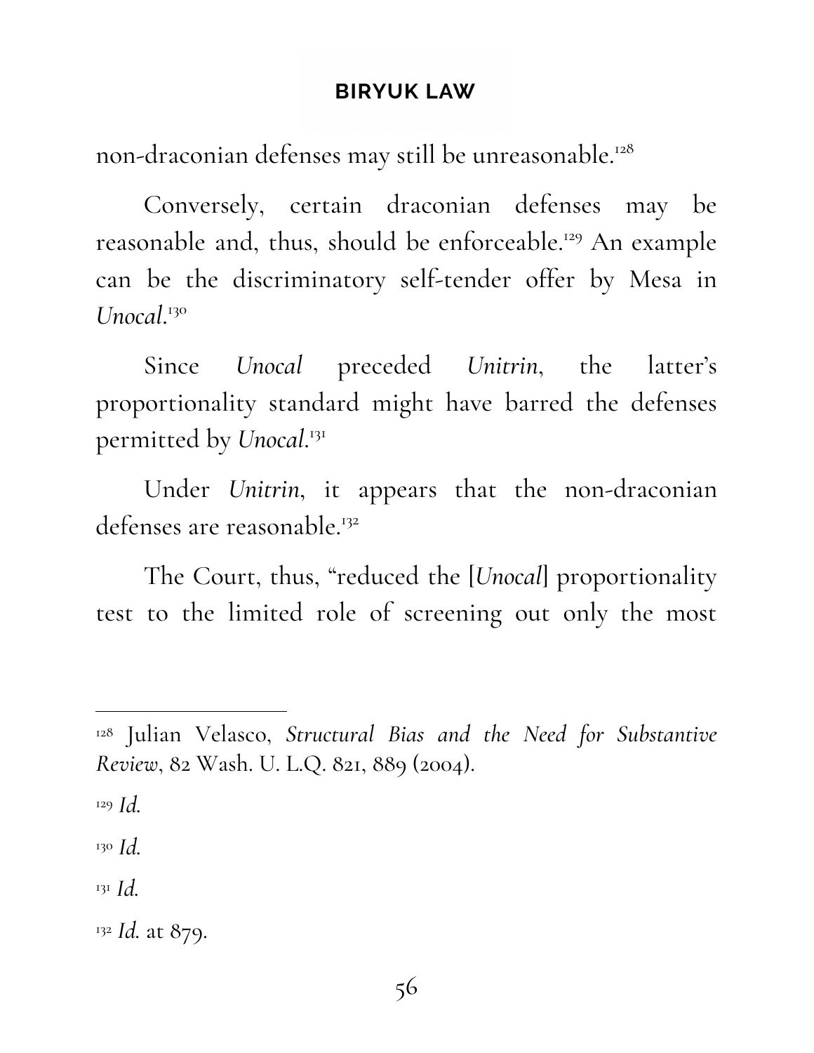non-draconian defenses may still be unreasonable.[128]

Conversely, certain draconian defenses may be reasonable and, thus, should be enforceable.[129] An example can be the discriminatory self-tender offer by Mesa in *Unocal*.[130]

Since *Unocal* preceded *Unitrin*, the latter's proportionality standard might have barred the defenses permitted by *Unocal*.[131]

Under *Unitrin*, it appears that the non-draconian defenses are reasonable.[132]

The Court, thus, "reduced the [*Unocal*] proportionality test to the limited role of screening out only the most

---

[128] Julian Velasco, *Structural Bias and the Need for Substantive Review*, 82 Wash. U. L.Q. 821, 889 (2004).

[129] *Id.*

[130] *Id.*

[131] *Id.*

[132] *Id.* at 879.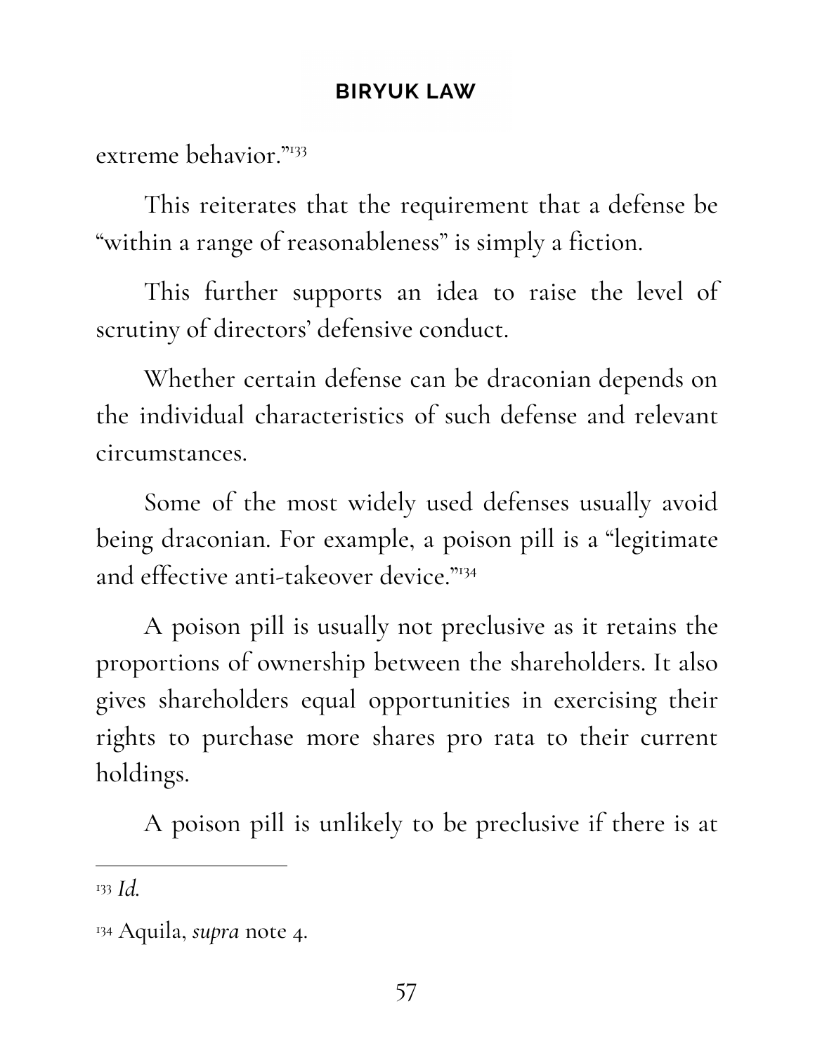extreme behavior."[133]

This reiterates that the requirement that a defense be "within a range of reasonableness" is simply a fiction.

This further supports an idea to raise the level of scrutiny of directors' defensive conduct.

Whether certain defense can be draconian depends on the individual characteristics of such defense and relevant circumstances.

Some of the most widely used defenses usually avoid being draconian. For example, a poison pill is a "legitimate and effective anti-takeover device."[134]

A poison pill is usually not preclusive as it retains the proportions of ownership between the shareholders. It also gives shareholders equal opportunities in exercising their rights to purchase more shares pro rata to their current holdings.

A poison pill is unlikely to be preclusive if there is at

---

[133] *Id.*

[134] Aquila, *supra* note 4.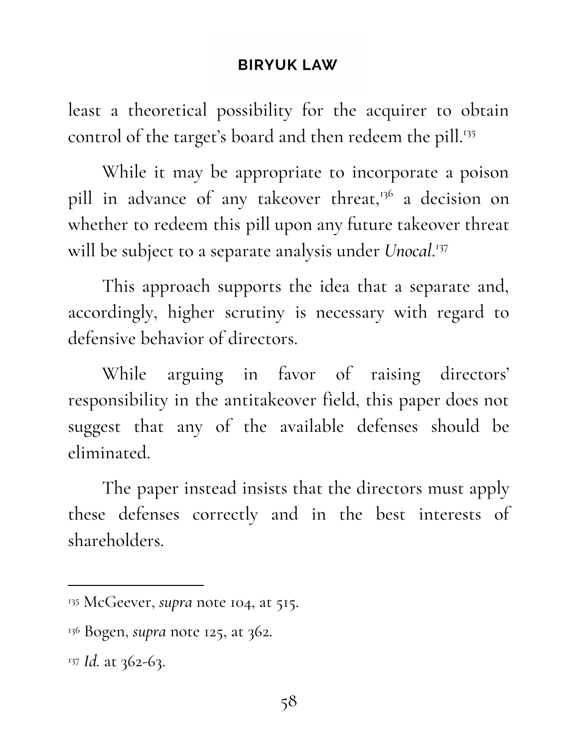least a theoretical possibility for the acquirer to obtain control of the target's board and then redeem the pill.[135]

While it may be appropriate to incorporate a poison pill in advance of any takeover threat,[136] a decision on whether to redeem this pill upon any future takeover threat will be subject to a separate analysis under *Unocal*.[137]

This approach supports the idea that a separate and, accordingly, higher scrutiny is necessary with regard to defensive behavior of directors.

While arguing in favor of raising directors' responsibility in the antitakeover field, this paper does not suggest that any of the available defenses should be eliminated.

The paper instead insists that the directors must apply these defenses correctly and in the best interests of shareholders.

---

[135] McGeever, *supra* note 104, at 515.

[136] Bogen, *supra* note 125, at 362.

[137] *Id.* at 362-63.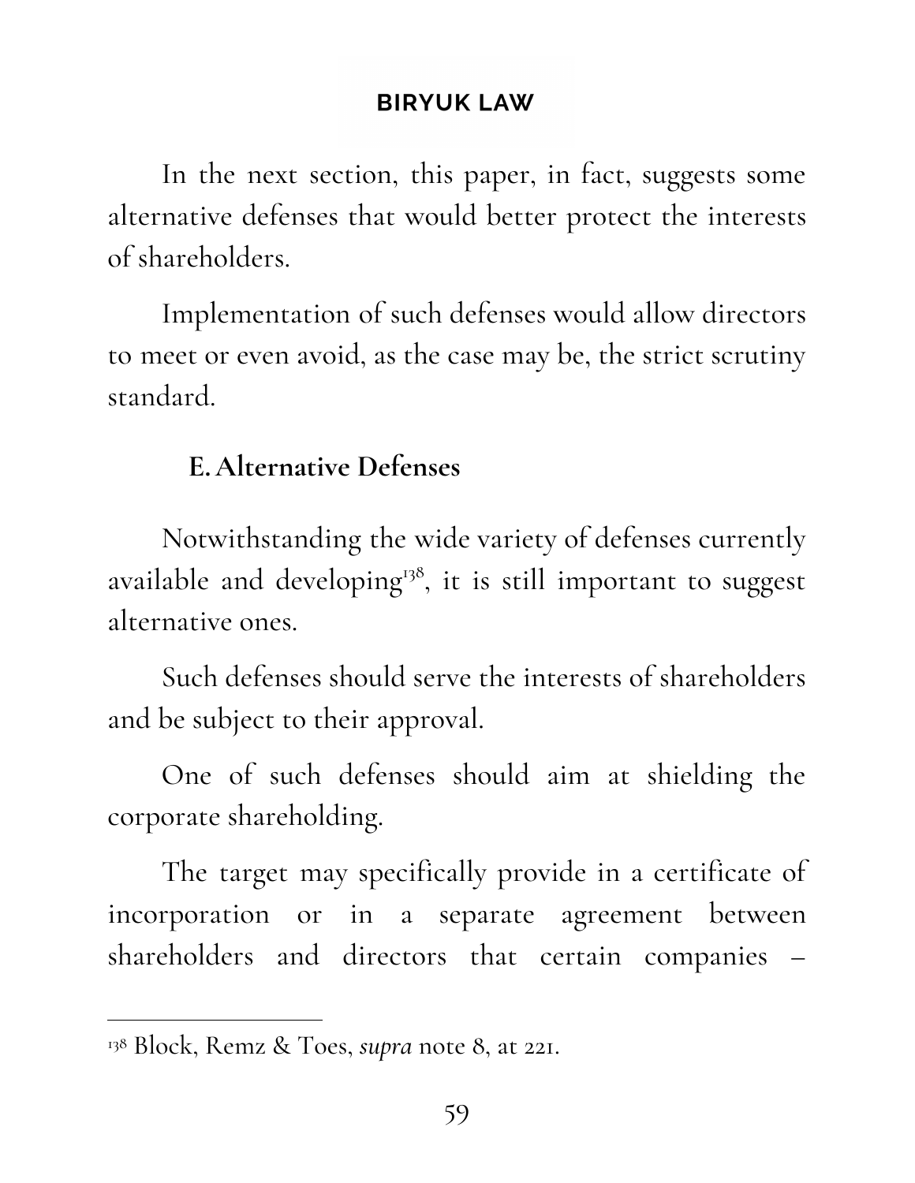In the next section, this paper, in fact, suggests some alternative defenses that would better protect the interests of shareholders.

Implementation of such defenses would allow directors to meet or even avoid, as the case may be, the strict scrutiny standard.

## E. Alternative Defenses

Notwithstanding the wide variety of defenses currently available and developing[138], it is still important to suggest alternative ones.

Such defenses should serve the interests of shareholders and be subject to their approval.

One of such defenses should aim at shielding the corporate shareholding.

The target may specifically provide in a certificate of incorporation or in a separate agreement between shareholders and directors that certain companies –

---

[138] Block, Remz & Toes, *supra* note 8, at 221.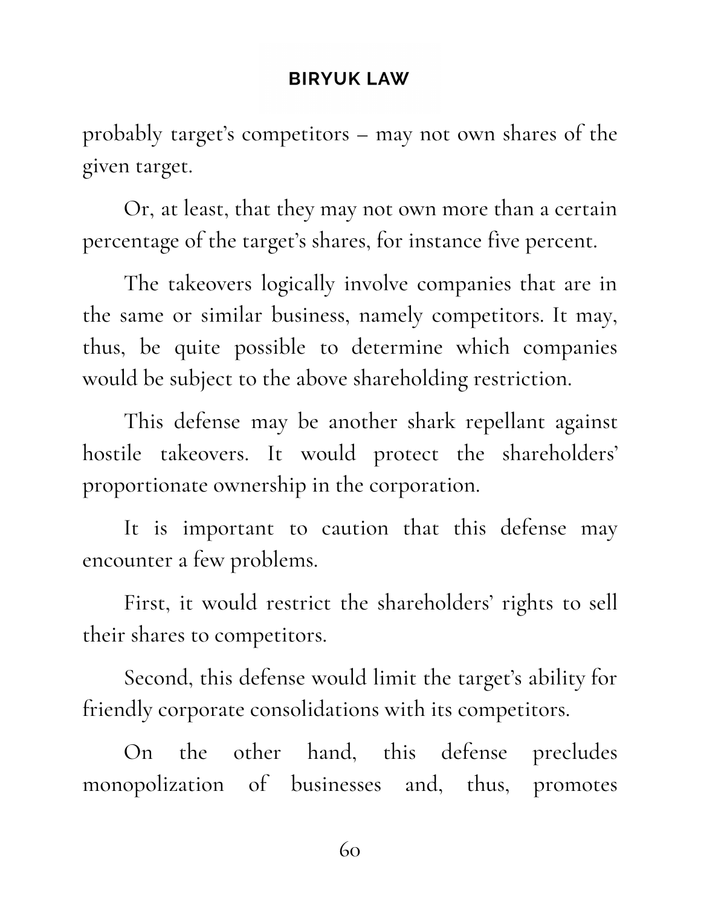probably target's competitors – may not own shares of the given target.

Or, at least, that they may not own more than a certain percentage of the target's shares, for instance five percent.

The takeovers logically involve companies that are in the same or similar business, namely competitors. It may, thus, be quite possible to determine which companies would be subject to the above shareholding restriction.

This defense may be another shark repellant against hostile takeovers. It would protect the shareholders' proportionate ownership in the corporation.

It is important to caution that this defense may encounter a few problems.

First, it would restrict the shareholders' rights to sell their shares to competitors.

Second, this defense would limit the target's ability for friendly corporate consolidations with its competitors.

On the other hand, this defense precludes monopolization of businesses and, thus, promotes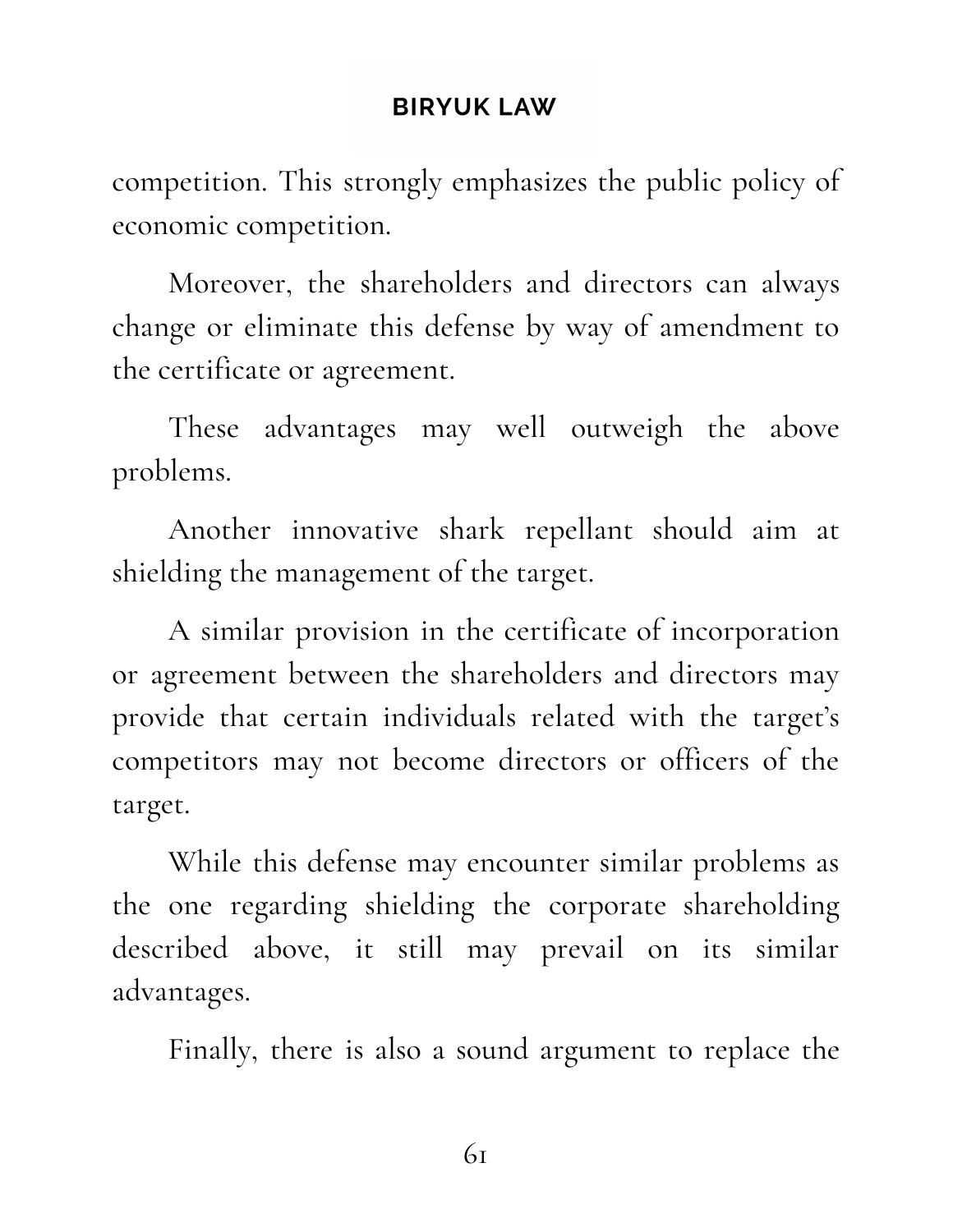competition. This strongly emphasizes the public policy of economic competition.

Moreover, the shareholders and directors can always change or eliminate this defense by way of amendment to the certificate or agreement.

These advantages may well outweigh the above problems.

Another innovative shark repellant should aim at shielding the management of the target.

A similar provision in the certificate of incorporation or agreement between the shareholders and directors may provide that certain individuals related with the target's competitors may not become directors or officers of the target.

While this defense may encounter similar problems as the one regarding shielding the corporate shareholding described above, it still may prevail on its similar advantages.

Finally, there is also a sound argument to replace the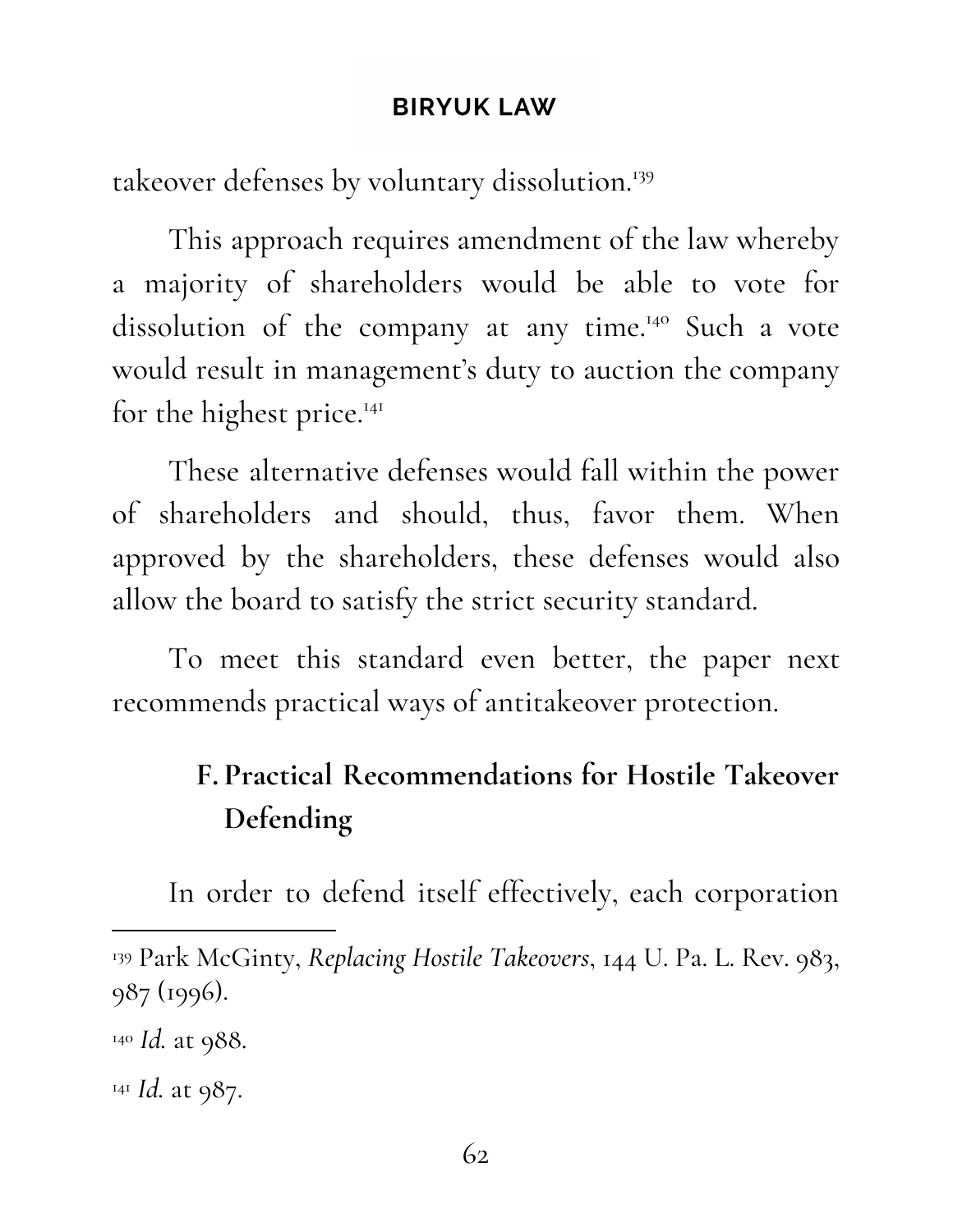takeover defenses by voluntary dissolution.[139]

This approach requires amendment of the law whereby a majority of shareholders would be able to vote for dissolution of the company at any time.[140] Such a vote would result in management's duty to auction the company for the highest price.[141]

These alternative defenses would fall within the power of shareholders and should, thus, favor them. When approved by the shareholders, these defenses would also allow the board to satisfy the strict security standard.

To meet this standard even better, the paper next recommends practical ways of antitakeover protection.

### F. Practical Recommendations for Hostile Takeover Defending

In order to defend itself effectively, each corporation

---

[139] Park McGinty, *Replacing Hostile Takeovers*, 144 U. Pa. L. Rev. 983, 987 (1996).

[140] *Id.* at 988.

[141] *Id.* at 987.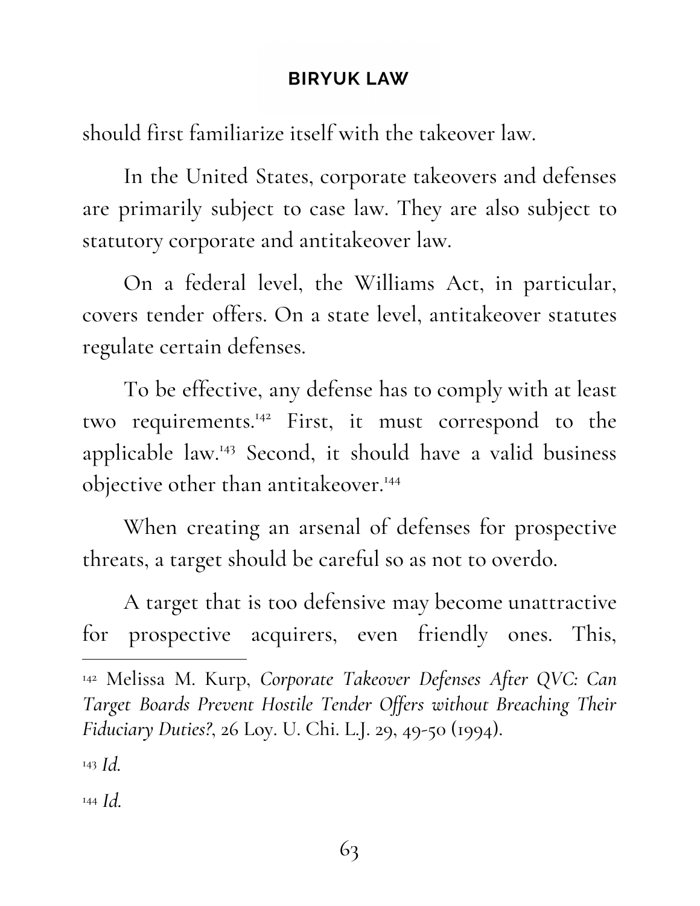should first familiarize itself with the takeover law.

In the United States, corporate takeovers and defenses are primarily subject to case law. They are also subject to statutory corporate and antitakeover law.

On a federal level, the Williams Act, in particular, covers tender offers. On a state level, antitakeover statutes regulate certain defenses.

To be effective, any defense has to comply with at least two requirements.[142] First, it must correspond to the applicable law.[143] Second, it should have a valid business objective other than antitakeover.[144]

When creating an arsenal of defenses for prospective threats, a target should be careful so as not to overdo.

A target that is too defensive may become unattractive for prospective acquirers, even friendly ones. This,

---

[142] Melissa M. Kurp, *Corporate Takeover Defenses After QVC: Can Target Boards Prevent Hostile Tender Offers without Breaching Their Fiduciary Duties?*, 26 Loy. U. Chi. L.J. 29, 49-50 (1994).

[143] *Id.*

[144] *Id.*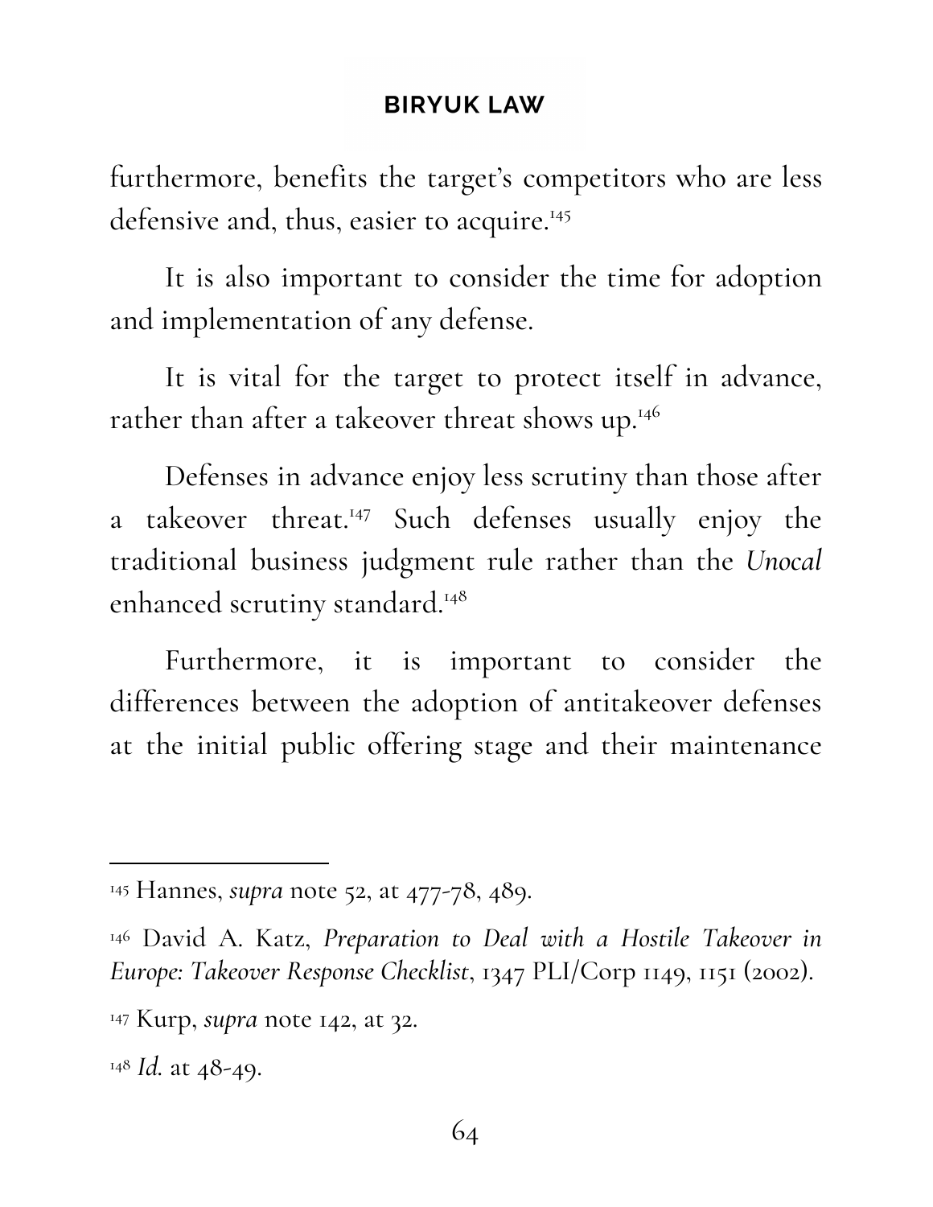furthermore, benefits the target's competitors who are less defensive and, thus, easier to acquire.[145]

It is also important to consider the time for adoption and implementation of any defense.

It is vital for the target to protect itself in advance, rather than after a takeover threat shows up.[146]

Defenses in advance enjoy less scrutiny than those after a takeover threat.[147] Such defenses usually enjoy the traditional business judgment rule rather than the *Unocal* enhanced scrutiny standard.[148]

Furthermore, it is important to consider the differences between the adoption of antitakeover defenses at the initial public offering stage and their maintenance

---

[145] Hannes, *supra* note 52, at 477-78, 489.

[146] David A. Katz, *Preparation to Deal with a Hostile Takeover in Europe: Takeover Response Checklist*, 1347 PLI/Corp 1149, 1151 (2002).

[147] Kurp, *supra* note 142, at 32.

[148] *Id.* at 48-49.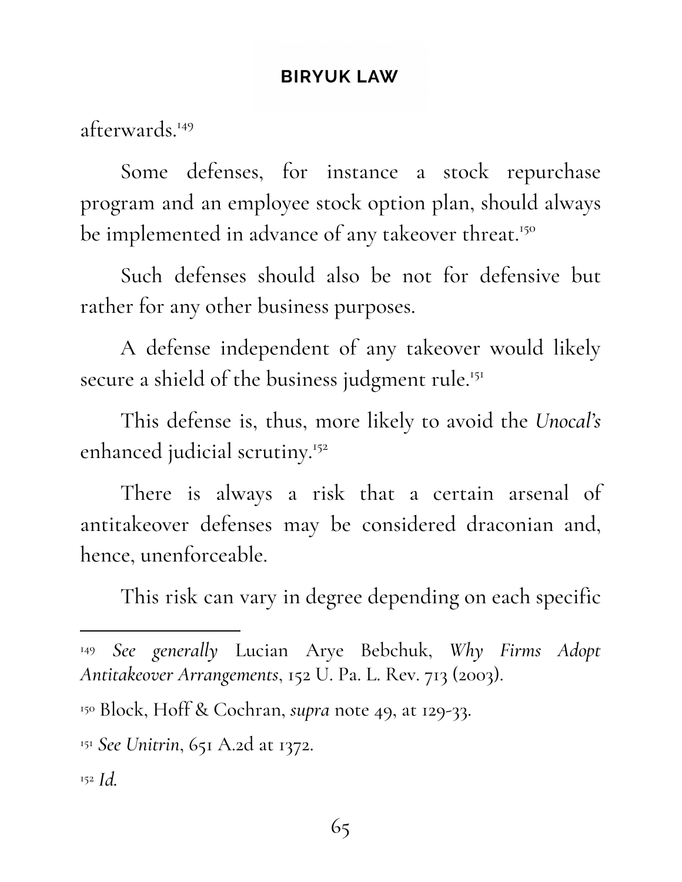afterwards.[149]

Some defenses, for instance a stock repurchase program and an employee stock option plan, should always be implemented in advance of any takeover threat.[150]

Such defenses should also be not for defensive but rather for any other business purposes.

A defense independent of any takeover would likely secure a shield of the business judgment rule.[151]

This defense is, thus, more likely to avoid the *Unocal's* enhanced judicial scrutiny.[152]

There is always a risk that a certain arsenal of antitakeover defenses may be considered draconian and, hence, unenforceable.

This risk can vary in degree depending on each specific

---

[149] *See generally* Lucian Arye Bebchuk, *Why Firms Adopt Antitakeover Arrangements*, 152 U. Pa. L. Rev. 713 (2003).

[150] Block, Hoff & Cochran, *supra* note 49, at 129-33.

[151] *See Unitrin*, 651 A.2d at 1372.

[152] *Id.*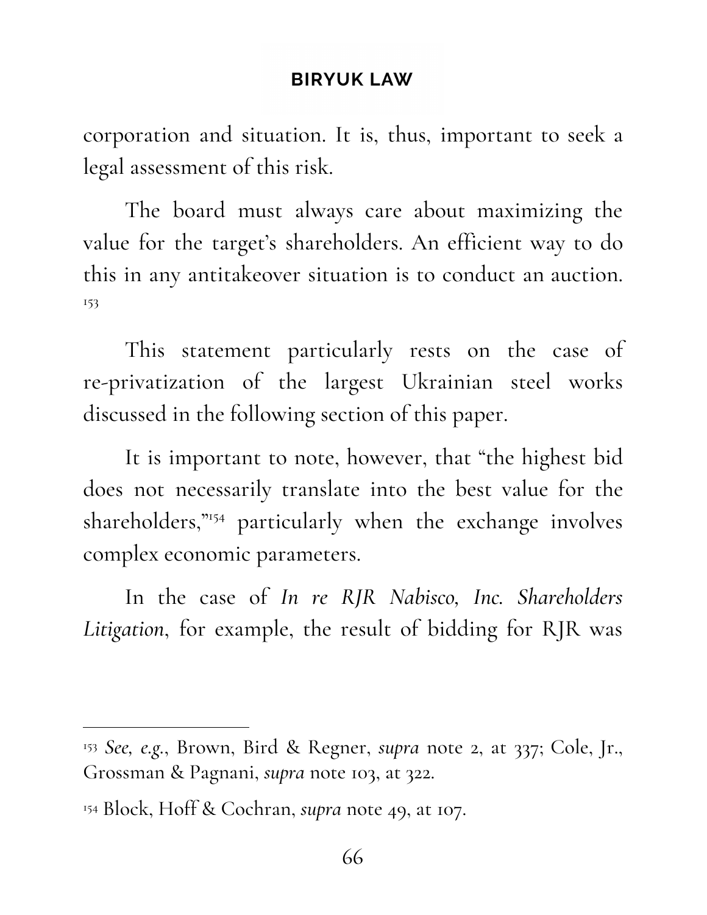corporation and situation. It is, thus, important to seek a legal assessment of this risk.

The board must always care about maximizing the value for the target's shareholders. An efficient way to do this in any antitakeover situation is to conduct an auction. [153]

This statement particularly rests on the case of re-privatization of the largest Ukrainian steel works discussed in the following section of this paper.

It is important to note, however, that "the highest bid does not necessarily translate into the best value for the shareholders,"[154] particularly when the exchange involves complex economic parameters.

In the case of *In re RJR Nabisco, Inc. Shareholders Litigation*, for example, the result of bidding for RJR was

---

[153] *See, e.g.*, Brown, Bird & Regner, *supra* note 2, at 337; Cole, Jr., Grossman & Pagnani, *supra* note 103, at 322.

[154] Block, Hoff & Cochran, *supra* note 49, at 107.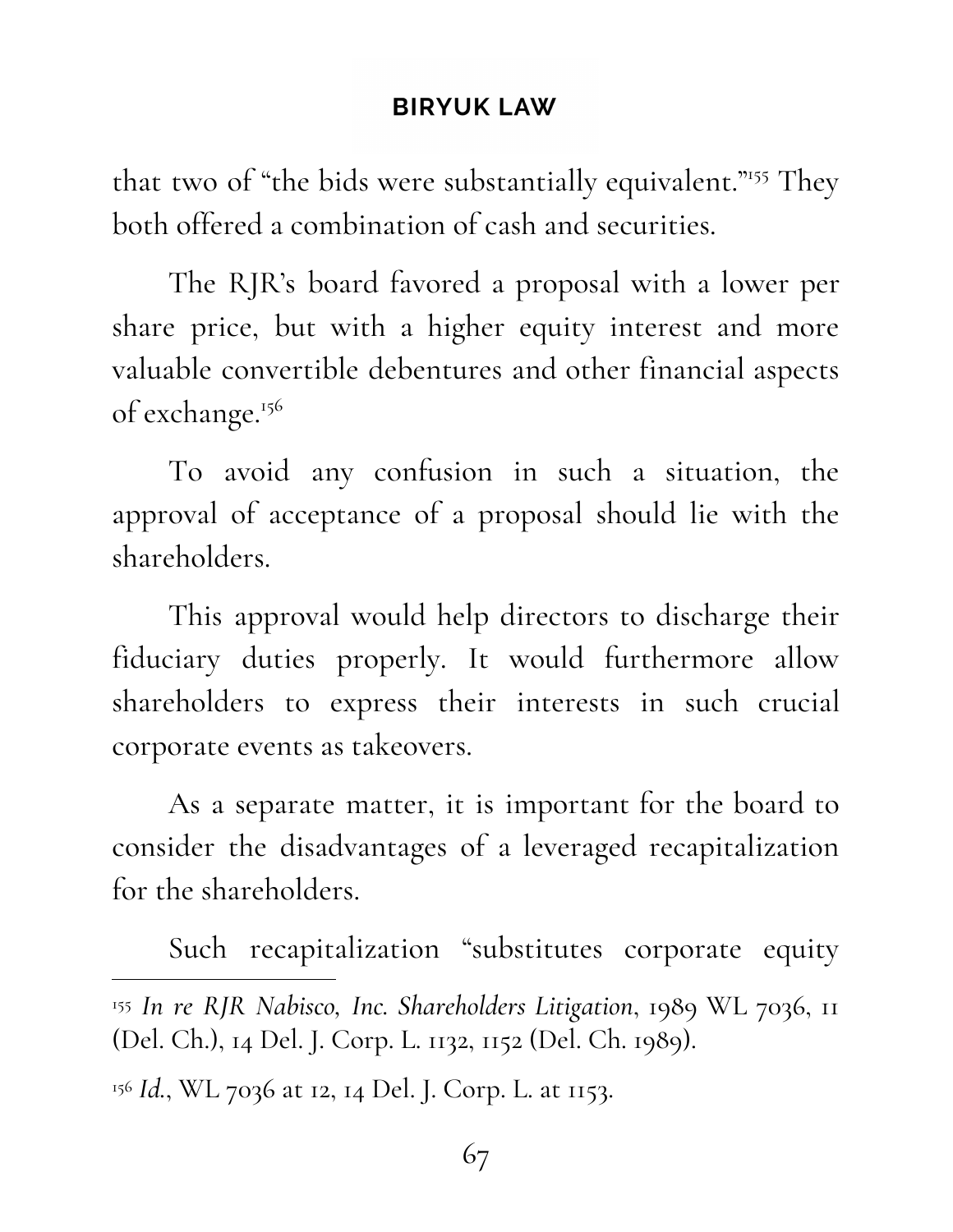that two of "the bids were substantially equivalent."[155] They both offered a combination of cash and securities.

The RJR's board favored a proposal with a lower per share price, but with a higher equity interest and more valuable convertible debentures and other financial aspects of exchange.[156]

To avoid any confusion in such a situation, the approval of acceptance of a proposal should lie with the shareholders.

This approval would help directors to discharge their fiduciary duties properly. It would furthermore allow shareholders to express their interests in such crucial corporate events as takeovers.

As a separate matter, it is important for the board to consider the disadvantages of a leveraged recapitalization for the shareholders.

Such recapitalization "substitutes corporate equity

---

[155] *In re RJR Nabisco, Inc. Shareholders Litigation*, 1989 WL 7036, 11 (Del. Ch.), 14 Del. J. Corp. L. 1132, 1152 (Del. Ch. 1989).

[156] *Id.*, WL 7036 at 12, 14 Del. J. Corp. L. at 1153.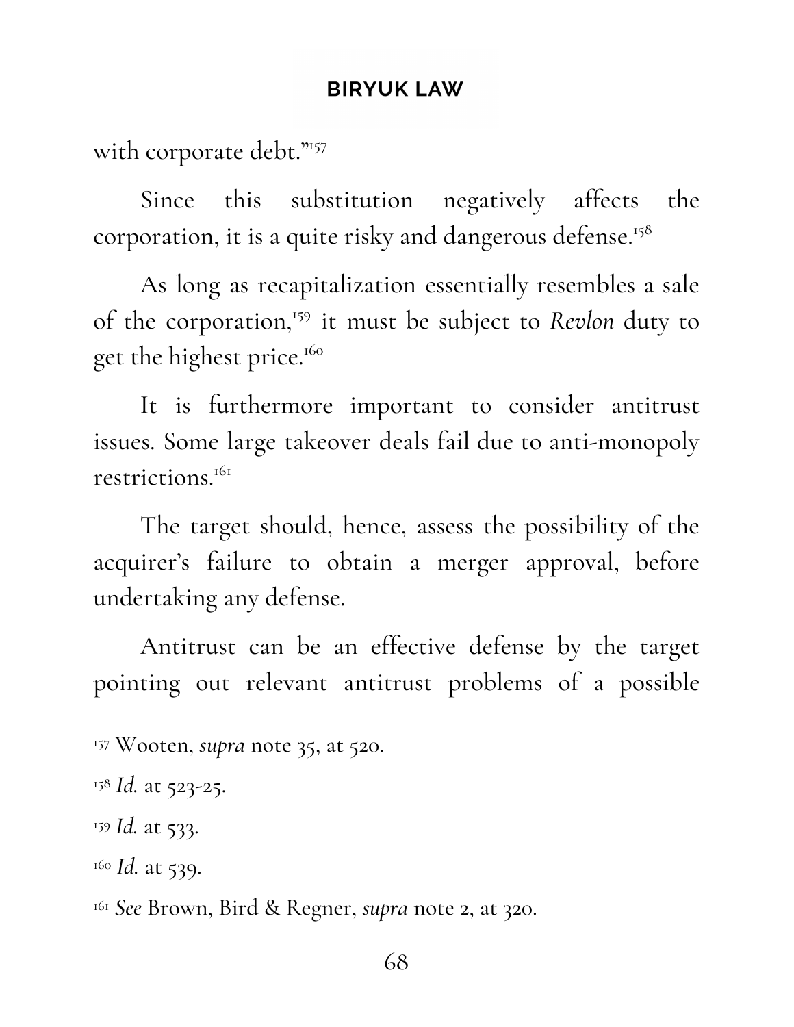with corporate debt."[157]

Since this substitution negatively affects the corporation, it is a quite risky and dangerous defense.[158]

As long as recapitalization essentially resembles a sale of the corporation,[159] it must be subject to *Revlon* duty to get the highest price.[160]

It is furthermore important to consider antitrust issues. Some large takeover deals fail due to anti-monopoly restrictions.[161]

The target should, hence, assess the possibility of the acquirer's failure to obtain a merger approval, before undertaking any defense.

Antitrust can be an effective defense by the target pointing out relevant antitrust problems of a possible

---

[157] Wooten, *supra* note 35, at 520.

[158] *Id.* at 523-25.

[159] *Id.* at 533.

[160] *Id.* at 539.

[161] *See* Brown, Bird & Regner, *supra* note 2, at 320.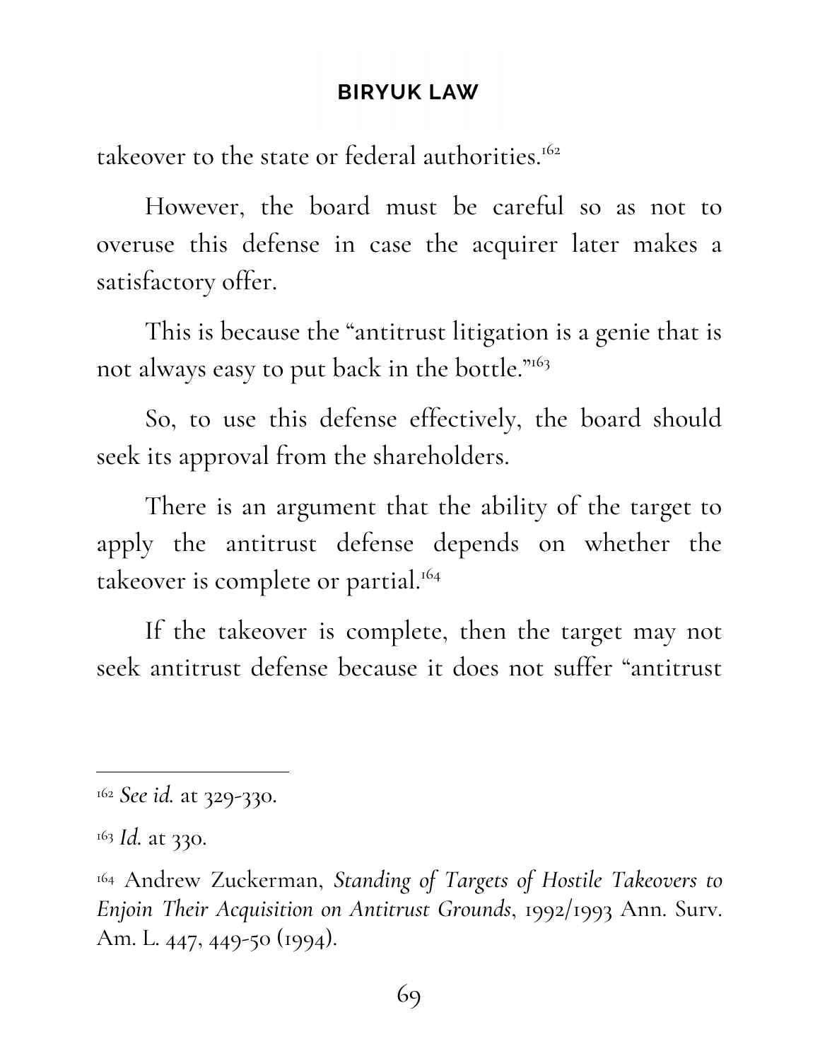takeover to the state or federal authorities.[162]

However, the board must be careful so as not to overuse this defense in case the acquirer later makes a satisfactory offer.

This is because the "antitrust litigation is a genie that is not always easy to put back in the bottle."[163]

So, to use this defense effectively, the board should seek its approval from the shareholders.

There is an argument that the ability of the target to apply the antitrust defense depends on whether the takeover is complete or partial.[164]

If the takeover is complete, then the target may not seek antitrust defense because it does not suffer "antitrust

---

[162] *See id.* at 329-330.

[163] *Id.* at 330.

[164] Andrew Zuckerman, *Standing of Targets of Hostile Takeovers to Enjoin Their Acquisition on Antitrust Grounds*, 1992/1993 Ann. Surv. Am. L. 447, 449-50 (1994).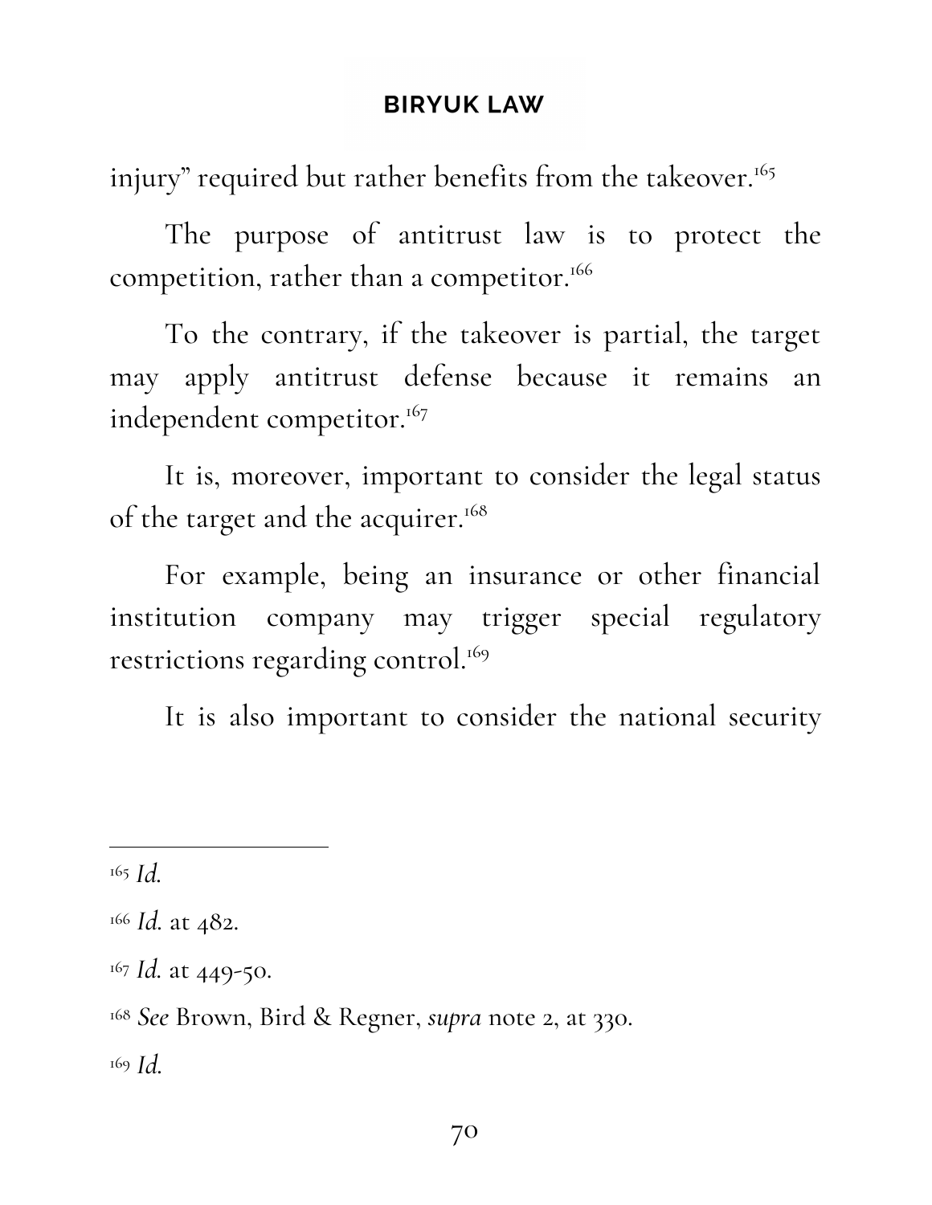injury" required but rather benefits from the takeover.[165]

The purpose of antitrust law is to protect the competition, rather than a competitor.[166]

To the contrary, if the takeover is partial, the target may apply antitrust defense because it remains an independent competitor.[167]

It is, moreover, important to consider the legal status of the target and the acquirer.[168]

For example, being an insurance or other financial institution company may trigger special regulatory restrictions regarding control.[169]

It is also important to consider the national security

---

[165] *Id.*

[166] *Id.* at 482.

[167] *Id.* at 449-50.

[168] *See* Brown, Bird & Regner, *supra* note 2, at 330.

[169] *Id.*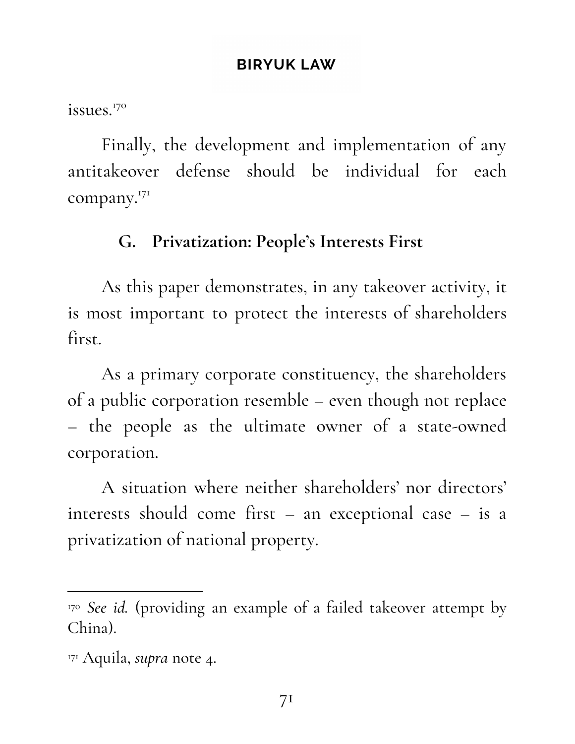issues.[170]

Finally, the development and implementation of any antitakeover defense should be individual for each company.[171]

### G. Privatization: People's Interests First

As this paper demonstrates, in any takeover activity, it is most important to protect the interests of shareholders first.

As a primary corporate constituency, the shareholders of a public corporation resemble – even though not replace – the people as the ultimate owner of a state-owned corporation.

A situation where neither shareholders' nor directors' interests should come first – an exceptional case – is a privatization of national property.

---

[170] *See id.* (providing an example of a failed takeover attempt by China).

[171] Aquila, *supra* note 4.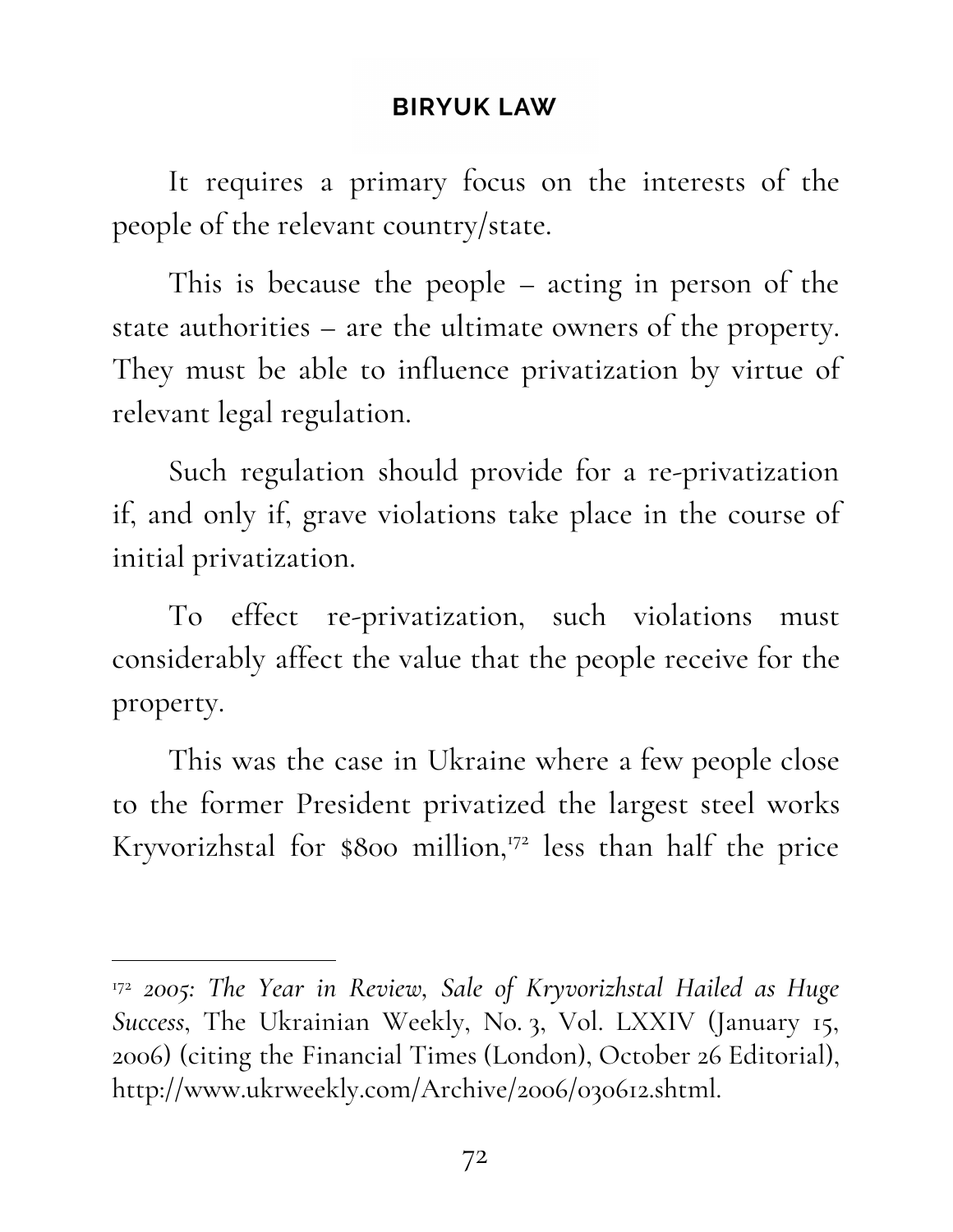It requires a primary focus on the interests of the people of the relevant country/state.

This is because the people – acting in person of the state authorities – are the ultimate owners of the property. They must be able to influence privatization by virtue of relevant legal regulation.

Such regulation should provide for a re-privatization if, and only if, grave violations take place in the course of initial privatization.

To effect re-privatization, such violations must considerably affect the value that the people receive for the property.

This was the case in Ukraine where a few people close to the former President privatized the largest steel works Kryvorizhstal for $800 million,[172] less than half the price

---

[172] *2005: The Year in Review, Sale of Kryvorizhstal Hailed as Huge Success*, The Ukrainian Weekly, No. 3, Vol. LXXIV (January 15, 2006) (citing the Financial Times (London), October 26 Editorial), http://www.ukrweekly.com/Archive/2006/030612.shtml.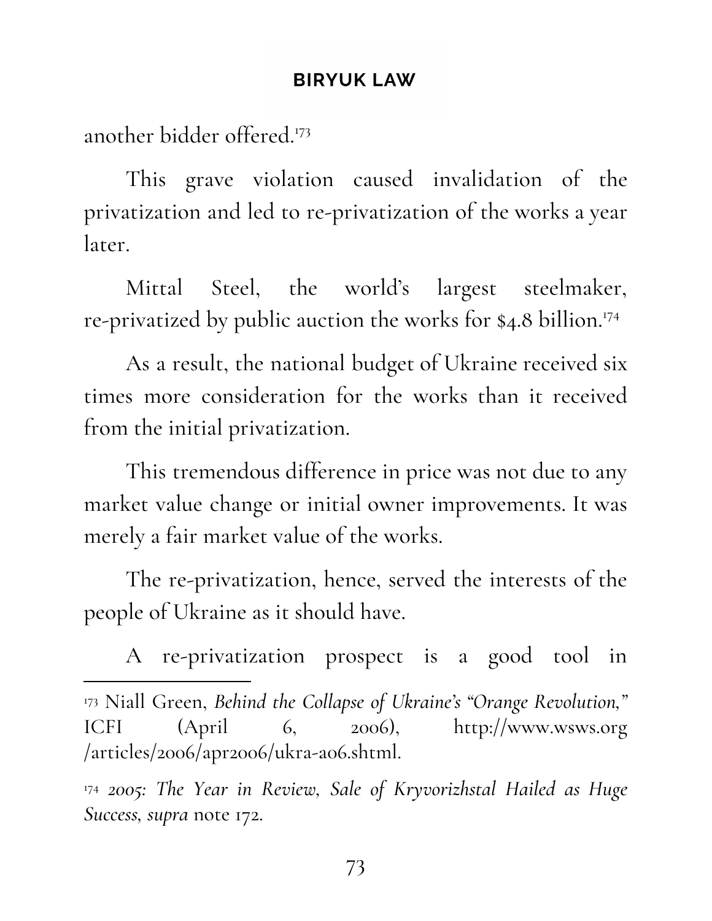another bidder offered.[173]

This grave violation caused invalidation of the privatization and led to re-privatization of the works a year later.

Mittal Steel, the world's largest steelmaker, re-privatized by public auction the works for $4.8 billion.[174]

As a result, the national budget of Ukraine received six times more consideration for the works than it received from the initial privatization.

This tremendous difference in price was not due to any market value change or initial owner improvements. It was merely a fair market value of the works.

The re-privatization, hence, served the interests of the people of Ukraine as it should have.

A re-privatization prospect is a good tool in

---

[173] Niall Green, *Behind the Collapse of Ukraine's "Orange Revolution,"* ICFI (April 6, 2006), http://www.wsws.org /articles/2006/apr2006/ukra-a06.shtml.

[174] *2005: The Year in Review*, *Sale of Kryvorizhstal Hailed as Huge Success*, *supra* note 172.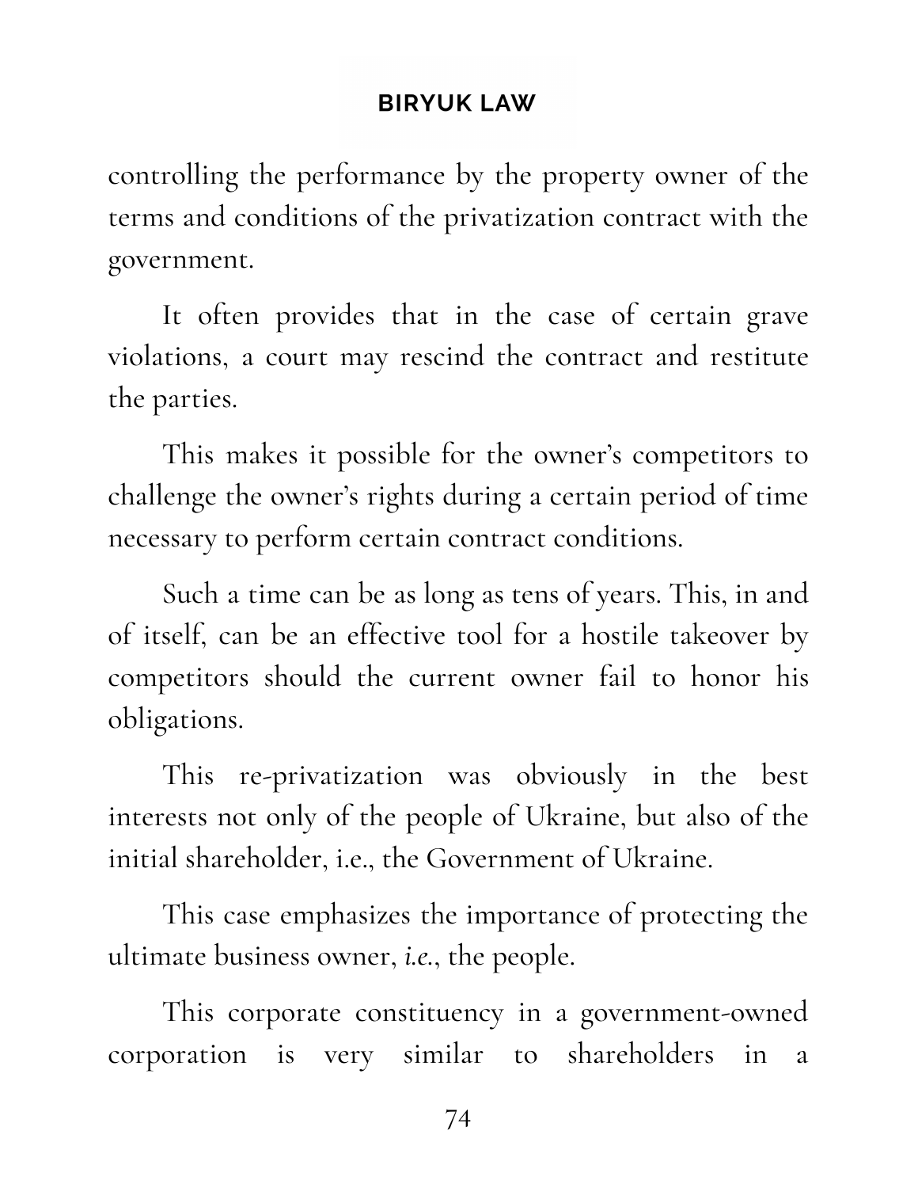controlling the performance by the property owner of the terms and conditions of the privatization contract with the government.

It often provides that in the case of certain grave violations, a court may rescind the contract and restitute the parties.

This makes it possible for the owner's competitors to challenge the owner's rights during a certain period of time necessary to perform certain contract conditions.

Such a time can be as long as tens of years. This, in and of itself, can be an effective tool for a hostile takeover by competitors should the current owner fail to honor his obligations.

This re-privatization was obviously in the best interests not only of the people of Ukraine, but also of the initial shareholder, i.e., the Government of Ukraine.

This case emphasizes the importance of protecting the ultimate business owner, *i.e.*, the people.

This corporate constituency in a government-owned corporation is very similar to shareholders in a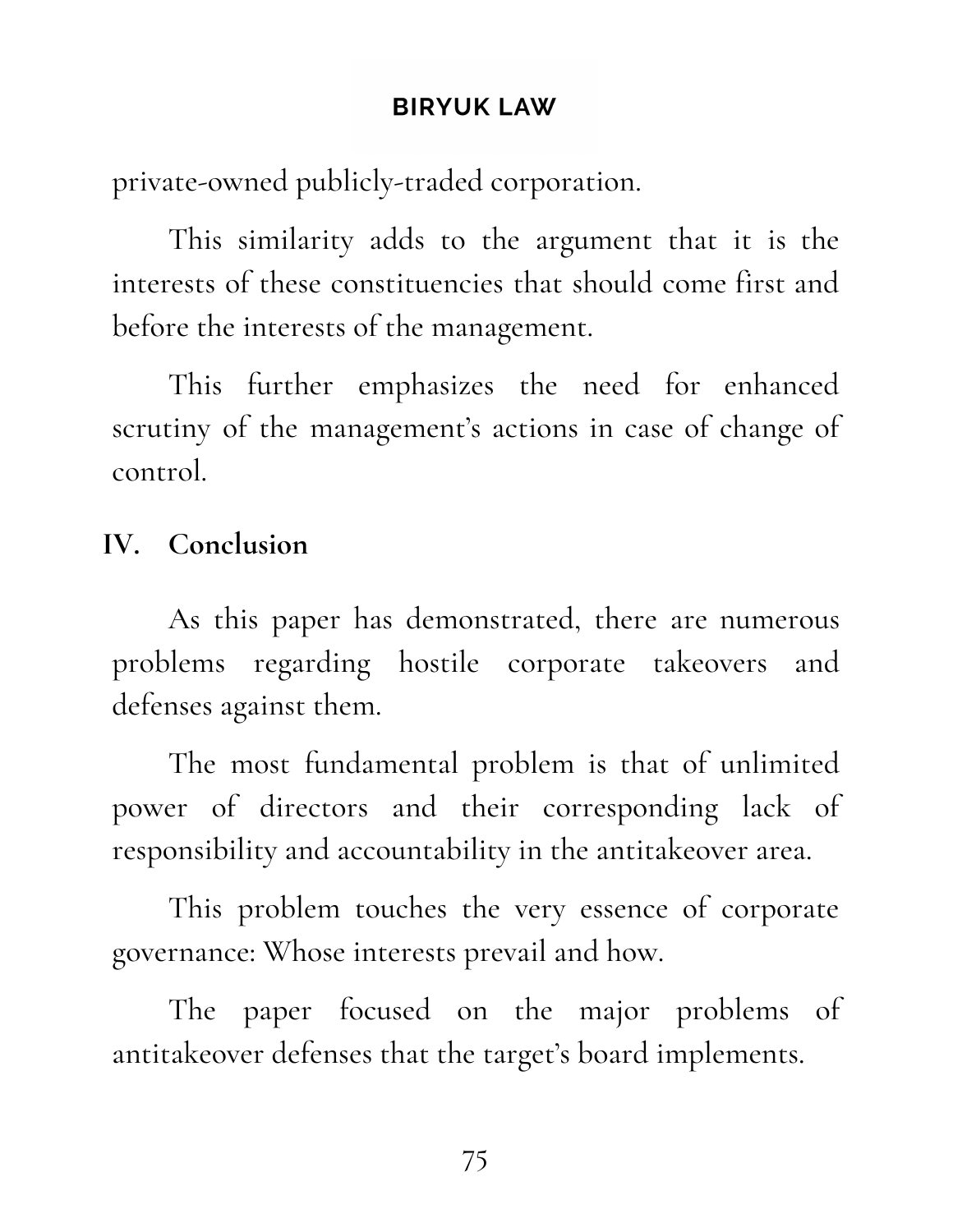private-owned publicly-traded corporation.

This similarity adds to the argument that it is the interests of these constituencies that should come first and before the interests of the management.

This further emphasizes the need for enhanced scrutiny of the management's actions in case of change of control.

## IV. Conclusion

As this paper has demonstrated, there are numerous problems regarding hostile corporate takeovers and defenses against them.

The most fundamental problem is that of unlimited power of directors and their corresponding lack of responsibility and accountability in the antitakeover area.

This problem touches the very essence of corporate governance: Whose interests prevail and how.

The paper focused on the major problems of antitakeover defenses that the target's board implements.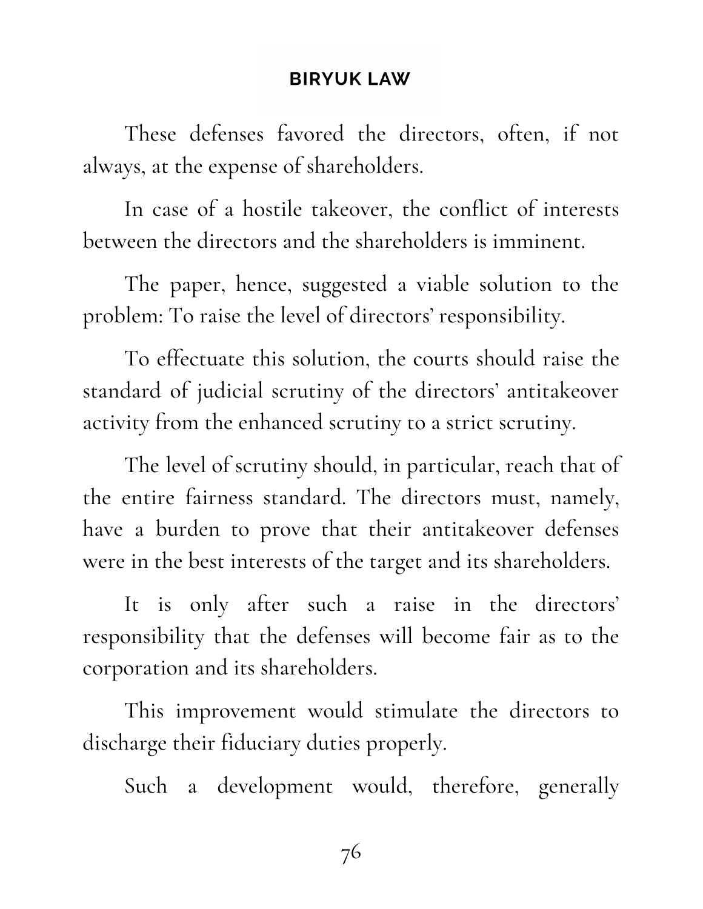These defenses favored the directors, often, if not always, at the expense of shareholders.

In case of a hostile takeover, the conflict of interests between the directors and the shareholders is imminent.

The paper, hence, suggested a viable solution to the problem: To raise the level of directors' responsibility.

To effectuate this solution, the courts should raise the standard of judicial scrutiny of the directors' antitakeover activity from the enhanced scrutiny to a strict scrutiny.

The level of scrutiny should, in particular, reach that of the entire fairness standard. The directors must, namely, have a burden to prove that their antitakeover defenses were in the best interests of the target and its shareholders.

It is only after such a raise in the directors' responsibility that the defenses will become fair as to the corporation and its shareholders.

This improvement would stimulate the directors to discharge their fiduciary duties properly.

Such a development would, therefore, generally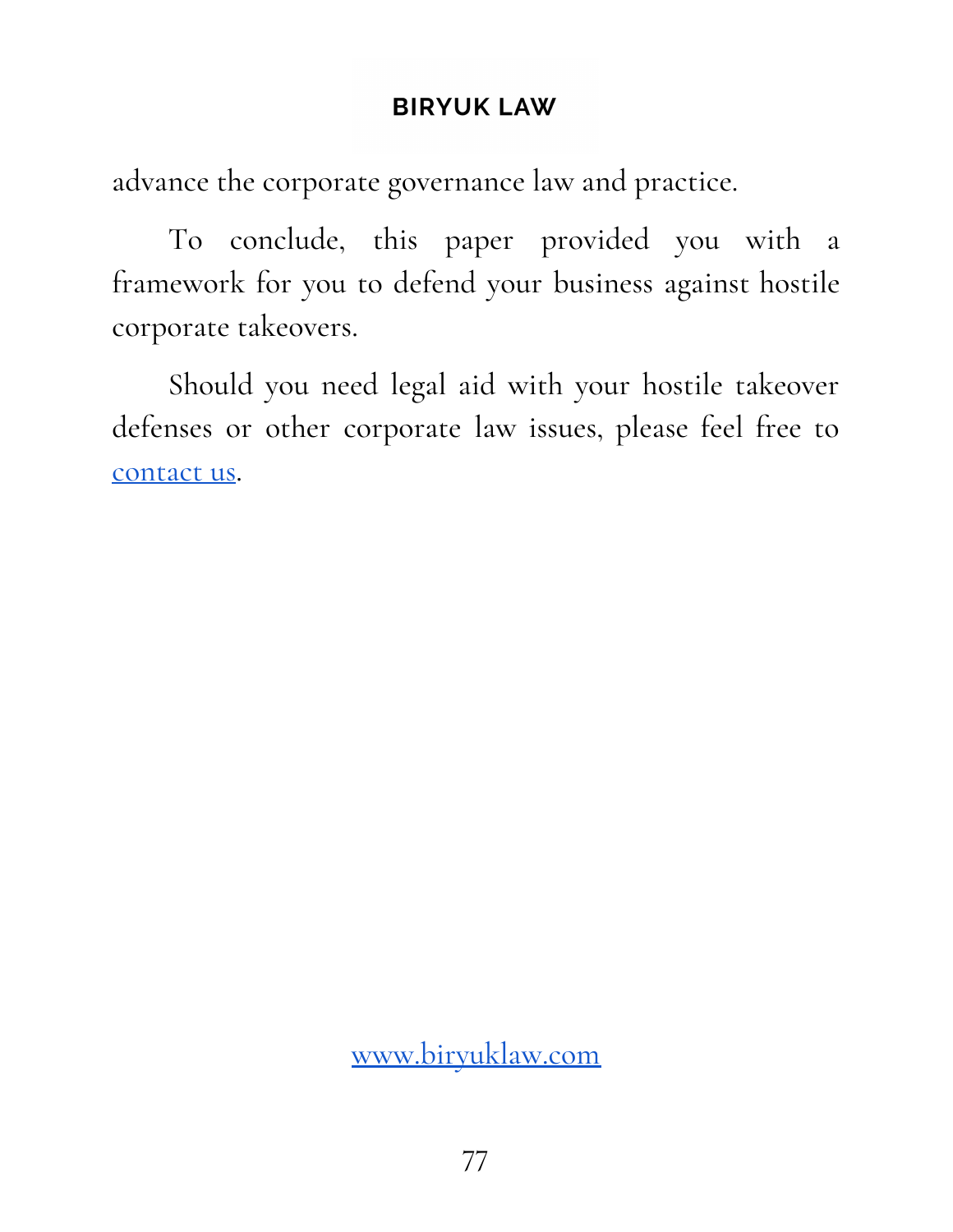advance the corporate governance law and practice.

To conclude, this paper provided you with a framework for you to defend your business against hostile corporate takeovers.

Should you need legal aid with your hostile takeover defenses or other corporate law issues, please feel free to contact us.